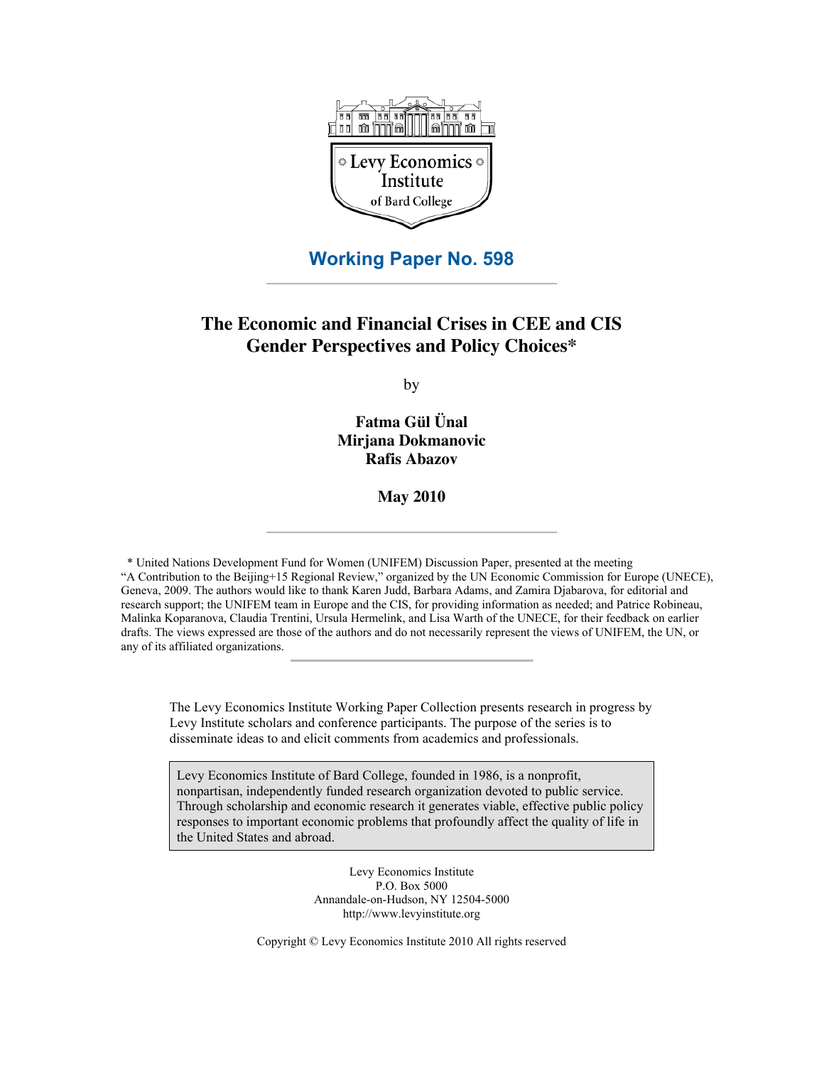Levy Economics Institute of Bard College

**Working Paper No. 598**

# The Economic and Financial Crises in CEE and CIS Gender Perspectives and Policy Choices*

by

**Fatma Gül Ünal**
**Mirjana Dokmanovic**
**Rafis Abazov**

**May 2010**

\* United Nations Development Fund for Women (UNIFEM) Discussion Paper, presented at the meeting "A Contribution to the Beijing+15 Regional Review," organized by the UN Economic Commission for Europe (UNECE), Geneva, 2009. The authors would like to thank Karen Judd, Barbara Adams, and Zamira Djabarova, for editorial and research support; the UNIFEM team in Europe and the CIS, for providing information as needed; and Patrice Robineau, Malinka Koparanova, Claudia Trentini, Ursula Hermelink, and Lisa Warth of the UNECE, for their feedback on earlier drafts. The views expressed are those of the authors and do not necessarily represent the views of UNIFEM, the UN, or any of its affiliated organizations.

The Levy Economics Institute Working Paper Collection presents research in progress by Levy Institute scholars and conference participants. The purpose of the series is to disseminate ideas to and elicit comments from academics and professionals.

Levy Economics Institute of Bard College, founded in 1986, is a nonprofit, nonpartisan, independently funded research organization devoted to public service. Through scholarship and economic research it generates viable, effective public policy responses to important economic problems that profoundly affect the quality of life in the United States and abroad.

Levy Economics Institute
P.O. Box 5000
Annandale-on-Hudson, NY 12504-5000
http://www.levyinstitute.org

Copyright © Levy Economics Institute 2010 All rights reserved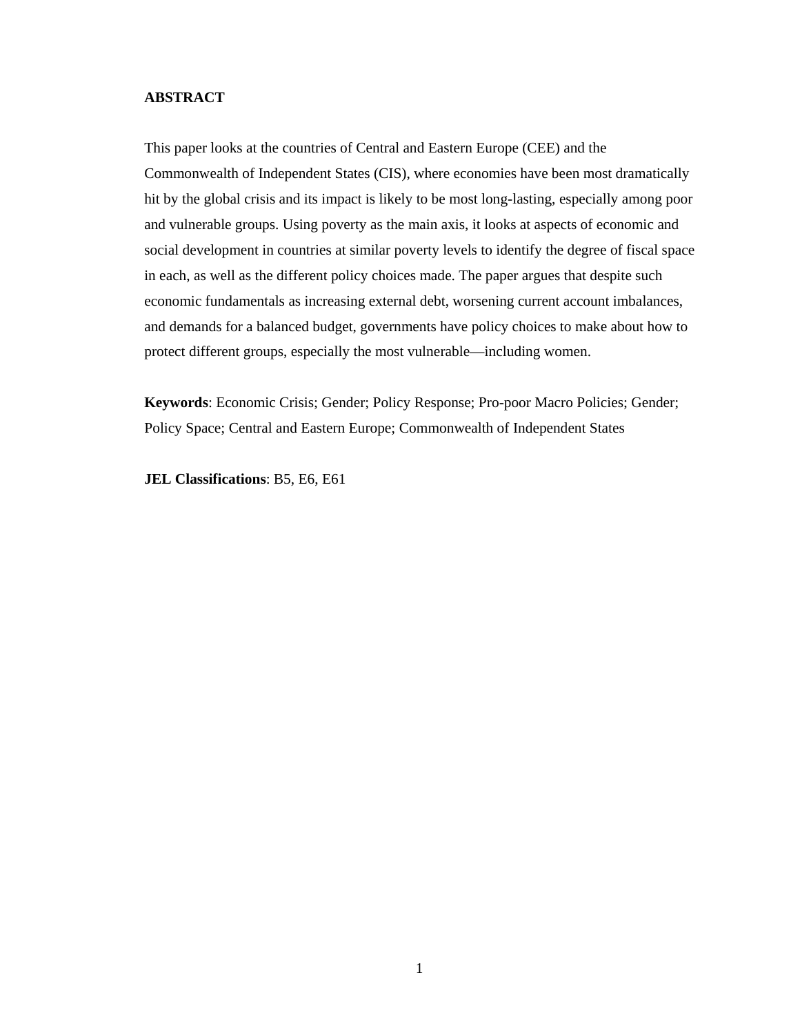**ABSTRACT**

This paper looks at the countries of Central and Eastern Europe (CEE) and the Commonwealth of Independent States (CIS), where economies have been most dramatically hit by the global crisis and its impact is likely to be most long-lasting, especially among poor and vulnerable groups. Using poverty as the main axis, it looks at aspects of economic and social development in countries at similar poverty levels to identify the degree of fiscal space in each, as well as the different policy choices made. The paper argues that despite such economic fundamentals as increasing external debt, worsening current account imbalances, and demands for a balanced budget, governments have policy choices to make about how to protect different groups, especially the most vulnerable—including women.

**Keywords**: Economic Crisis; Gender; Policy Response; Pro-poor Macro Policies; Gender; Policy Space; Central and Eastern Europe; Commonwealth of Independent States

**JEL Classifications**: B5, E6, E61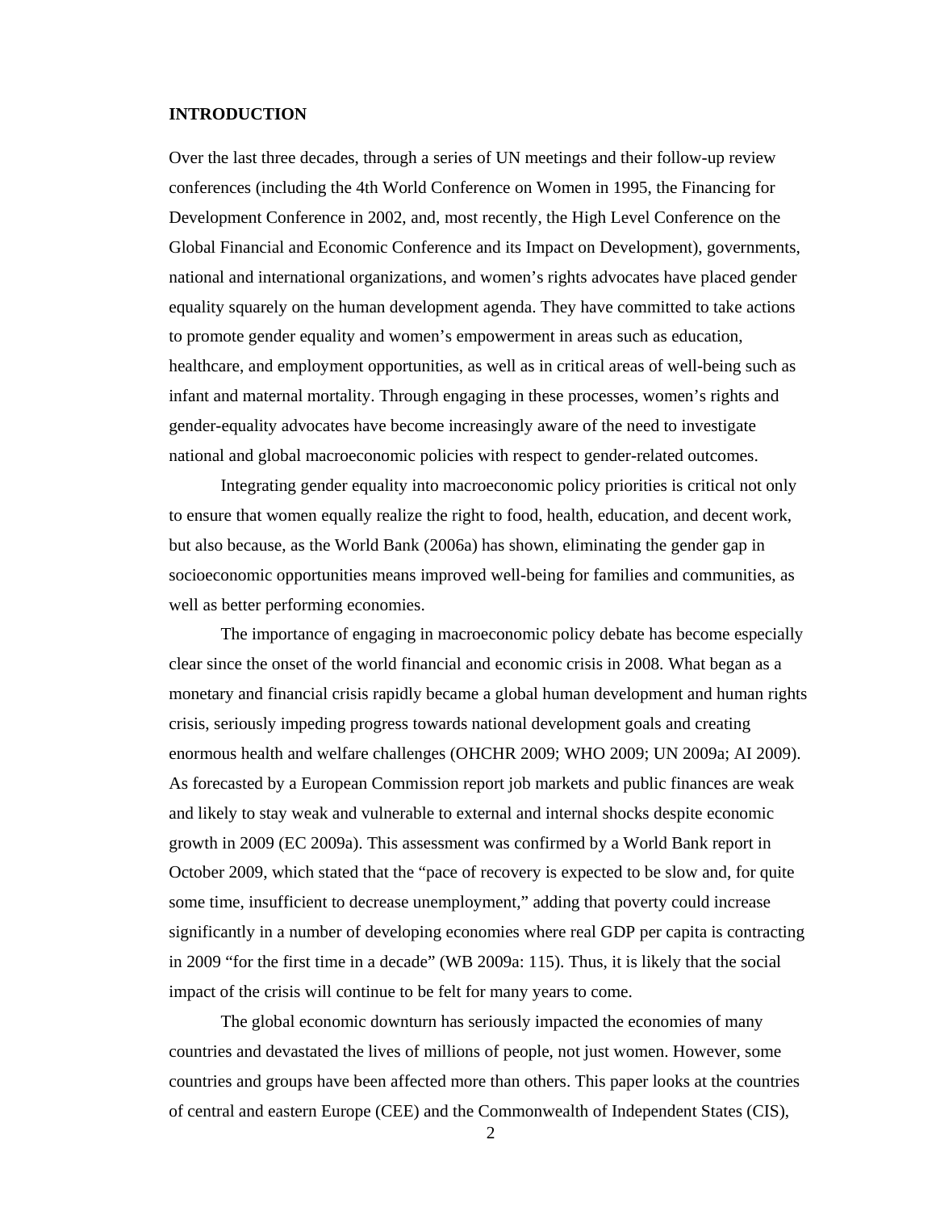# INTRODUCTION

Over the last three decades, through a series of UN meetings and their follow-up review conferences (including the 4th World Conference on Women in 1995, the Financing for Development Conference in 2002, and, most recently, the High Level Conference on the Global Financial and Economic Conference and its Impact on Development), governments, national and international organizations, and women's rights advocates have placed gender equality squarely on the human development agenda. They have committed to take actions to promote gender equality and women's empowerment in areas such as education, healthcare, and employment opportunities, as well as in critical areas of well-being such as infant and maternal mortality. Through engaging in these processes, women's rights and gender-equality advocates have become increasingly aware of the need to investigate national and global macroeconomic policies with respect to gender-related outcomes.

Integrating gender equality into macroeconomic policy priorities is critical not only to ensure that women equally realize the right to food, health, education, and decent work, but also because, as the World Bank (2006a) has shown, eliminating the gender gap in socioeconomic opportunities means improved well-being for families and communities, as well as better performing economies.

The importance of engaging in macroeconomic policy debate has become especially clear since the onset of the world financial and economic crisis in 2008. What began as a monetary and financial crisis rapidly became a global human development and human rights crisis, seriously impeding progress towards national development goals and creating enormous health and welfare challenges (OHCHR 2009; WHO 2009; UN 2009a; AI 2009). As forecasted by a European Commission report job markets and public finances are weak and likely to stay weak and vulnerable to external and internal shocks despite economic growth in 2009 (EC 2009a). This assessment was confirmed by a World Bank report in October 2009, which stated that the "pace of recovery is expected to be slow and, for quite some time, insufficient to decrease unemployment," adding that poverty could increase significantly in a number of developing economies where real GDP per capita is contracting in 2009 "for the first time in a decade" (WB 2009a: 115). Thus, it is likely that the social impact of the crisis will continue to be felt for many years to come.

The global economic downturn has seriously impacted the economies of many countries and devastated the lives of millions of people, not just women. However, some countries and groups have been affected more than others. This paper looks at the countries of central and eastern Europe (CEE) and the Commonwealth of Independent States (CIS),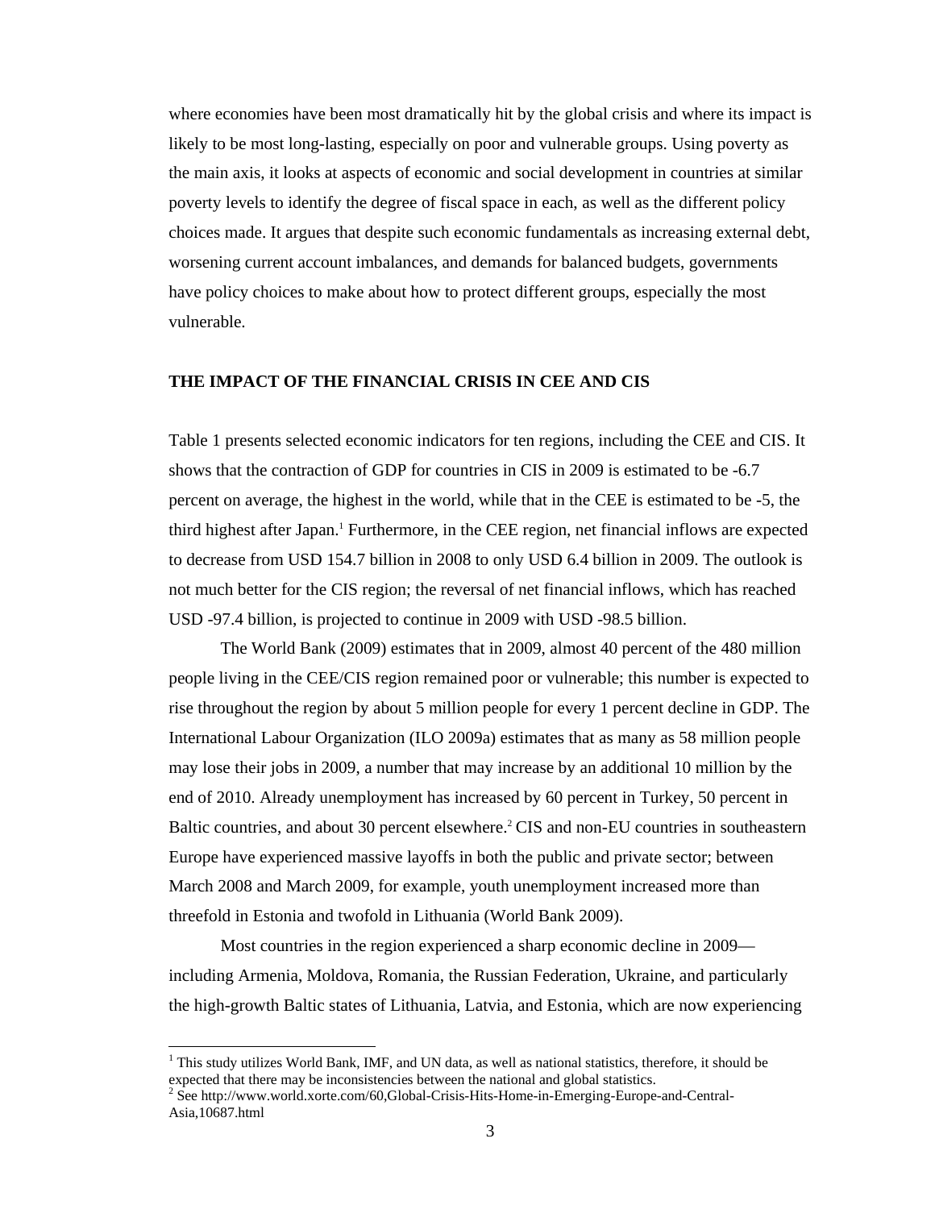where economies have been most dramatically hit by the global crisis and where its impact is likely to be most long-lasting, especially on poor and vulnerable groups. Using poverty as the main axis, it looks at aspects of economic and social development in countries at similar poverty levels to identify the degree of fiscal space in each, as well as the different policy choices made. It argues that despite such economic fundamentals as increasing external debt, worsening current account imbalances, and demands for balanced budgets, governments have policy choices to make about how to protect different groups, especially the most vulnerable.

## THE IMPACT OF THE FINANCIAL CRISIS IN CEE AND CIS

Table 1 presents selected economic indicators for ten regions, including the CEE and CIS. It shows that the contraction of GDP for countries in CIS in 2009 is estimated to be -6.7 percent on average, the highest in the world, while that in the CEE is estimated to be -5, the third highest after Japan.[1] Furthermore, in the CEE region, net financial inflows are expected to decrease from USD 154.7 billion in 2008 to only USD 6.4 billion in 2009. The outlook is not much better for the CIS region; the reversal of net financial inflows, which has reached USD -97.4 billion, is projected to continue in 2009 with USD -98.5 billion.

The World Bank (2009) estimates that in 2009, almost 40 percent of the 480 million people living in the CEE/CIS region remained poor or vulnerable; this number is expected to rise throughout the region by about 5 million people for every 1 percent decline in GDP. The International Labour Organization (ILO 2009a) estimates that as many as 58 million people may lose their jobs in 2009, a number that may increase by an additional 10 million by the end of 2010. Already unemployment has increased by 60 percent in Turkey, 50 percent in Baltic countries, and about 30 percent elsewhere.[2] CIS and non-EU countries in southeastern Europe have experienced massive layoffs in both the public and private sector; between March 2008 and March 2009, for example, youth unemployment increased more than threefold in Estonia and twofold in Lithuania (World Bank 2009).

Most countries in the region experienced a sharp economic decline in 2009—including Armenia, Moldova, Romania, the Russian Federation, Ukraine, and particularly the high-growth Baltic states of Lithuania, Latvia, and Estonia, which are now experiencing

---

[1] This study utilizes World Bank, IMF, and UN data, as well as national statistics, therefore, it should be expected that there may be inconsistencies between the national and global statistics.

[2] See http://www.world.xorte.com/60,Global-Crisis-Hits-Home-in-Emerging-Europe-and-Central-Asia,10687.html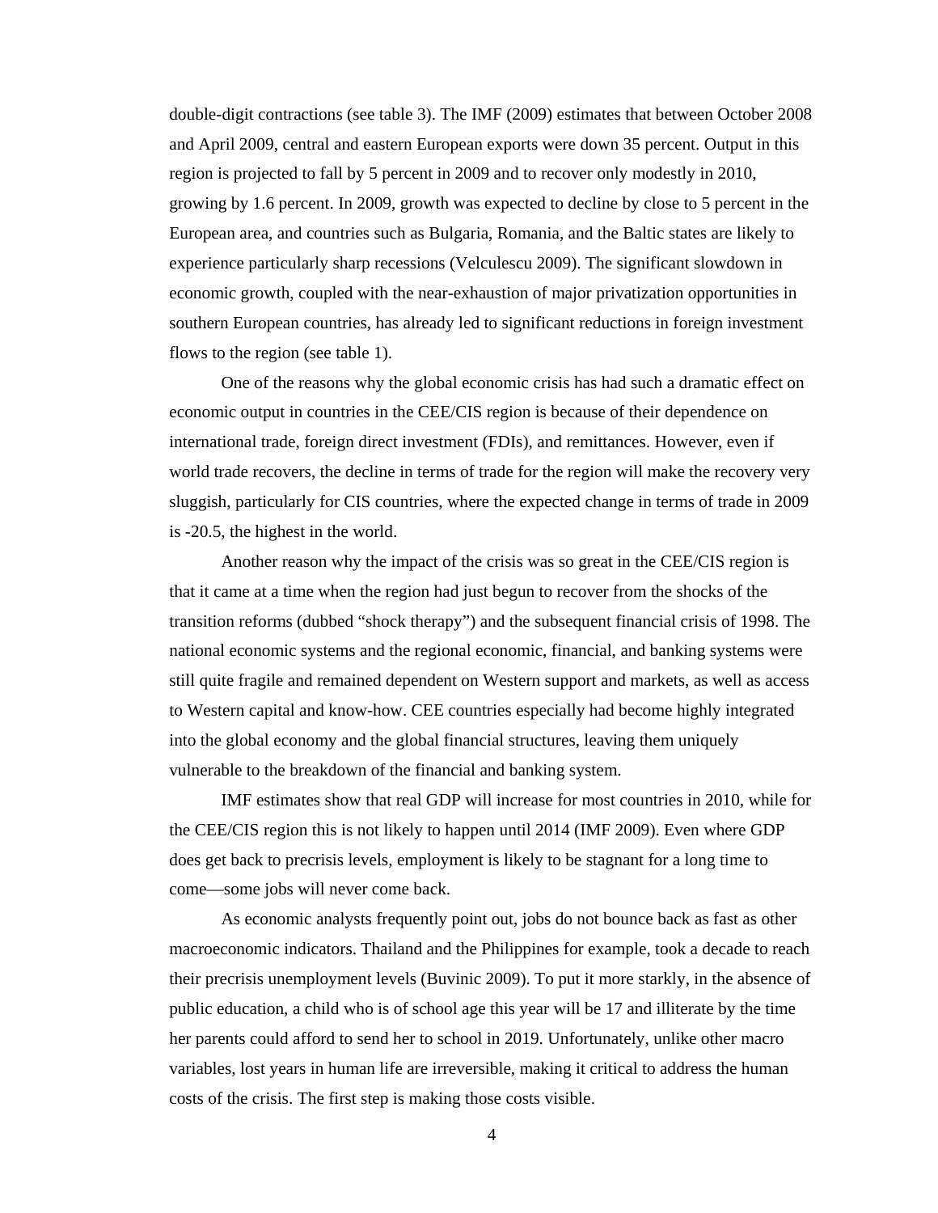double-digit contractions (see table 3). The IMF (2009) estimates that between October 2008 and April 2009, central and eastern European exports were down 35 percent. Output in this region is projected to fall by 5 percent in 2009 and to recover only modestly in 2010, growing by 1.6 percent. In 2009, growth was expected to decline by close to 5 percent in the European area, and countries such as Bulgaria, Romania, and the Baltic states are likely to experience particularly sharp recessions (Velculescu 2009). The significant slowdown in economic growth, coupled with the near-exhaustion of major privatization opportunities in southern European countries, has already led to significant reductions in foreign investment flows to the region (see table 1).

One of the reasons why the global economic crisis has had such a dramatic effect on economic output in countries in the CEE/CIS region is because of their dependence on international trade, foreign direct investment (FDIs), and remittances. However, even if world trade recovers, the decline in terms of trade for the region will make the recovery very sluggish, particularly for CIS countries, where the expected change in terms of trade in 2009 is -20.5, the highest in the world.

Another reason why the impact of the crisis was so great in the CEE/CIS region is that it came at a time when the region had just begun to recover from the shocks of the transition reforms (dubbed "shock therapy") and the subsequent financial crisis of 1998. The national economic systems and the regional economic, financial, and banking systems were still quite fragile and remained dependent on Western support and markets, as well as access to Western capital and know-how. CEE countries especially had become highly integrated into the global economy and the global financial structures, leaving them uniquely vulnerable to the breakdown of the financial and banking system.

IMF estimates show that real GDP will increase for most countries in 2010, while for the CEE/CIS region this is not likely to happen until 2014 (IMF 2009). Even where GDP does get back to precrisis levels, employment is likely to be stagnant for a long time to come—some jobs will never come back.

As economic analysts frequently point out, jobs do not bounce back as fast as other macroeconomic indicators. Thailand and the Philippines for example, took a decade to reach their precrisis unemployment levels (Buvinic 2009). To put it more starkly, in the absence of public education, a child who is of school age this year will be 17 and illiterate by the time her parents could afford to send her to school in 2019. Unfortunately, unlike other macro variables, lost years in human life are irreversible, making it critical to address the human costs of the crisis. The first step is making those costs visible.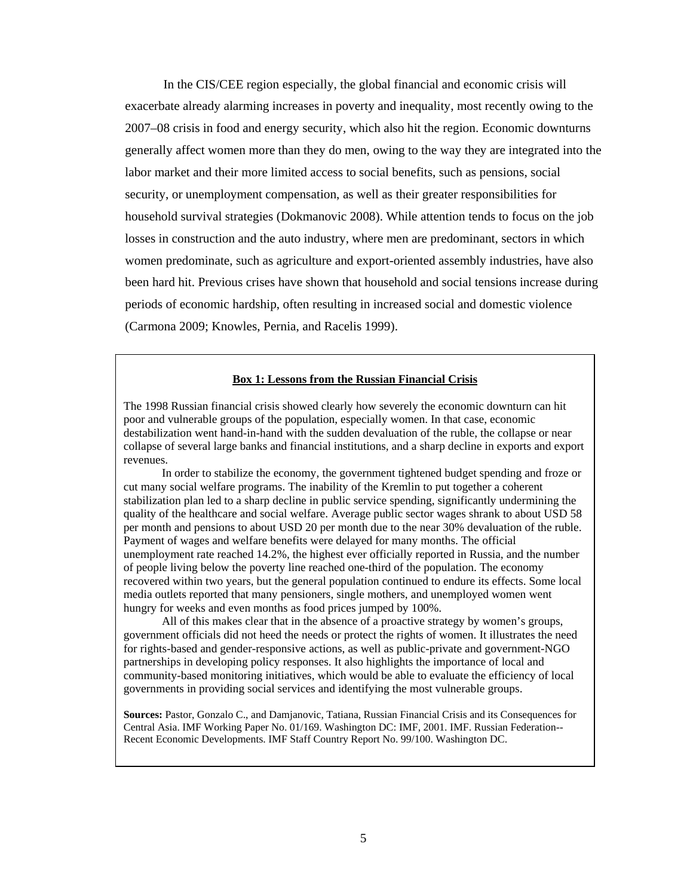In the CIS/CEE region especially, the global financial and economic crisis will exacerbate already alarming increases in poverty and inequality, most recently owing to the 2007–08 crisis in food and energy security, which also hit the region. Economic downturns generally affect women more than they do men, owing to the way they are integrated into the labor market and their more limited access to social benefits, such as pensions, social security, or unemployment compensation, as well as their greater responsibilities for household survival strategies (Dokmanovic 2008). While attention tends to focus on the job losses in construction and the auto industry, where men are predominant, sectors in which women predominate, such as agriculture and export-oriented assembly industries, have also been hard hit. Previous crises have shown that household and social tensions increase during periods of economic hardship, often resulting in increased social and domestic violence (Carmona 2009; Knowles, Pernia, and Racelis 1999).

**Box 1: Lessons from the Russian Financial Crisis**

The 1998 Russian financial crisis showed clearly how severely the economic downturn can hit poor and vulnerable groups of the population, especially women. In that case, economic destabilization went hand-in-hand with the sudden devaluation of the ruble, the collapse or near collapse of several large banks and financial institutions, and a sharp decline in exports and export revenues.

In order to stabilize the economy, the government tightened budget spending and froze or cut many social welfare programs. The inability of the Kremlin to put together a coherent stabilization plan led to a sharp decline in public service spending, significantly undermining the quality of the healthcare and social welfare. Average public sector wages shrank to about USD 58 per month and pensions to about USD 20 per month due to the near 30% devaluation of the ruble. Payment of wages and welfare benefits were delayed for many months. The official unemployment rate reached 14.2%, the highest ever officially reported in Russia, and the number of people living below the poverty line reached one-third of the population. The economy recovered within two years, but the general population continued to endure its effects. Some local media outlets reported that many pensioners, single mothers, and unemployed women went hungry for weeks and even months as food prices jumped by 100%.

All of this makes clear that in the absence of a proactive strategy by women's groups, government officials did not heed the needs or protect the rights of women. It illustrates the need for rights-based and gender-responsive actions, as well as public-private and government-NGO partnerships in developing policy responses. It also highlights the importance of local and community-based monitoring initiatives, which would be able to evaluate the efficiency of local governments in providing social services and identifying the most vulnerable groups.

**Sources:** Pastor, Gonzalo C., and Damjanovic, Tatiana, Russian Financial Crisis and its Consequences for Central Asia. IMF Working Paper No. 01/169. Washington DC: IMF, 2001. IMF. Russian Federation--Recent Economic Developments. IMF Staff Country Report No. 99/100. Washington DC.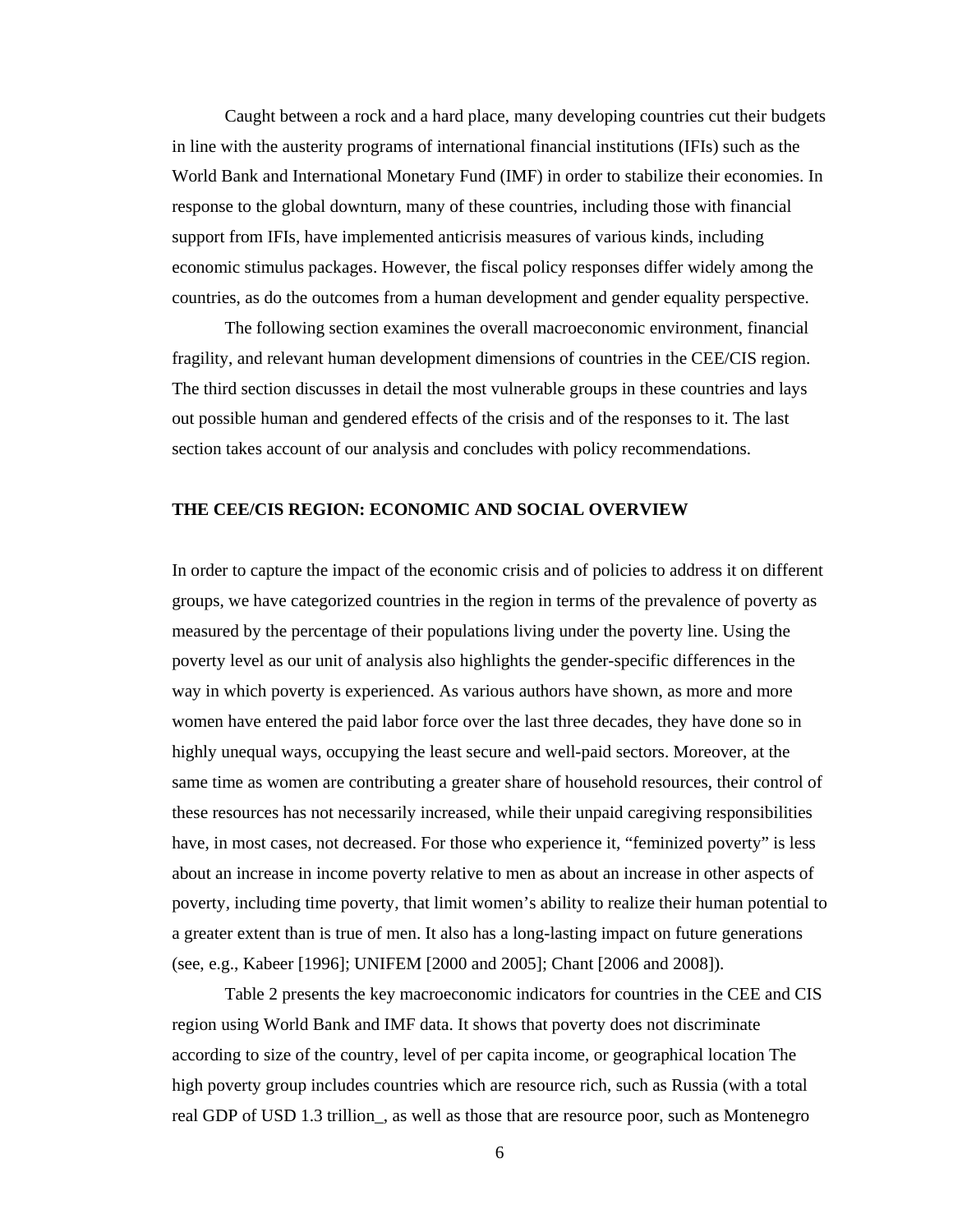Caught between a rock and a hard place, many developing countries cut their budgets in line with the austerity programs of international financial institutions (IFIs) such as the World Bank and International Monetary Fund (IMF) in order to stabilize their economies. In response to the global downturn, many of these countries, including those with financial support from IFIs, have implemented anticrisis measures of various kinds, including economic stimulus packages. However, the fiscal policy responses differ widely among the countries, as do the outcomes from a human development and gender equality perspective.

The following section examines the overall macroeconomic environment, financial fragility, and relevant human development dimensions of countries in the CEE/CIS region. The third section discusses in detail the most vulnerable groups in these countries and lays out possible human and gendered effects of the crisis and of the responses to it. The last section takes account of our analysis and concludes with policy recommendations.

## THE CEE/CIS REGION: ECONOMIC AND SOCIAL OVERVIEW

In order to capture the impact of the economic crisis and of policies to address it on different groups, we have categorized countries in the region in terms of the prevalence of poverty as measured by the percentage of their populations living under the poverty line. Using the poverty level as our unit of analysis also highlights the gender-specific differences in the way in which poverty is experienced. As various authors have shown, as more and more women have entered the paid labor force over the last three decades, they have done so in highly unequal ways, occupying the least secure and well-paid sectors. Moreover, at the same time as women are contributing a greater share of household resources, their control of these resources has not necessarily increased, while their unpaid caregiving responsibilities have, in most cases, not decreased. For those who experience it, "feminized poverty" is less about an increase in income poverty relative to men as about an increase in other aspects of poverty, including time poverty, that limit women's ability to realize their human potential to a greater extent than is true of men. It also has a long-lasting impact on future generations (see, e.g., Kabeer [1996]; UNIFEM [2000 and 2005]; Chant [2006 and 2008]).

Table 2 presents the key macroeconomic indicators for countries in the CEE and CIS region using World Bank and IMF data. It shows that poverty does not discriminate according to size of the country, level of per capita income, or geographical location The high poverty group includes countries which are resource rich, such as Russia (with a total real GDP of USD 1.3 trillion_, as well as those that are resource poor, such as Montenegro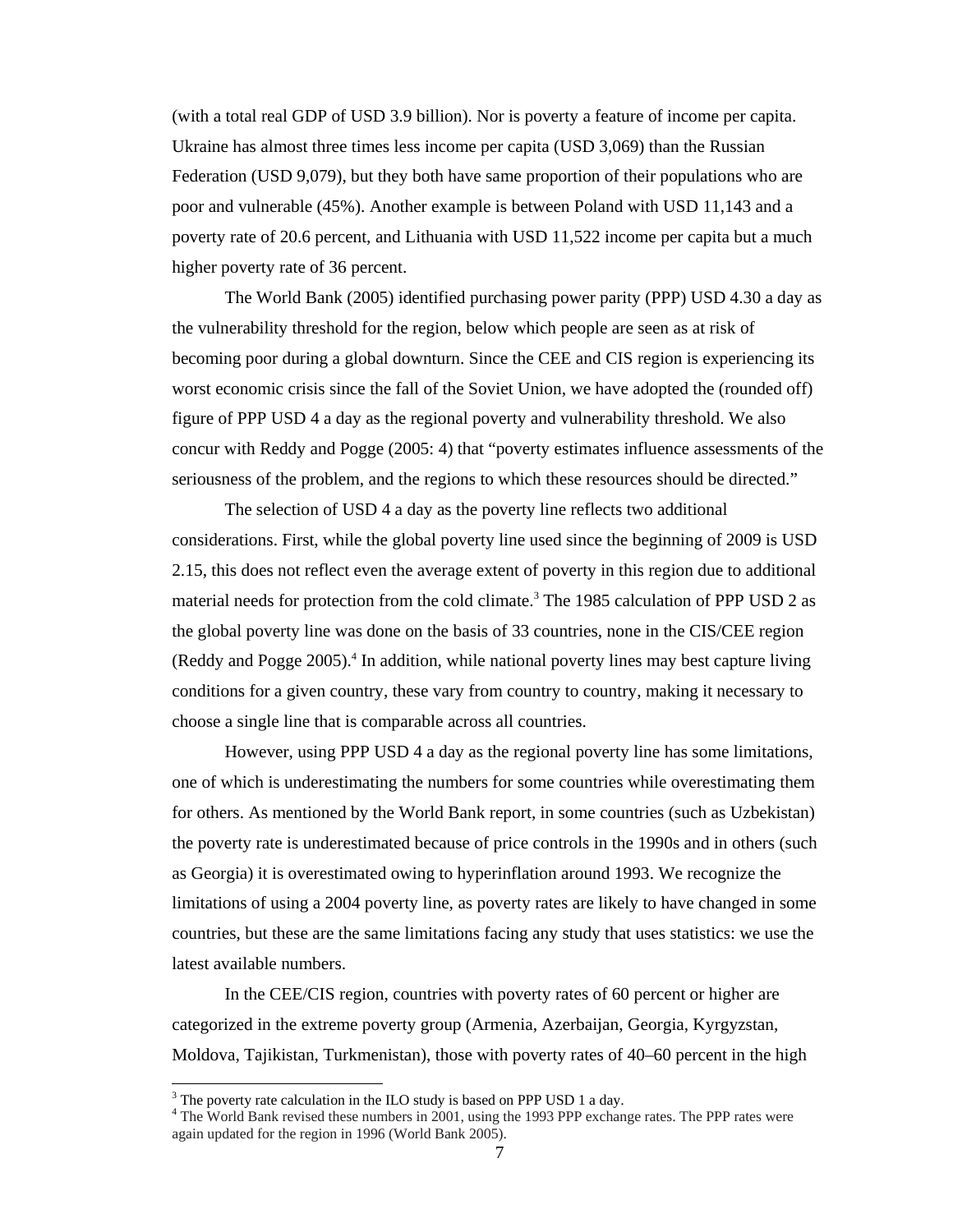(with a total real GDP of USD 3.9 billion). Nor is poverty a feature of income per capita. Ukraine has almost three times less income per capita (USD 3,069) than the Russian Federation (USD 9,079), but they both have same proportion of their populations who are poor and vulnerable (45%). Another example is between Poland with USD 11,143 and a poverty rate of 20.6 percent, and Lithuania with USD 11,522 income per capita but a much higher poverty rate of 36 percent.

The World Bank (2005) identified purchasing power parity (PPP) USD 4.30 a day as the vulnerability threshold for the region, below which people are seen as at risk of becoming poor during a global downturn. Since the CEE and CIS region is experiencing its worst economic crisis since the fall of the Soviet Union, we have adopted the (rounded off) figure of PPP USD 4 a day as the regional poverty and vulnerability threshold. We also concur with Reddy and Pogge (2005: 4) that "poverty estimates influence assessments of the seriousness of the problem, and the regions to which these resources should be directed."

The selection of USD 4 a day as the poverty line reflects two additional considerations. First, while the global poverty line used since the beginning of 2009 is USD 2.15, this does not reflect even the average extent of poverty in this region due to additional material needs for protection from the cold climate.[3] The 1985 calculation of PPP USD 2 as the global poverty line was done on the basis of 33 countries, none in the CIS/CEE region (Reddy and Pogge 2005).[4] In addition, while national poverty lines may best capture living conditions for a given country, these vary from country to country, making it necessary to choose a single line that is comparable across all countries.

However, using PPP USD 4 a day as the regional poverty line has some limitations, one of which is underestimating the numbers for some countries while overestimating them for others. As mentioned by the World Bank report, in some countries (such as Uzbekistan) the poverty rate is underestimated because of price controls in the 1990s and in others (such as Georgia) it is overestimated owing to hyperinflation around 1993. We recognize the limitations of using a 2004 poverty line, as poverty rates are likely to have changed in some countries, but these are the same limitations facing any study that uses statistics: we use the latest available numbers.

In the CEE/CIS region, countries with poverty rates of 60 percent or higher are categorized in the extreme poverty group (Armenia, Azerbaijan, Georgia, Kyrgyzstan, Moldova, Tajikistan, Turkmenistan), those with poverty rates of 40–60 percent in the high

[3] The poverty rate calculation in the ILO study is based on PPP USD 1 a day.

[4] The World Bank revised these numbers in 2001, using the 1993 PPP exchange rates. The PPP rates were again updated for the region in 1996 (World Bank 2005).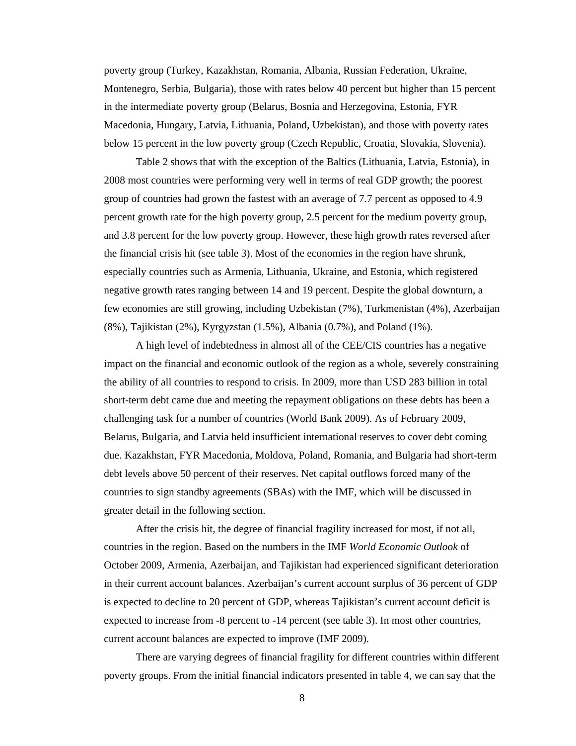poverty group (Turkey, Kazakhstan, Romania, Albania, Russian Federation, Ukraine, Montenegro, Serbia, Bulgaria), those with rates below 40 percent but higher than 15 percent in the intermediate poverty group (Belarus, Bosnia and Herzegovina, Estonia, FYR Macedonia, Hungary, Latvia, Lithuania, Poland, Uzbekistan), and those with poverty rates below 15 percent in the low poverty group (Czech Republic, Croatia, Slovakia, Slovenia).

Table 2 shows that with the exception of the Baltics (Lithuania, Latvia, Estonia), in 2008 most countries were performing very well in terms of real GDP growth; the poorest group of countries had grown the fastest with an average of 7.7 percent as opposed to 4.9 percent growth rate for the high poverty group, 2.5 percent for the medium poverty group, and 3.8 percent for the low poverty group. However, these high growth rates reversed after the financial crisis hit (see table 3). Most of the economies in the region have shrunk, especially countries such as Armenia, Lithuania, Ukraine, and Estonia, which registered negative growth rates ranging between 14 and 19 percent. Despite the global downturn, a few economies are still growing, including Uzbekistan (7%), Turkmenistan (4%), Azerbaijan (8%), Tajikistan (2%), Kyrgyzstan (1.5%), Albania (0.7%), and Poland (1%).

A high level of indebtedness in almost all of the CEE/CIS countries has a negative impact on the financial and economic outlook of the region as a whole, severely constraining the ability of all countries to respond to crisis. In 2009, more than USD 283 billion in total short-term debt came due and meeting the repayment obligations on these debts has been a challenging task for a number of countries (World Bank 2009). As of February 2009, Belarus, Bulgaria, and Latvia held insufficient international reserves to cover debt coming due. Kazakhstan, FYR Macedonia, Moldova, Poland, Romania, and Bulgaria had short-term debt levels above 50 percent of their reserves. Net capital outflows forced many of the countries to sign standby agreements (SBAs) with the IMF, which will be discussed in greater detail in the following section.

After the crisis hit, the degree of financial fragility increased for most, if not all, countries in the region. Based on the numbers in the IMF *World Economic Outlook* of October 2009, Armenia, Azerbaijan, and Tajikistan had experienced significant deterioration in their current account balances. Azerbaijan's current account surplus of 36 percent of GDP is expected to decline to 20 percent of GDP, whereas Tajikistan's current account deficit is expected to increase from -8 percent to -14 percent (see table 3). In most other countries, current account balances are expected to improve (IMF 2009).

There are varying degrees of financial fragility for different countries within different poverty groups. From the initial financial indicators presented in table 4, we can say that the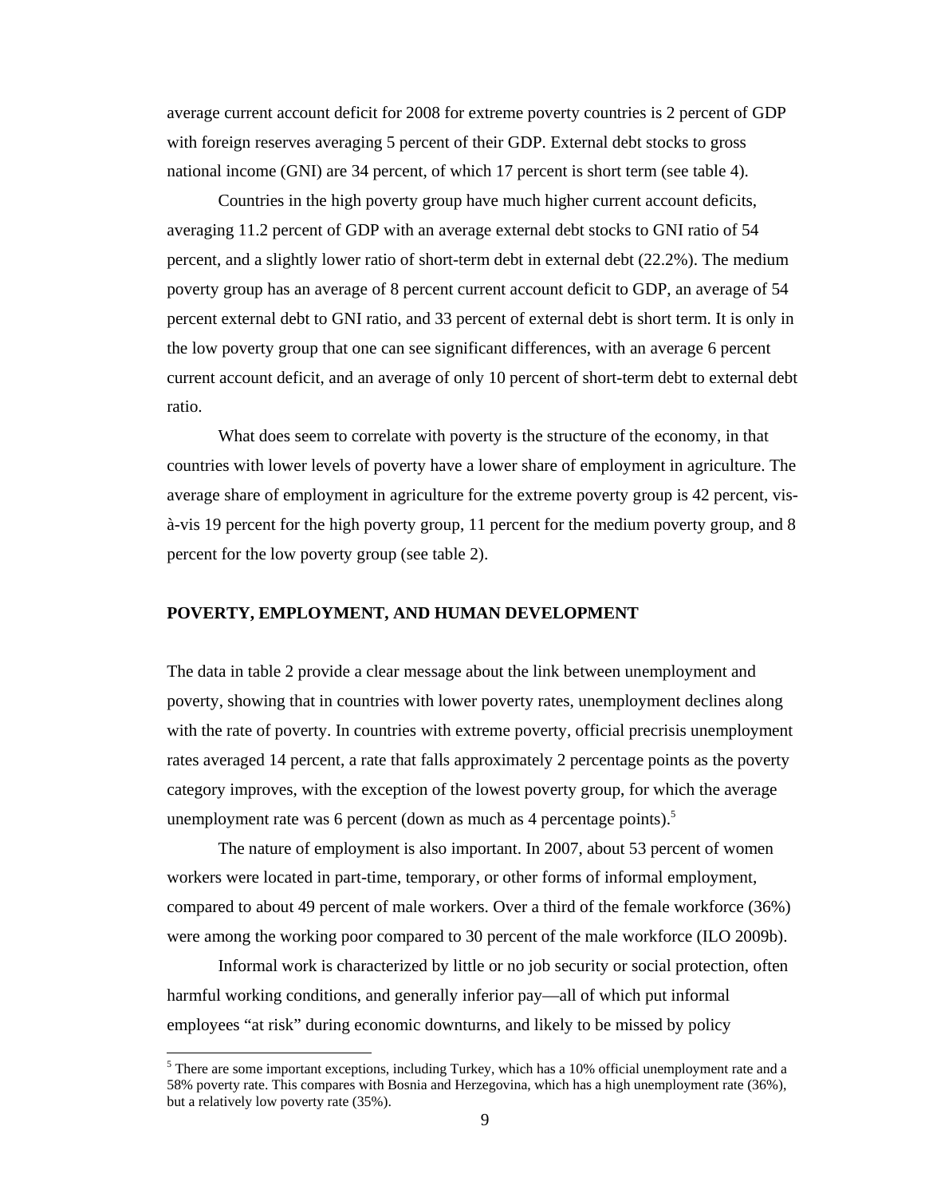average current account deficit for 2008 for extreme poverty countries is 2 percent of GDP with foreign reserves averaging 5 percent of their GDP. External debt stocks to gross national income (GNI) are 34 percent, of which 17 percent is short term (see table 4).

Countries in the high poverty group have much higher current account deficits, averaging 11.2 percent of GDP with an average external debt stocks to GNI ratio of 54 percent, and a slightly lower ratio of short-term debt in external debt (22.2%). The medium poverty group has an average of 8 percent current account deficit to GDP, an average of 54 percent external debt to GNI ratio, and 33 percent of external debt is short term. It is only in the low poverty group that one can see significant differences, with an average 6 percent current account deficit, and an average of only 10 percent of short-term debt to external debt ratio.

What does seem to correlate with poverty is the structure of the economy, in that countries with lower levels of poverty have a lower share of employment in agriculture. The average share of employment in agriculture for the extreme poverty group is 42 percent, vis-à-vis 19 percent for the high poverty group, 11 percent for the medium poverty group, and 8 percent for the low poverty group (see table 2).

## POVERTY, EMPLOYMENT, AND HUMAN DEVELOPMENT

The data in table 2 provide a clear message about the link between unemployment and poverty, showing that in countries with lower poverty rates, unemployment declines along with the rate of poverty. In countries with extreme poverty, official precrisis unemployment rates averaged 14 percent, a rate that falls approximately 2 percentage points as the poverty category improves, with the exception of the lowest poverty group, for which the average unemployment rate was 6 percent (down as much as 4 percentage points).[5]

The nature of employment is also important. In 2007, about 53 percent of women workers were located in part-time, temporary, or other forms of informal employment, compared to about 49 percent of male workers. Over a third of the female workforce (36%) were among the working poor compared to 30 percent of the male workforce (ILO 2009b).

Informal work is characterized by little or no job security or social protection, often harmful working conditions, and generally inferior pay—all of which put informal employees "at risk" during economic downturns, and likely to be missed by policy

[5] There are some important exceptions, including Turkey, which has a 10% official unemployment rate and a 58% poverty rate. This compares with Bosnia and Herzegovina, which has a high unemployment rate (36%), but a relatively low poverty rate (35%).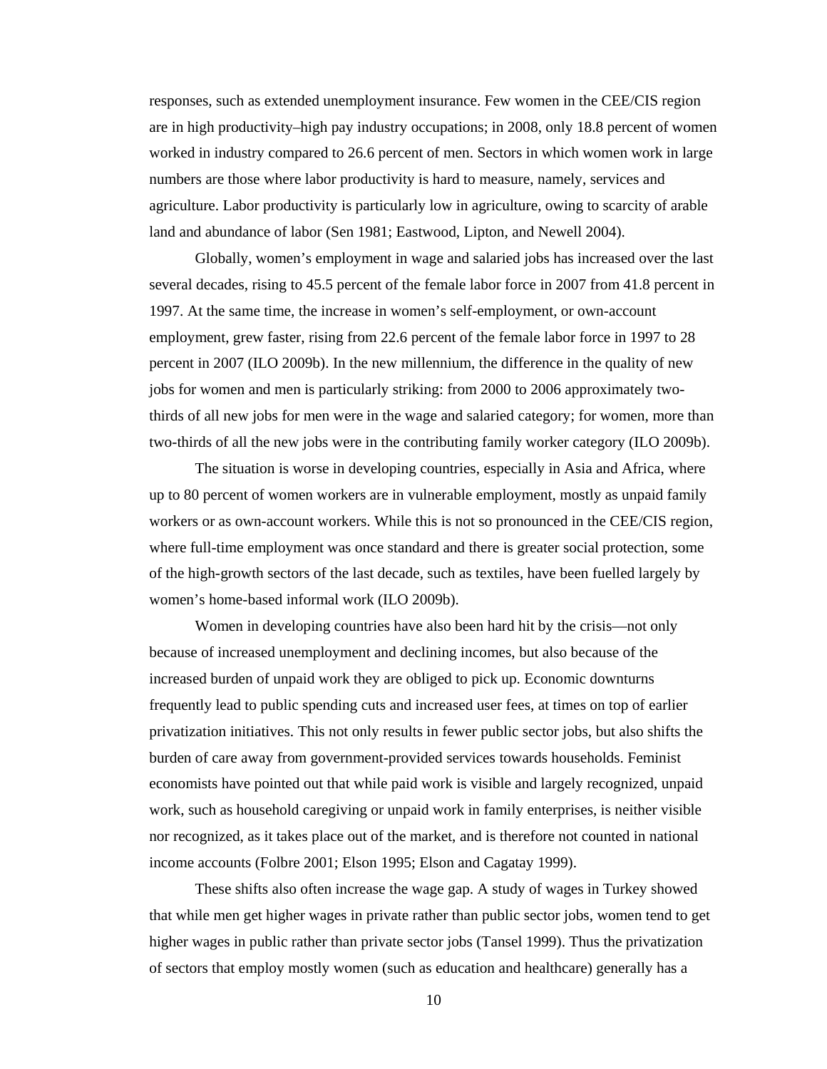responses, such as extended unemployment insurance. Few women in the CEE/CIS region are in high productivity–high pay industry occupations; in 2008, only 18.8 percent of women worked in industry compared to 26.6 percent of men. Sectors in which women work in large numbers are those where labor productivity is hard to measure, namely, services and agriculture. Labor productivity is particularly low in agriculture, owing to scarcity of arable land and abundance of labor (Sen 1981; Eastwood, Lipton, and Newell 2004).

Globally, women's employment in wage and salaried jobs has increased over the last several decades, rising to 45.5 percent of the female labor force in 2007 from 41.8 percent in 1997. At the same time, the increase in women's self-employment, or own-account employment, grew faster, rising from 22.6 percent of the female labor force in 1997 to 28 percent in 2007 (ILO 2009b). In the new millennium, the difference in the quality of new jobs for women and men is particularly striking: from 2000 to 2006 approximately two-thirds of all new jobs for men were in the wage and salaried category; for women, more than two-thirds of all the new jobs were in the contributing family worker category (ILO 2009b).

The situation is worse in developing countries, especially in Asia and Africa, where up to 80 percent of women workers are in vulnerable employment, mostly as unpaid family workers or as own-account workers. While this is not so pronounced in the CEE/CIS region, where full-time employment was once standard and there is greater social protection, some of the high-growth sectors of the last decade, such as textiles, have been fuelled largely by women's home-based informal work (ILO 2009b).

Women in developing countries have also been hard hit by the crisis—not only because of increased unemployment and declining incomes, but also because of the increased burden of unpaid work they are obliged to pick up. Economic downturns frequently lead to public spending cuts and increased user fees, at times on top of earlier privatization initiatives. This not only results in fewer public sector jobs, but also shifts the burden of care away from government-provided services towards households. Feminist economists have pointed out that while paid work is visible and largely recognized, unpaid work, such as household caregiving or unpaid work in family enterprises, is neither visible nor recognized, as it takes place out of the market, and is therefore not counted in national income accounts (Folbre 2001; Elson 1995; Elson and Cagatay 1999).

These shifts also often increase the wage gap. A study of wages in Turkey showed that while men get higher wages in private rather than public sector jobs, women tend to get higher wages in public rather than private sector jobs (Tansel 1999). Thus the privatization of sectors that employ mostly women (such as education and healthcare) generally has a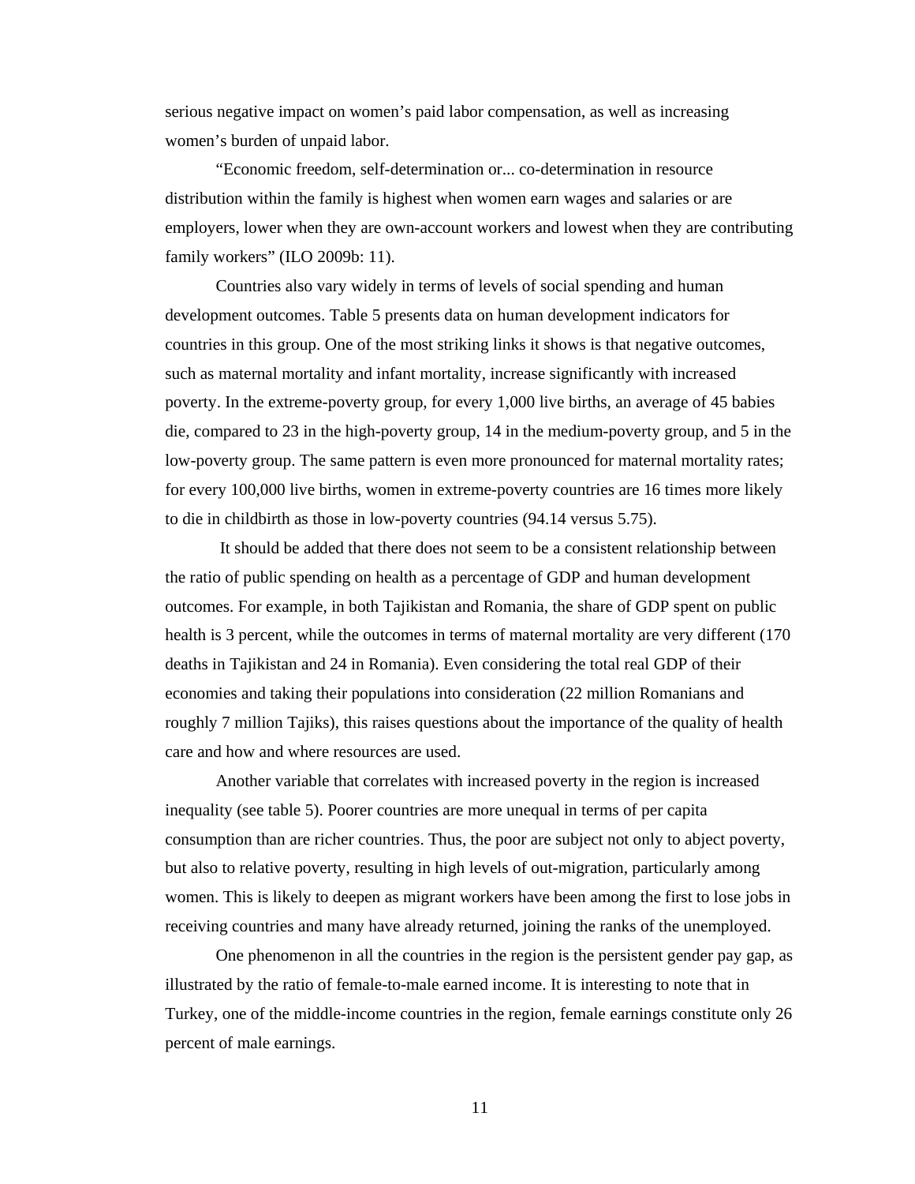serious negative impact on women's paid labor compensation, as well as increasing women's burden of unpaid labor.

"Economic freedom, self-determination or... co-determination in resource distribution within the family is highest when women earn wages and salaries or are employers, lower when they are own-account workers and lowest when they are contributing family workers" (ILO 2009b: 11).

Countries also vary widely in terms of levels of social spending and human development outcomes. Table 5 presents data on human development indicators for countries in this group. One of the most striking links it shows is that negative outcomes, such as maternal mortality and infant mortality, increase significantly with increased poverty. In the extreme-poverty group, for every 1,000 live births, an average of 45 babies die, compared to 23 in the high-poverty group, 14 in the medium-poverty group, and 5 in the low-poverty group. The same pattern is even more pronounced for maternal mortality rates; for every 100,000 live births, women in extreme-poverty countries are 16 times more likely to die in childbirth as those in low-poverty countries (94.14 versus 5.75).

It should be added that there does not seem to be a consistent relationship between the ratio of public spending on health as a percentage of GDP and human development outcomes. For example, in both Tajikistan and Romania, the share of GDP spent on public health is 3 percent, while the outcomes in terms of maternal mortality are very different (170 deaths in Tajikistan and 24 in Romania). Even considering the total real GDP of their economies and taking their populations into consideration (22 million Romanians and roughly 7 million Tajiks), this raises questions about the importance of the quality of health care and how and where resources are used.

Another variable that correlates with increased poverty in the region is increased inequality (see table 5). Poorer countries are more unequal in terms of per capita consumption than are richer countries. Thus, the poor are subject not only to abject poverty, but also to relative poverty, resulting in high levels of out-migration, particularly among women. This is likely to deepen as migrant workers have been among the first to lose jobs in receiving countries and many have already returned, joining the ranks of the unemployed.

One phenomenon in all the countries in the region is the persistent gender pay gap, as illustrated by the ratio of female-to-male earned income. It is interesting to note that in Turkey, one of the middle-income countries in the region, female earnings constitute only 26 percent of male earnings.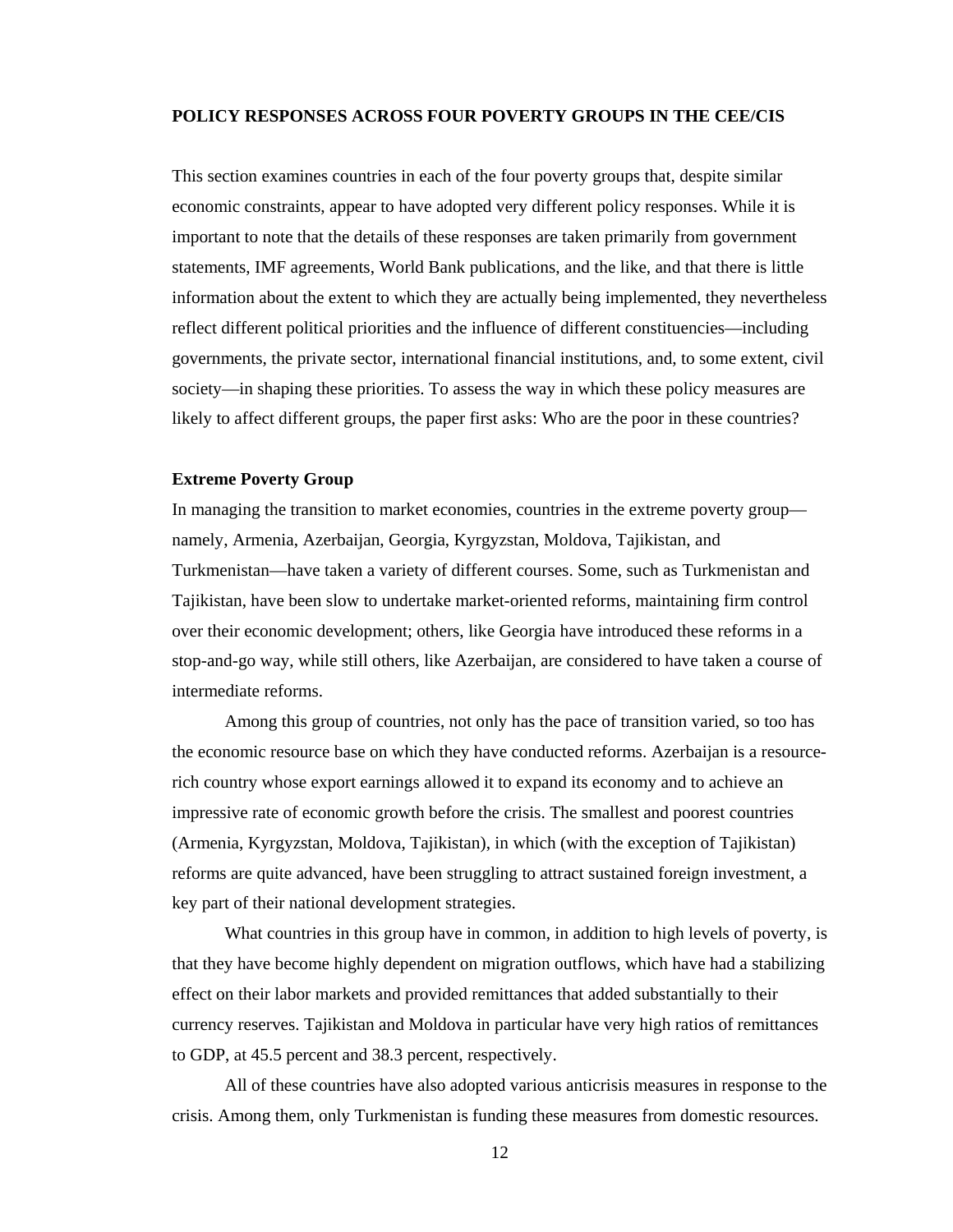## POLICY RESPONSES ACROSS FOUR POVERTY GROUPS IN THE CEE/CIS

This section examines countries in each of the four poverty groups that, despite similar economic constraints, appear to have adopted very different policy responses. While it is important to note that the details of these responses are taken primarily from government statements, IMF agreements, World Bank publications, and the like, and that there is little information about the extent to which they are actually being implemented, they nevertheless reflect different political priorities and the influence of different constituencies—including governments, the private sector, international financial institutions, and, to some extent, civil society—in shaping these priorities. To assess the way in which these policy measures are likely to affect different groups, the paper first asks: Who are the poor in these countries?

### Extreme Poverty Group

In managing the transition to market economies, countries in the extreme poverty group—namely, Armenia, Azerbaijan, Georgia, Kyrgyzstan, Moldova, Tajikistan, and Turkmenistan—have taken a variety of different courses. Some, such as Turkmenistan and Tajikistan, have been slow to undertake market-oriented reforms, maintaining firm control over their economic development; others, like Georgia have introduced these reforms in a stop-and-go way, while still others, like Azerbaijan, are considered to have taken a course of intermediate reforms.

Among this group of countries, not only has the pace of transition varied, so too has the economic resource base on which they have conducted reforms. Azerbaijan is a resource-rich country whose export earnings allowed it to expand its economy and to achieve an impressive rate of economic growth before the crisis. The smallest and poorest countries (Armenia, Kyrgyzstan, Moldova, Tajikistan), in which (with the exception of Tajikistan) reforms are quite advanced, have been struggling to attract sustained foreign investment, a key part of their national development strategies.

What countries in this group have in common, in addition to high levels of poverty, is that they have become highly dependent on migration outflows, which have had a stabilizing effect on their labor markets and provided remittances that added substantially to their currency reserves. Tajikistan and Moldova in particular have very high ratios of remittances to GDP, at 45.5 percent and 38.3 percent, respectively.

All of these countries have also adopted various anticrisis measures in response to the crisis. Among them, only Turkmenistan is funding these measures from domestic resources.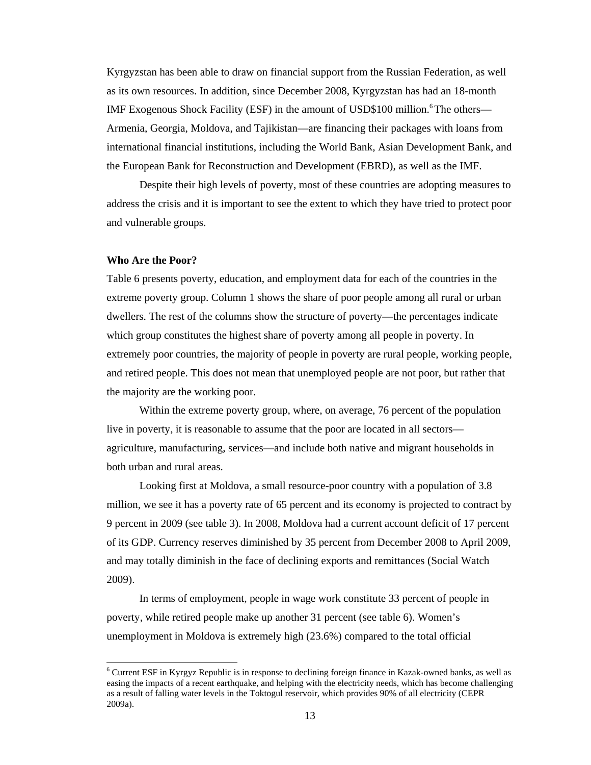Kyrgyzstan has been able to draw on financial support from the Russian Federation, as well as its own resources. In addition, since December 2008, Kyrgyzstan has had an 18-month IMF Exogenous Shock Facility (ESF) in the amount of USD$100 million.[6] The others—Armenia, Georgia, Moldova, and Tajikistan—are financing their packages with loans from international financial institutions, including the World Bank, Asian Development Bank, and the European Bank for Reconstruction and Development (EBRD), as well as the IMF.

Despite their high levels of poverty, most of these countries are adopting measures to address the crisis and it is important to see the extent to which they have tried to protect poor and vulnerable groups.

**Who Are the Poor?**

Table 6 presents poverty, education, and employment data for each of the countries in the extreme poverty group. Column 1 shows the share of poor people among all rural or urban dwellers. The rest of the columns show the structure of poverty—the percentages indicate which group constitutes the highest share of poverty among all people in poverty. In extremely poor countries, the majority of people in poverty are rural people, working people, and retired people. This does not mean that unemployed people are not poor, but rather that the majority are the working poor.

Within the extreme poverty group, where, on average, 76 percent of the population live in poverty, it is reasonable to assume that the poor are located in all sectors—agriculture, manufacturing, services—and include both native and migrant households in both urban and rural areas.

Looking first at Moldova, a small resource-poor country with a population of 3.8 million, we see it has a poverty rate of 65 percent and its economy is projected to contract by 9 percent in 2009 (see table 3). In 2008, Moldova had a current account deficit of 17 percent of its GDP. Currency reserves diminished by 35 percent from December 2008 to April 2009, and may totally diminish in the face of declining exports and remittances (Social Watch 2009).

In terms of employment, people in wage work constitute 33 percent of people in poverty, while retired people make up another 31 percent (see table 6). Women's unemployment in Moldova is extremely high (23.6%) compared to the total official

[6] Current ESF in Kyrgyz Republic is in response to declining foreign finance in Kazak-owned banks, as well as easing the impacts of a recent earthquake, and helping with the electricity needs, which has become challenging as a result of falling water levels in the Toktogul reservoir, which provides 90% of all electricity (CEPR 2009a).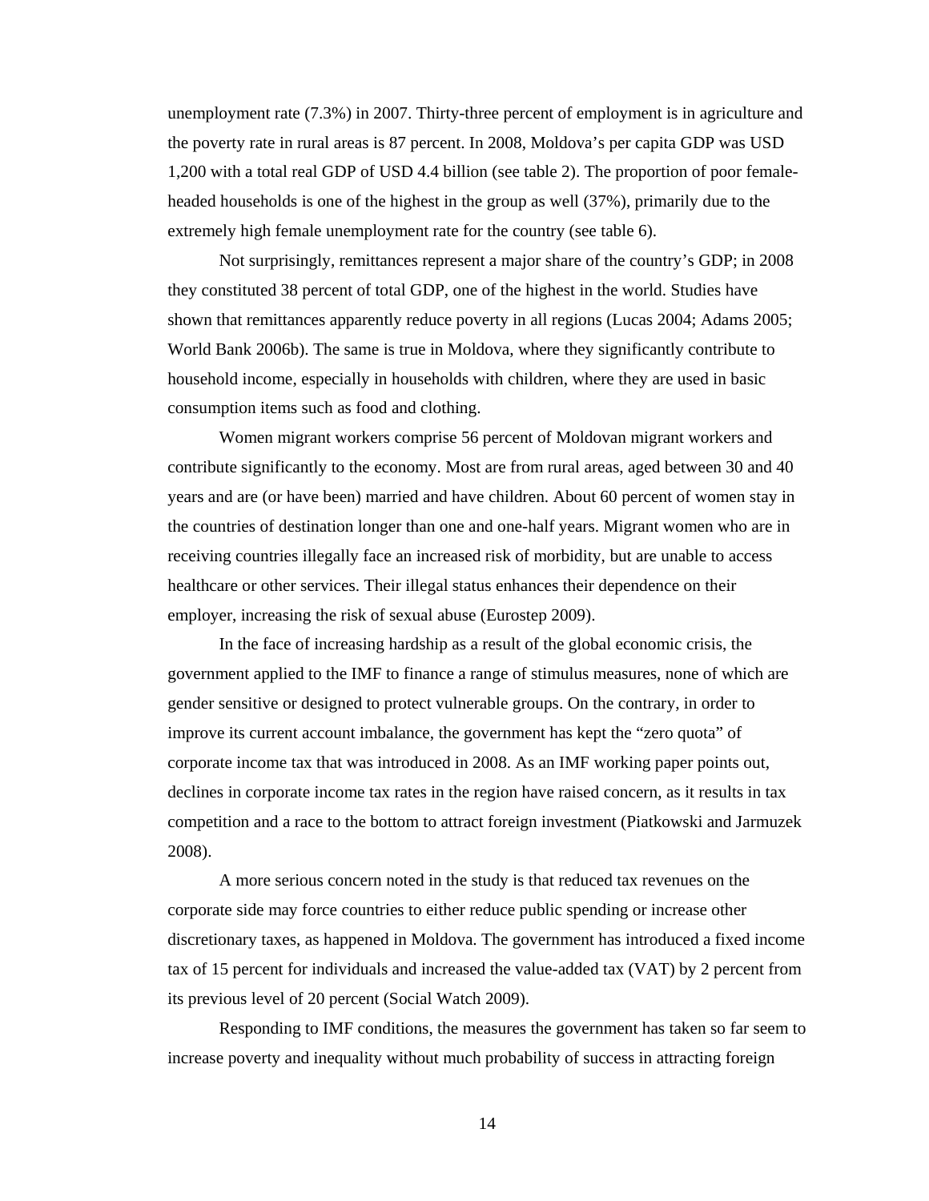unemployment rate (7.3%) in 2007. Thirty-three percent of employment is in agriculture and the poverty rate in rural areas is 87 percent. In 2008, Moldova's per capita GDP was USD 1,200 with a total real GDP of USD 4.4 billion (see table 2). The proportion of poor female-headed households is one of the highest in the group as well (37%), primarily due to the extremely high female unemployment rate for the country (see table 6).

Not surprisingly, remittances represent a major share of the country's GDP; in 2008 they constituted 38 percent of total GDP, one of the highest in the world. Studies have shown that remittances apparently reduce poverty in all regions (Lucas 2004; Adams 2005; World Bank 2006b). The same is true in Moldova, where they significantly contribute to household income, especially in households with children, where they are used in basic consumption items such as food and clothing.

Women migrant workers comprise 56 percent of Moldovan migrant workers and contribute significantly to the economy. Most are from rural areas, aged between 30 and 40 years and are (or have been) married and have children. About 60 percent of women stay in the countries of destination longer than one and one-half years. Migrant women who are in receiving countries illegally face an increased risk of morbidity, but are unable to access healthcare or other services. Their illegal status enhances their dependence on their employer, increasing the risk of sexual abuse (Eurostep 2009).

In the face of increasing hardship as a result of the global economic crisis, the government applied to the IMF to finance a range of stimulus measures, none of which are gender sensitive or designed to protect vulnerable groups. On the contrary, in order to improve its current account imbalance, the government has kept the "zero quota" of corporate income tax that was introduced in 2008. As an IMF working paper points out, declines in corporate income tax rates in the region have raised concern, as it results in tax competition and a race to the bottom to attract foreign investment (Piatkowski and Jarmuzek 2008).

A more serious concern noted in the study is that reduced tax revenues on the corporate side may force countries to either reduce public spending or increase other discretionary taxes, as happened in Moldova. The government has introduced a fixed income tax of 15 percent for individuals and increased the value-added tax (VAT) by 2 percent from its previous level of 20 percent (Social Watch 2009).

Responding to IMF conditions, the measures the government has taken so far seem to increase poverty and inequality without much probability of success in attracting foreign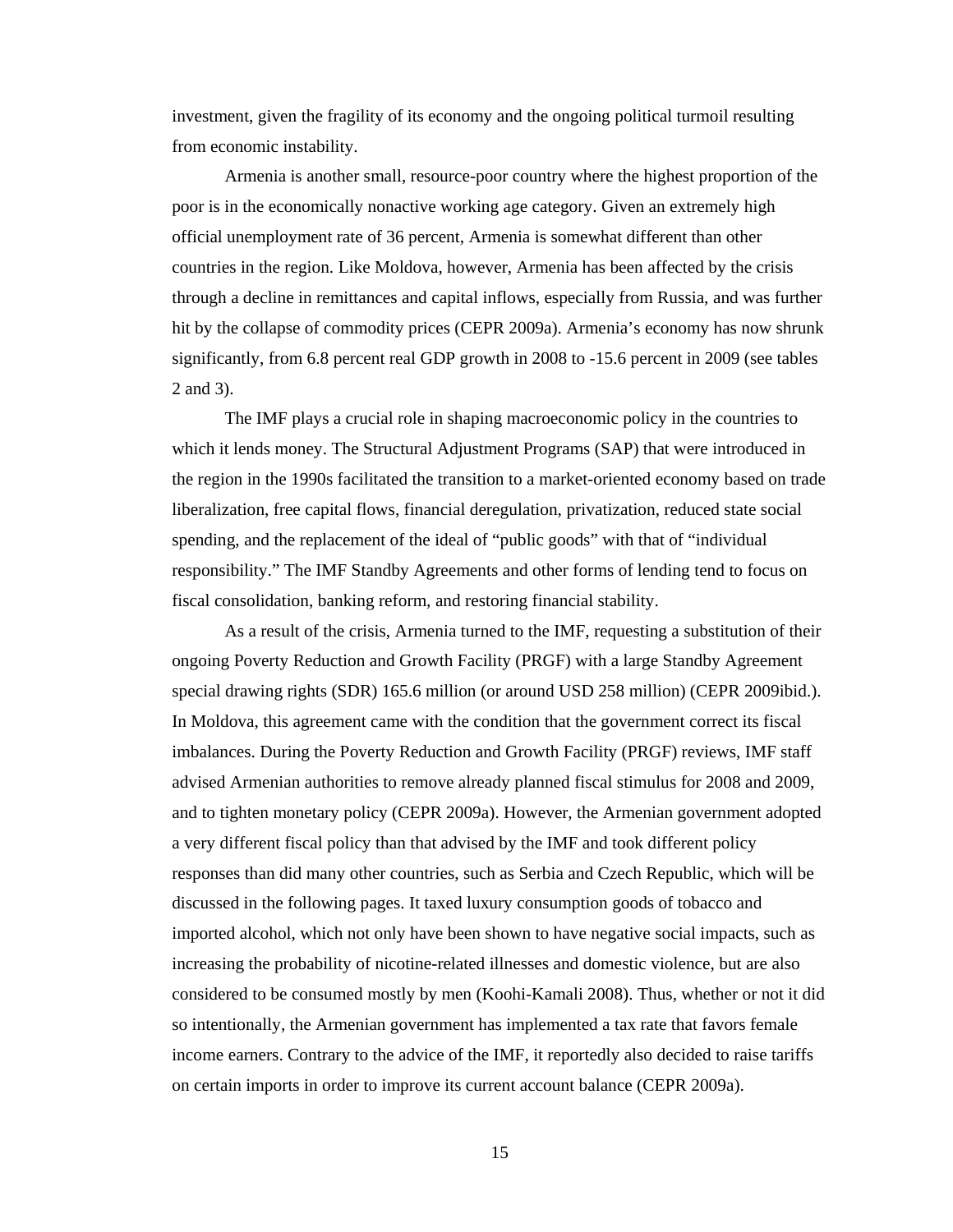investment, given the fragility of its economy and the ongoing political turmoil resulting from economic instability.

Armenia is another small, resource-poor country where the highest proportion of the poor is in the economically nonactive working age category. Given an extremely high official unemployment rate of 36 percent, Armenia is somewhat different than other countries in the region. Like Moldova, however, Armenia has been affected by the crisis through a decline in remittances and capital inflows, especially from Russia, and was further hit by the collapse of commodity prices (CEPR 2009a). Armenia's economy has now shrunk significantly, from 6.8 percent real GDP growth in 2008 to -15.6 percent in 2009 (see tables 2 and 3).

The IMF plays a crucial role in shaping macroeconomic policy in the countries to which it lends money. The Structural Adjustment Programs (SAP) that were introduced in the region in the 1990s facilitated the transition to a market-oriented economy based on trade liberalization, free capital flows, financial deregulation, privatization, reduced state social spending, and the replacement of the ideal of "public goods" with that of "individual responsibility." The IMF Standby Agreements and other forms of lending tend to focus on fiscal consolidation, banking reform, and restoring financial stability.

As a result of the crisis, Armenia turned to the IMF, requesting a substitution of their ongoing Poverty Reduction and Growth Facility (PRGF) with a large Standby Agreement special drawing rights (SDR) 165.6 million (or around USD 258 million) (CEPR 2009ibid.). In Moldova, this agreement came with the condition that the government correct its fiscal imbalances. During the Poverty Reduction and Growth Facility (PRGF) reviews, IMF staff advised Armenian authorities to remove already planned fiscal stimulus for 2008 and 2009, and to tighten monetary policy (CEPR 2009a). However, the Armenian government adopted a very different fiscal policy than that advised by the IMF and took different policy responses than did many other countries, such as Serbia and Czech Republic, which will be discussed in the following pages. It taxed luxury consumption goods of tobacco and imported alcohol, which not only have been shown to have negative social impacts, such as increasing the probability of nicotine-related illnesses and domestic violence, but are also considered to be consumed mostly by men (Koohi-Kamali 2008). Thus, whether or not it did so intentionally, the Armenian government has implemented a tax rate that favors female income earners. Contrary to the advice of the IMF, it reportedly also decided to raise tariffs on certain imports in order to improve its current account balance (CEPR 2009a).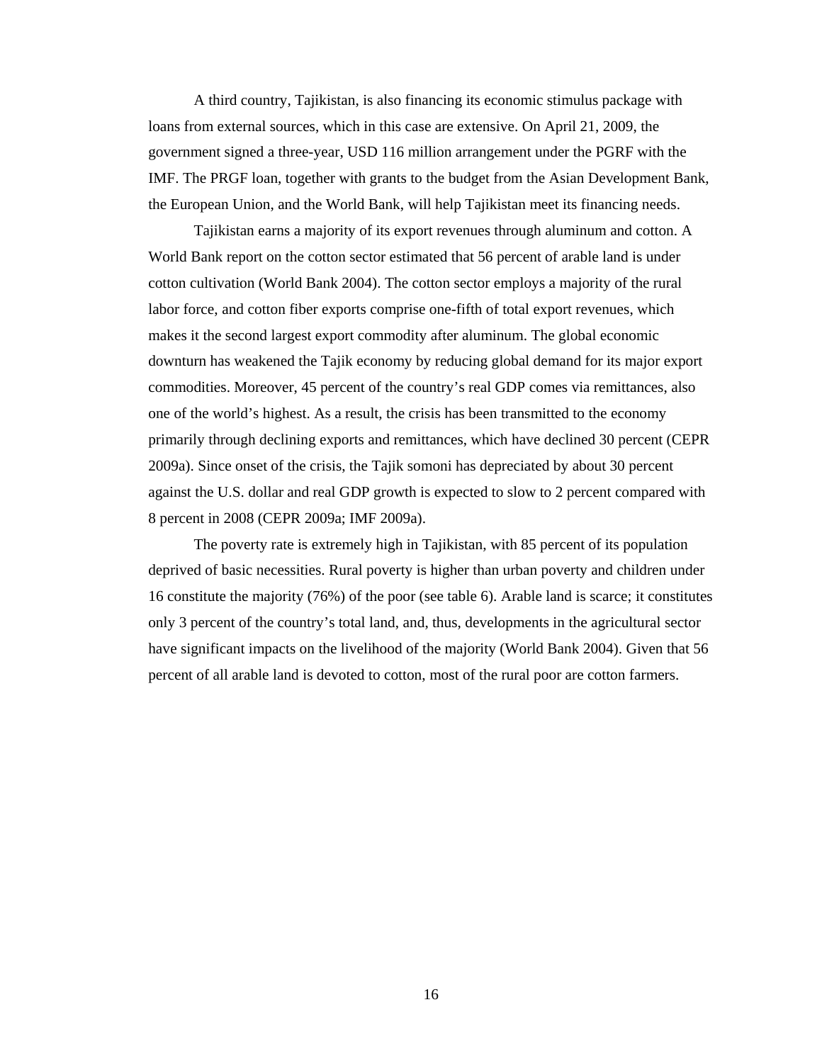A third country, Tajikistan, is also financing its economic stimulus package with loans from external sources, which in this case are extensive. On April 21, 2009, the government signed a three-year, USD 116 million arrangement under the PGRF with the IMF. The PRGF loan, together with grants to the budget from the Asian Development Bank, the European Union, and the World Bank, will help Tajikistan meet its financing needs.

Tajikistan earns a majority of its export revenues through aluminum and cotton. A World Bank report on the cotton sector estimated that 56 percent of arable land is under cotton cultivation (World Bank 2004). The cotton sector employs a majority of the rural labor force, and cotton fiber exports comprise one-fifth of total export revenues, which makes it the second largest export commodity after aluminum. The global economic downturn has weakened the Tajik economy by reducing global demand for its major export commodities. Moreover, 45 percent of the country's real GDP comes via remittances, also one of the world's highest. As a result, the crisis has been transmitted to the economy primarily through declining exports and remittances, which have declined 30 percent (CEPR 2009a). Since onset of the crisis, the Tajik somoni has depreciated by about 30 percent against the U.S. dollar and real GDP growth is expected to slow to 2 percent compared with 8 percent in 2008 (CEPR 2009a; IMF 2009a).

The poverty rate is extremely high in Tajikistan, with 85 percent of its population deprived of basic necessities. Rural poverty is higher than urban poverty and children under 16 constitute the majority (76%) of the poor (see table 6). Arable land is scarce; it constitutes only 3 percent of the country's total land, and, thus, developments in the agricultural sector have significant impacts on the livelihood of the majority (World Bank 2004). Given that 56 percent of all arable land is devoted to cotton, most of the rural poor are cotton farmers.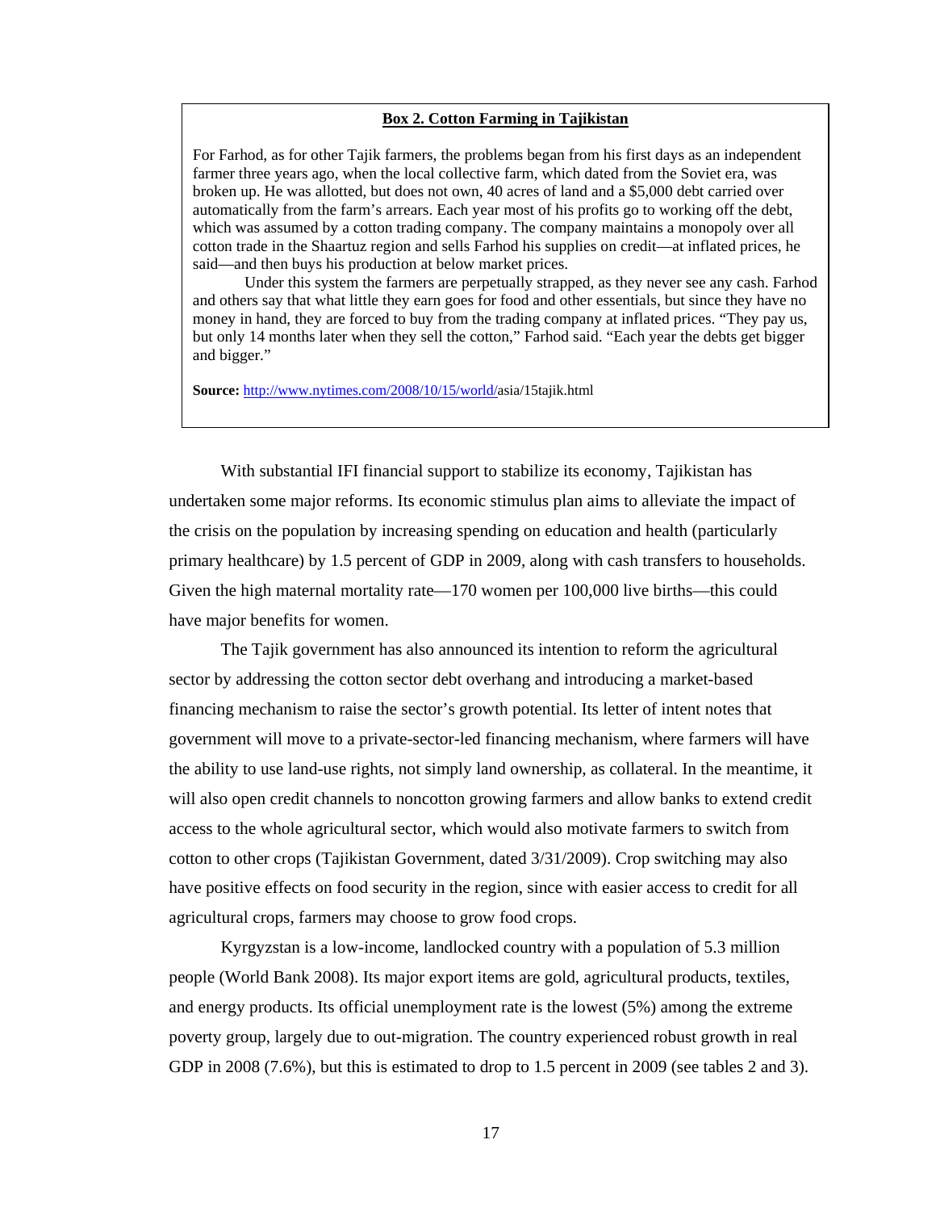**Box 2. Cotton Farming in Tajikistan**

For Farhod, as for other Tajik farmers, the problems began from his first days as an independent farmer three years ago, when the local collective farm, which dated from the Soviet era, was broken up. He was allotted, but does not own, 40 acres of land and a $5,000 debt carried over automatically from the farm's arrears. Each year most of his profits go to working off the debt, which was assumed by a cotton trading company. The company maintains a monopoly over all cotton trade in the Shaartuz region and sells Farhod his supplies on credit—at inflated prices, he said—and then buys his production at below market prices.

Under this system the farmers are perpetually strapped, as they never see any cash. Farhod and others say that what little they earn goes for food and other essentials, but since they have no money in hand, they are forced to buy from the trading company at inflated prices. "They pay us, but only 14 months later when they sell the cotton," Farhod said. "Each year the debts get bigger and bigger."

**Source:** http://www.nytimes.com/2008/10/15/world/asia/15tajik.html

With substantial IFI financial support to stabilize its economy, Tajikistan has undertaken some major reforms. Its economic stimulus plan aims to alleviate the impact of the crisis on the population by increasing spending on education and health (particularly primary healthcare) by 1.5 percent of GDP in 2009, along with cash transfers to households. Given the high maternal mortality rate—170 women per 100,000 live births—this could have major benefits for women.

The Tajik government has also announced its intention to reform the agricultural sector by addressing the cotton sector debt overhang and introducing a market-based financing mechanism to raise the sector's growth potential. Its letter of intent notes that government will move to a private-sector-led financing mechanism, where farmers will have the ability to use land-use rights, not simply land ownership, as collateral. In the meantime, it will also open credit channels to noncotton growing farmers and allow banks to extend credit access to the whole agricultural sector, which would also motivate farmers to switch from cotton to other crops (Tajikistan Government, dated 3/31/2009). Crop switching may also have positive effects on food security in the region, since with easier access to credit for all agricultural crops, farmers may choose to grow food crops.

Kyrgyzstan is a low-income, landlocked country with a population of 5.3 million people (World Bank 2008). Its major export items are gold, agricultural products, textiles, and energy products. Its official unemployment rate is the lowest (5%) among the extreme poverty group, largely due to out-migration. The country experienced robust growth in real GDP in 2008 (7.6%), but this is estimated to drop to 1.5 percent in 2009 (see tables 2 and 3).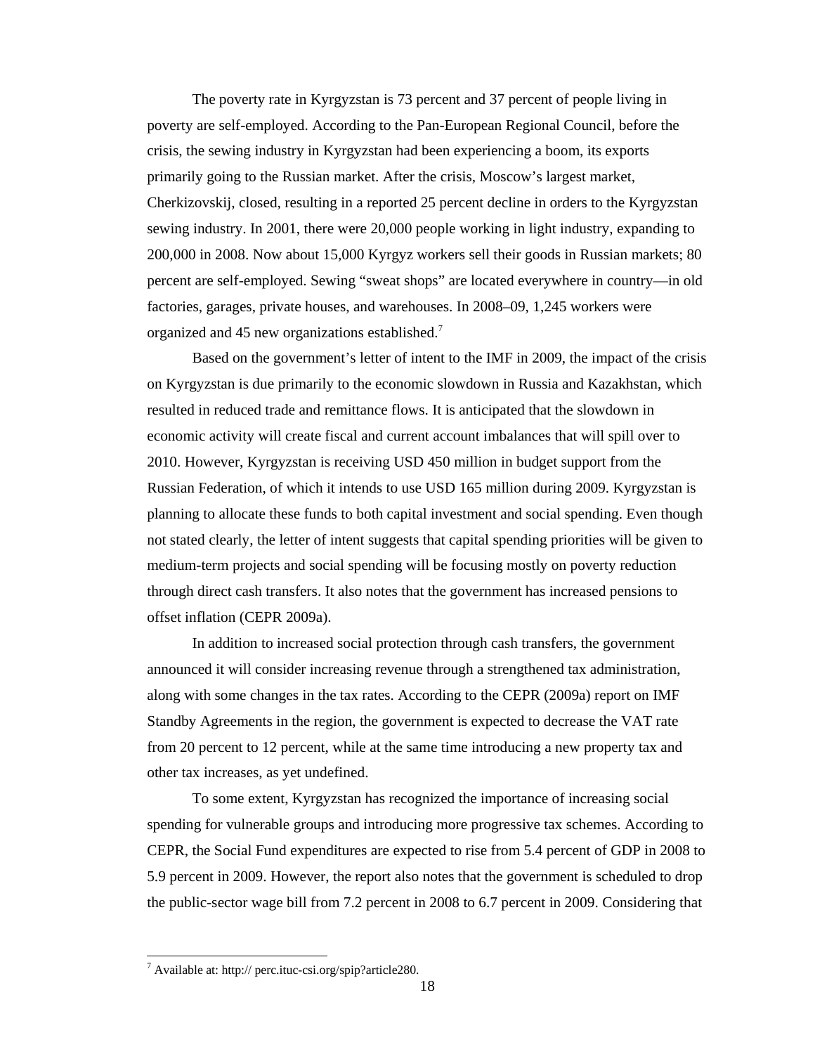The poverty rate in Kyrgyzstan is 73 percent and 37 percent of people living in poverty are self-employed. According to the Pan-European Regional Council, before the crisis, the sewing industry in Kyrgyzstan had been experiencing a boom, its exports primarily going to the Russian market. After the crisis, Moscow's largest market, Cherkizovskij, closed, resulting in a reported 25 percent decline in orders to the Kyrgyzstan sewing industry. In 2001, there were 20,000 people working in light industry, expanding to 200,000 in 2008. Now about 15,000 Kyrgyz workers sell their goods in Russian markets; 80 percent are self-employed. Sewing "sweat shops" are located everywhere in country—in old factories, garages, private houses, and warehouses. In 2008–09, 1,245 workers were organized and 45 new organizations established.[7]

Based on the government's letter of intent to the IMF in 2009, the impact of the crisis on Kyrgyzstan is due primarily to the economic slowdown in Russia and Kazakhstan, which resulted in reduced trade and remittance flows. It is anticipated that the slowdown in economic activity will create fiscal and current account imbalances that will spill over to 2010. However, Kyrgyzstan is receiving USD 450 million in budget support from the Russian Federation, of which it intends to use USD 165 million during 2009. Kyrgyzstan is planning to allocate these funds to both capital investment and social spending. Even though not stated clearly, the letter of intent suggests that capital spending priorities will be given to medium-term projects and social spending will be focusing mostly on poverty reduction through direct cash transfers. It also notes that the government has increased pensions to offset inflation (CEPR 2009a).

In addition to increased social protection through cash transfers, the government announced it will consider increasing revenue through a strengthened tax administration, along with some changes in the tax rates. According to the CEPR (2009a) report on IMF Standby Agreements in the region, the government is expected to decrease the VAT rate from 20 percent to 12 percent, while at the same time introducing a new property tax and other tax increases, as yet undefined.

To some extent, Kyrgyzstan has recognized the importance of increasing social spending for vulnerable groups and introducing more progressive tax schemes. According to CEPR, the Social Fund expenditures are expected to rise from 5.4 percent of GDP in 2008 to 5.9 percent in 2009. However, the report also notes that the government is scheduled to drop the public-sector wage bill from 7.2 percent in 2008 to 6.7 percent in 2009. Considering that

---

[7] Available at: http:// perc.ituc-csi.org/spip?article280.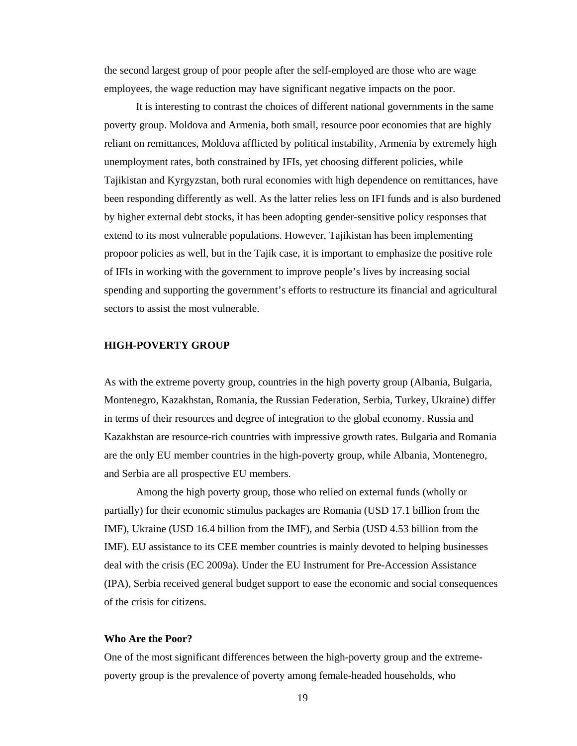the second largest group of poor people after the self-employed are those who are wage employees, the wage reduction may have significant negative impacts on the poor.

It is interesting to contrast the choices of different national governments in the same poverty group. Moldova and Armenia, both small, resource poor economies that are highly reliant on remittances, Moldova afflicted by political instability, Armenia by extremely high unemployment rates, both constrained by IFIs, yet choosing different policies, while Tajikistan and Kyrgyzstan, both rural economies with high dependence on remittances, have been responding differently as well. As the latter relies less on IFI funds and is also burdened by higher external debt stocks, it has been adopting gender-sensitive policy responses that extend to its most vulnerable populations. However, Tajikistan has been implementing propoor policies as well, but in the Tajik case, it is important to emphasize the positive role of IFIs in working with the government to improve people's lives by increasing social spending and supporting the government's efforts to restructure its financial and agricultural sectors to assist the most vulnerable.

## HIGH-POVERTY GROUP

As with the extreme poverty group, countries in the high poverty group (Albania, Bulgaria, Montenegro, Kazakhstan, Romania, the Russian Federation, Serbia, Turkey, Ukraine) differ in terms of their resources and degree of integration to the global economy. Russia and Kazakhstan are resource-rich countries with impressive growth rates. Bulgaria and Romania are the only EU member countries in the high-poverty group, while Albania, Montenegro, and Serbia are all prospective EU members.

Among the high poverty group, those who relied on external funds (wholly or partially) for their economic stimulus packages are Romania (USD 17.1 billion from the IMF), Ukraine (USD 16.4 billion from the IMF), and Serbia (USD 4.53 billion from the IMF). EU assistance to its CEE member countries is mainly devoted to helping businesses deal with the crisis (EC 2009a). Under the EU Instrument for Pre-Accession Assistance (IPA), Serbia received general budget support to ease the economic and social consequences of the crisis for citizens.

### Who Are the Poor?

One of the most significant differences between the high-poverty group and the extreme-poverty group is the prevalence of poverty among female-headed households, who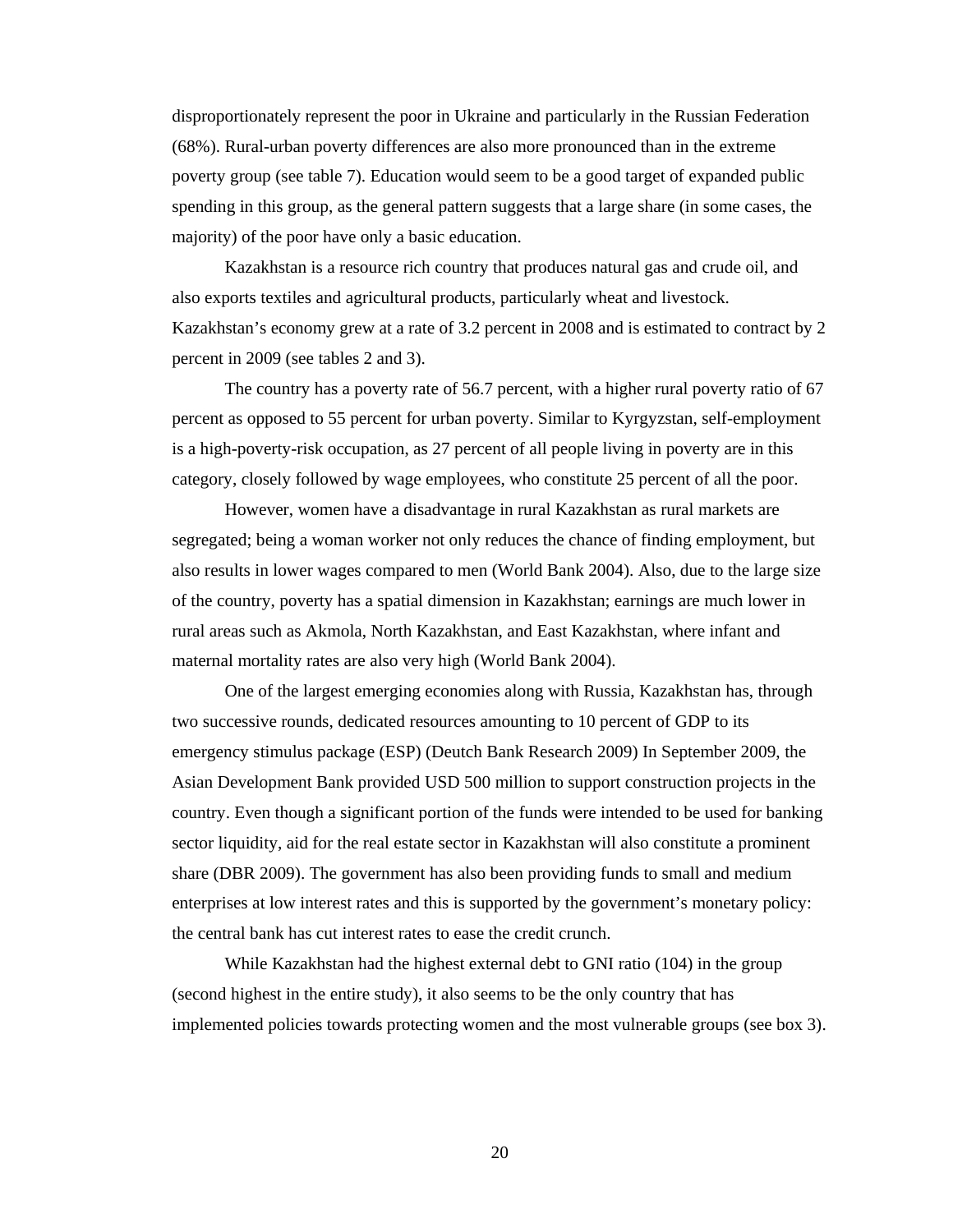disproportionately represent the poor in Ukraine and particularly in the Russian Federation (68%). Rural-urban poverty differences are also more pronounced than in the extreme poverty group (see table 7). Education would seem to be a good target of expanded public spending in this group, as the general pattern suggests that a large share (in some cases, the majority) of the poor have only a basic education.

Kazakhstan is a resource rich country that produces natural gas and crude oil, and also exports textiles and agricultural products, particularly wheat and livestock. Kazakhstan's economy grew at a rate of 3.2 percent in 2008 and is estimated to contract by 2 percent in 2009 (see tables 2 and 3).

The country has a poverty rate of 56.7 percent, with a higher rural poverty ratio of 67 percent as opposed to 55 percent for urban poverty. Similar to Kyrgyzstan, self-employment is a high-poverty-risk occupation, as 27 percent of all people living in poverty are in this category, closely followed by wage employees, who constitute 25 percent of all the poor.

However, women have a disadvantage in rural Kazakhstan as rural markets are segregated; being a woman worker not only reduces the chance of finding employment, but also results in lower wages compared to men (World Bank 2004). Also, due to the large size of the country, poverty has a spatial dimension in Kazakhstan; earnings are much lower in rural areas such as Akmola, North Kazakhstan, and East Kazakhstan, where infant and maternal mortality rates are also very high (World Bank 2004).

One of the largest emerging economies along with Russia, Kazakhstan has, through two successive rounds, dedicated resources amounting to 10 percent of GDP to its emergency stimulus package (ESP) (Deutch Bank Research 2009) In September 2009, the Asian Development Bank provided USD 500 million to support construction projects in the country. Even though a significant portion of the funds were intended to be used for banking sector liquidity, aid for the real estate sector in Kazakhstan will also constitute a prominent share (DBR 2009). The government has also been providing funds to small and medium enterprises at low interest rates and this is supported by the government's monetary policy: the central bank has cut interest rates to ease the credit crunch.

While Kazakhstan had the highest external debt to GNI ratio (104) in the group (second highest in the entire study), it also seems to be the only country that has implemented policies towards protecting women and the most vulnerable groups (see box 3).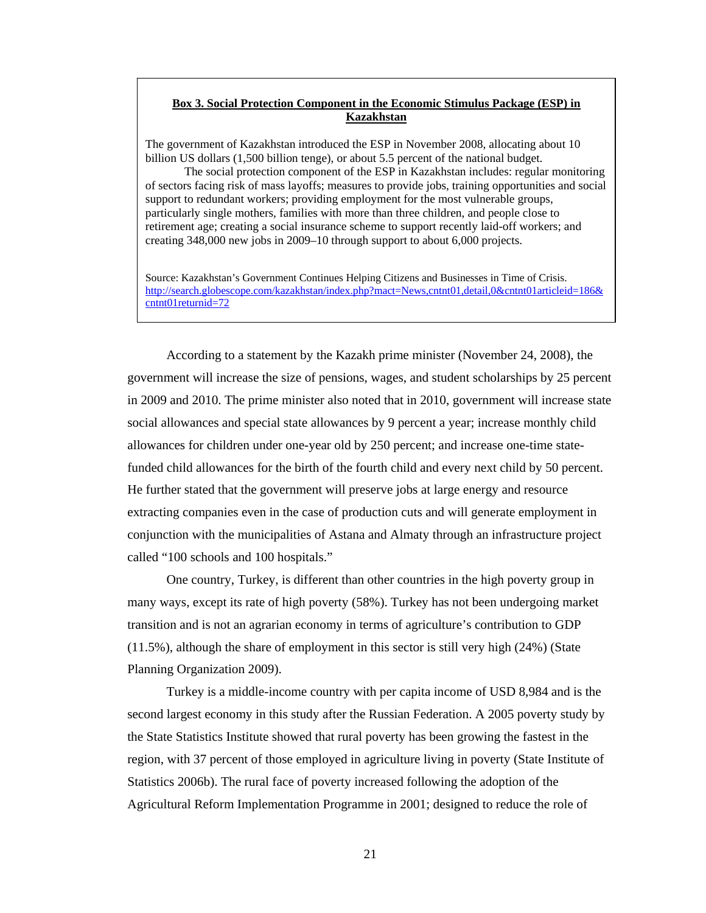**Box 3. Social Protection Component in the Economic Stimulus Package (ESP) in Kazakhstan**

The government of Kazakhstan introduced the ESP in November 2008, allocating about 10 billion US dollars (1,500 billion tenge), or about 5.5 percent of the national budget.

The social protection component of the ESP in Kazakhstan includes: regular monitoring of sectors facing risk of mass layoffs; measures to provide jobs, training opportunities and social support to redundant workers; providing employment for the most vulnerable groups, particularly single mothers, families with more than three children, and people close to retirement age; creating a social insurance scheme to support recently laid-off workers; and creating 348,000 new jobs in 2009–10 through support to about 6,000 projects.

Source: Kazakhstan's Government Continues Helping Citizens and Businesses in Time of Crisis. http://search.globescope.com/kazakhstan/index.php?mact=News,cntnt01,detail,0&cntnt01articleid=186&cntnt01returnid=72

According to a statement by the Kazakh prime minister (November 24, 2008), the government will increase the size of pensions, wages, and student scholarships by 25 percent in 2009 and 2010. The prime minister also noted that in 2010, government will increase state social allowances and special state allowances by 9 percent a year; increase monthly child allowances for children under one-year old by 250 percent; and increase one-time state-funded child allowances for the birth of the fourth child and every next child by 50 percent. He further stated that the government will preserve jobs at large energy and resource extracting companies even in the case of production cuts and will generate employment in conjunction with the municipalities of Astana and Almaty through an infrastructure project called "100 schools and 100 hospitals."

One country, Turkey, is different than other countries in the high poverty group in many ways, except its rate of high poverty (58%). Turkey has not been undergoing market transition and is not an agrarian economy in terms of agriculture's contribution to GDP (11.5%), although the share of employment in this sector is still very high (24%) (State Planning Organization 2009).

Turkey is a middle-income country with per capita income of USD 8,984 and is the second largest economy in this study after the Russian Federation. A 2005 poverty study by the State Statistics Institute showed that rural poverty has been growing the fastest in the region, with 37 percent of those employed in agriculture living in poverty (State Institute of Statistics 2006b). The rural face of poverty increased following the adoption of the Agricultural Reform Implementation Programme in 2001; designed to reduce the role of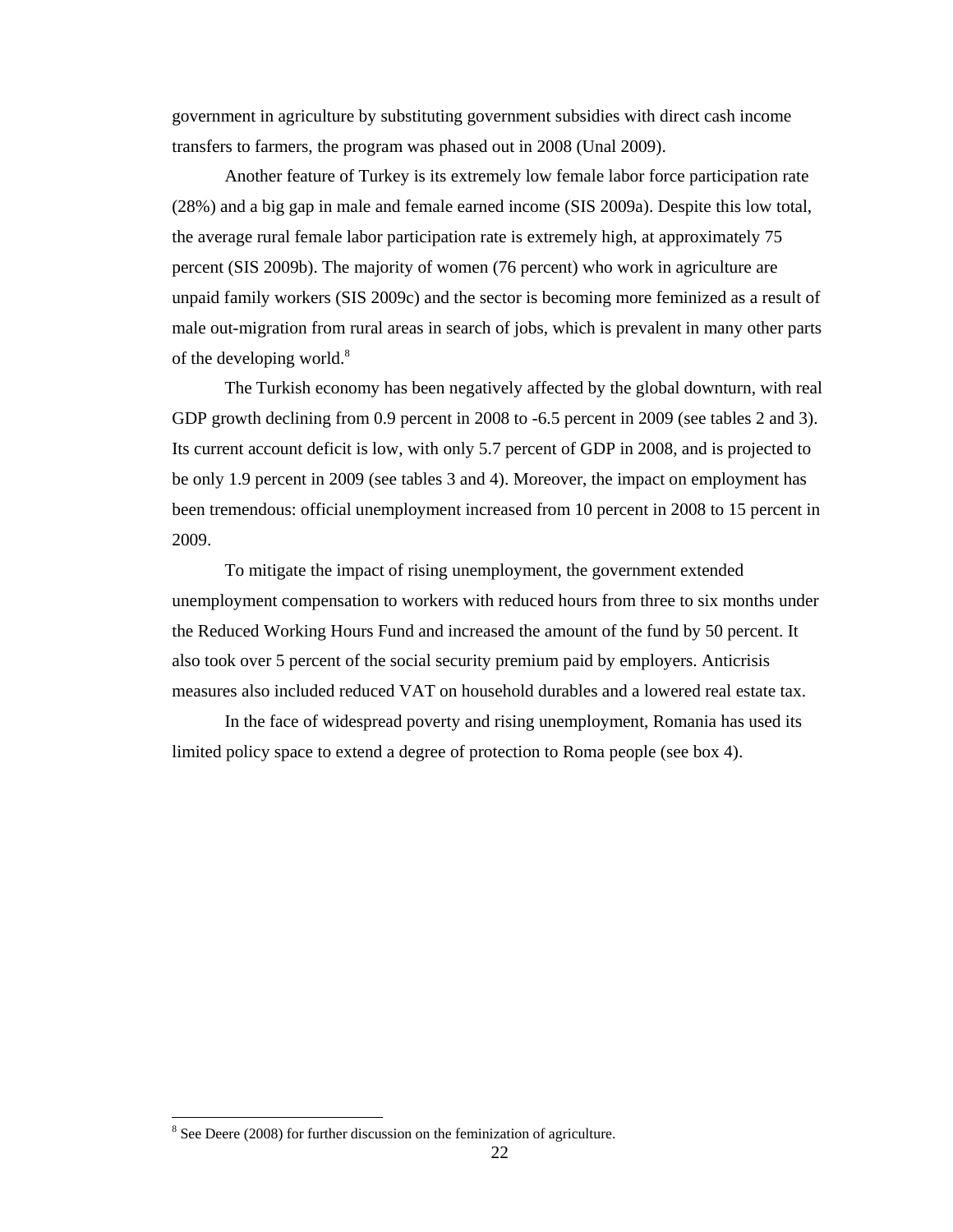government in agriculture by substituting government subsidies with direct cash income transfers to farmers, the program was phased out in 2008 (Unal 2009).

Another feature of Turkey is its extremely low female labor force participation rate (28%) and a big gap in male and female earned income (SIS 2009a). Despite this low total, the average rural female labor participation rate is extremely high, at approximately 75 percent (SIS 2009b). The majority of women (76 percent) who work in agriculture are unpaid family workers (SIS 2009c) and the sector is becoming more feminized as a result of male out-migration from rural areas in search of jobs, which is prevalent in many other parts of the developing world.[8]

The Turkish economy has been negatively affected by the global downturn, with real GDP growth declining from 0.9 percent in 2008 to -6.5 percent in 2009 (see tables 2 and 3). Its current account deficit is low, with only 5.7 percent of GDP in 2008, and is projected to be only 1.9 percent in 2009 (see tables 3 and 4). Moreover, the impact on employment has been tremendous: official unemployment increased from 10 percent in 2008 to 15 percent in 2009.

To mitigate the impact of rising unemployment, the government extended unemployment compensation to workers with reduced hours from three to six months under the Reduced Working Hours Fund and increased the amount of the fund by 50 percent. It also took over 5 percent of the social security premium paid by employers. Anticrisis measures also included reduced VAT on household durables and a lowered real estate tax.

In the face of widespread poverty and rising unemployment, Romania has used its limited policy space to extend a degree of protection to Roma people (see box 4).

---

[8] See Deere (2008) for further discussion on the feminization of agriculture.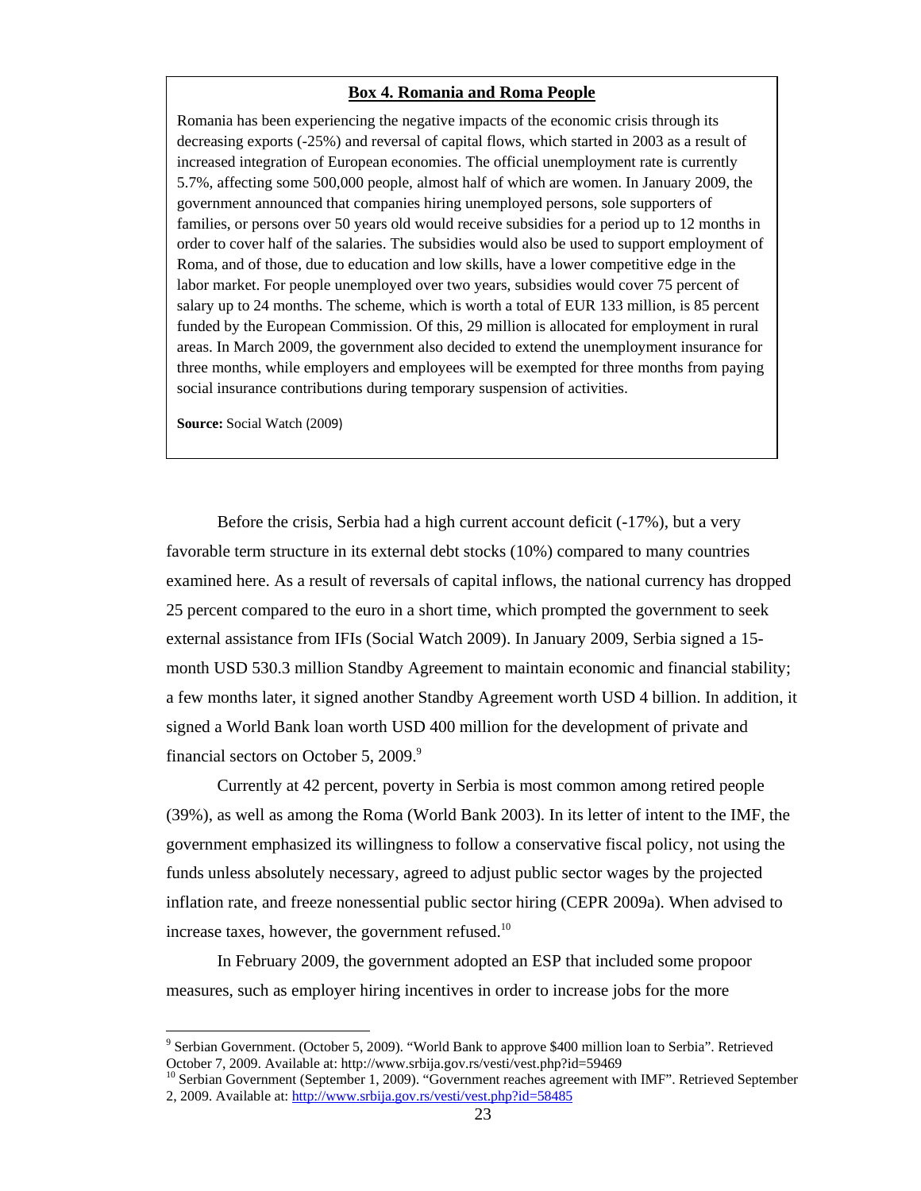**Box 4. Romania and Roma People**

Romania has been experiencing the negative impacts of the economic crisis through its decreasing exports (-25%) and reversal of capital flows, which started in 2003 as a result of increased integration of European economies. The official unemployment rate is currently 5.7%, affecting some 500,000 people, almost half of which are women. In January 2009, the government announced that companies hiring unemployed persons, sole supporters of families, or persons over 50 years old would receive subsidies for a period up to 12 months in order to cover half of the salaries. The subsidies would also be used to support employment of Roma, and of those, due to education and low skills, have a lower competitive edge in the labor market. For people unemployed over two years, subsidies would cover 75 percent of salary up to 24 months. The scheme, which is worth a total of EUR 133 million, is 85 percent funded by the European Commission. Of this, 29 million is allocated for employment in rural areas. In March 2009, the government also decided to extend the unemployment insurance for three months, while employers and employees will be exempted for three months from paying social insurance contributions during temporary suspension of activities.

**Source:** Social Watch (2009)

Before the crisis, Serbia had a high current account deficit (-17%), but a very favorable term structure in its external debt stocks (10%) compared to many countries examined here. As a result of reversals of capital inflows, the national currency has dropped 25 percent compared to the euro in a short time, which prompted the government to seek external assistance from IFIs (Social Watch 2009). In January 2009, Serbia signed a 15-month USD 530.3 million Standby Agreement to maintain economic and financial stability; a few months later, it signed another Standby Agreement worth USD 4 billion. In addition, it signed a World Bank loan worth USD 400 million for the development of private and financial sectors on October 5, 2009.[9]

Currently at 42 percent, poverty in Serbia is most common among retired people (39%), as well as among the Roma (World Bank 2003). In its letter of intent to the IMF, the government emphasized its willingness to follow a conservative fiscal policy, not using the funds unless absolutely necessary, agreed to adjust public sector wages by the projected inflation rate, and freeze nonessential public sector hiring (CEPR 2009a). When advised to increase taxes, however, the government refused.[10]

In February 2009, the government adopted an ESP that included some propoor measures, such as employer hiring incentives in order to increase jobs for the more

---

[9] Serbian Government. (October 5, 2009). "World Bank to approve $400 million loan to Serbia". Retrieved October 7, 2009. Available at: http://www.srbija.gov.rs/vesti/vest.php?id=59469

[10] Serbian Government (September 1, 2009). "Government reaches agreement with IMF". Retrieved September 2, 2009. Available at: http://www.srbija.gov.rs/vesti/vest.php?id=58485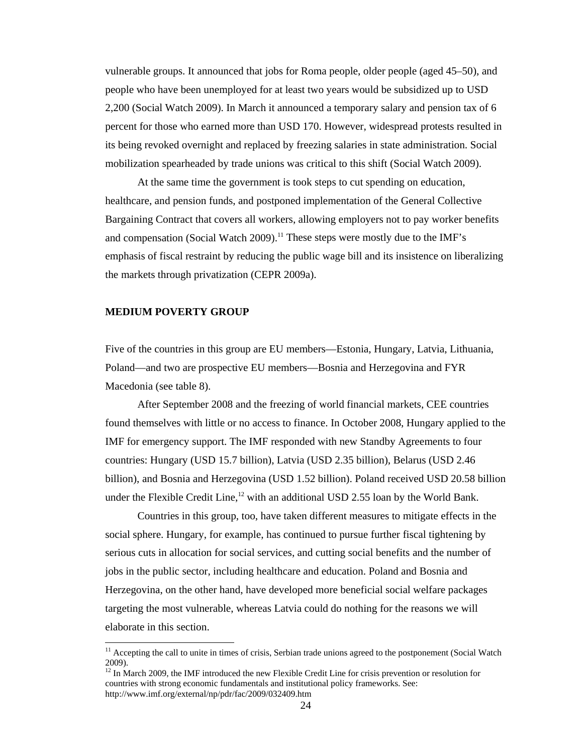vulnerable groups. It announced that jobs for Roma people, older people (aged 45–50), and people who have been unemployed for at least two years would be subsidized up to USD 2,200 (Social Watch 2009). In March it announced a temporary salary and pension tax of 6 percent for those who earned more than USD 170. However, widespread protests resulted in its being revoked overnight and replaced by freezing salaries in state administration. Social mobilization spearheaded by trade unions was critical to this shift (Social Watch 2009).

At the same time the government is took steps to cut spending on education, healthcare, and pension funds, and postponed implementation of the General Collective Bargaining Contract that covers all workers, allowing employers not to pay worker benefits and compensation (Social Watch 2009).[11] These steps were mostly due to the IMF's emphasis of fiscal restraint by reducing the public wage bill and its insistence on liberalizing the markets through privatization (CEPR 2009a).

## MEDIUM POVERTY GROUP

Five of the countries in this group are EU members—Estonia, Hungary, Latvia, Lithuania, Poland—and two are prospective EU members—Bosnia and Herzegovina and FYR Macedonia (see table 8).

After September 2008 and the freezing of world financial markets, CEE countries found themselves with little or no access to finance. In October 2008, Hungary applied to the IMF for emergency support. The IMF responded with new Standby Agreements to four countries: Hungary (USD 15.7 billion), Latvia (USD 2.35 billion), Belarus (USD 2.46 billion), and Bosnia and Herzegovina (USD 1.52 billion). Poland received USD 20.58 billion under the Flexible Credit Line,[12] with an additional USD 2.55 loan by the World Bank.

Countries in this group, too, have taken different measures to mitigate effects in the social sphere. Hungary, for example, has continued to pursue further fiscal tightening by serious cuts in allocation for social services, and cutting social benefits and the number of jobs in the public sector, including healthcare and education. Poland and Bosnia and Herzegovina, on the other hand, have developed more beneficial social welfare packages targeting the most vulnerable, whereas Latvia could do nothing for the reasons we will elaborate in this section.

---

[11] Accepting the call to unite in times of crisis, Serbian trade unions agreed to the postponement (Social Watch 2009).

[12] In March 2009, the IMF introduced the new Flexible Credit Line for crisis prevention or resolution for countries with strong economic fundamentals and institutional policy frameworks. See: http://www.imf.org/external/np/pdr/fac/2009/032409.htm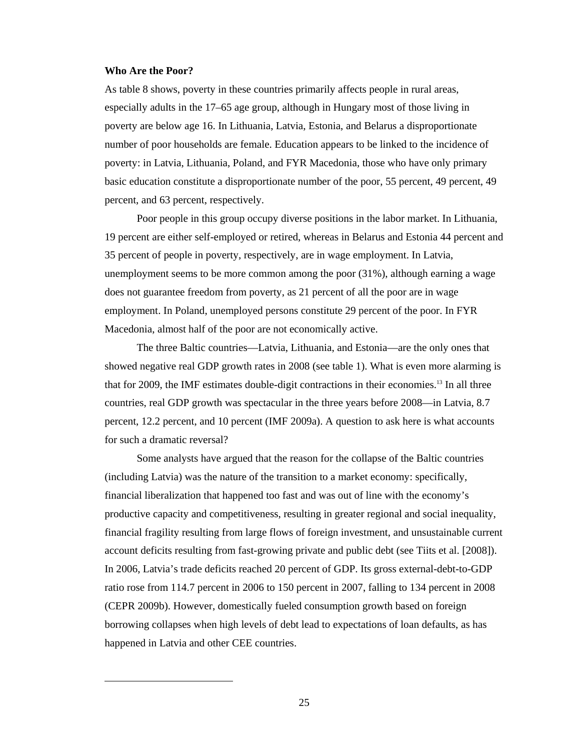**Who Are the Poor?**

As table 8 shows, poverty in these countries primarily affects people in rural areas, especially adults in the 17–65 age group, although in Hungary most of those living in poverty are below age 16. In Lithuania, Latvia, Estonia, and Belarus a disproportionate number of poor households are female. Education appears to be linked to the incidence of poverty: in Latvia, Lithuania, Poland, and FYR Macedonia, those who have only primary basic education constitute a disproportionate number of the poor, 55 percent, 49 percent, 49 percent, and 63 percent, respectively.

Poor people in this group occupy diverse positions in the labor market. In Lithuania, 19 percent are either self-employed or retired, whereas in Belarus and Estonia 44 percent and 35 percent of people in poverty, respectively, are in wage employment. In Latvia, unemployment seems to be more common among the poor (31%), although earning a wage does not guarantee freedom from poverty, as 21 percent of all the poor are in wage employment. In Poland, unemployed persons constitute 29 percent of the poor. In FYR Macedonia, almost half of the poor are not economically active.

The three Baltic countries—Latvia, Lithuania, and Estonia—are the only ones that showed negative real GDP growth rates in 2008 (see table 1). What is even more alarming is that for 2009, the IMF estimates double-digit contractions in their economies.[13] In all three countries, real GDP growth was spectacular in the three years before 2008—in Latvia, 8.7 percent, 12.2 percent, and 10 percent (IMF 2009a). A question to ask here is what accounts for such a dramatic reversal?

Some analysts have argued that the reason for the collapse of the Baltic countries (including Latvia) was the nature of the transition to a market economy: specifically, financial liberalization that happened too fast and was out of line with the economy's productive capacity and competitiveness, resulting in greater regional and social inequality, financial fragility resulting from large flows of foreign investment, and unsustainable current account deficits resulting from fast-growing private and public debt (see Tiits et al. [2008]). In 2006, Latvia's trade deficits reached 20 percent of GDP. Its gross external-debt-to-GDP ratio rose from 114.7 percent in 2006 to 150 percent in 2007, falling to 134 percent in 2008 (CEPR 2009b). However, domestically fueled consumption growth based on foreign borrowing collapses when high levels of debt lead to expectations of loan defaults, as has happened in Latvia and other CEE countries.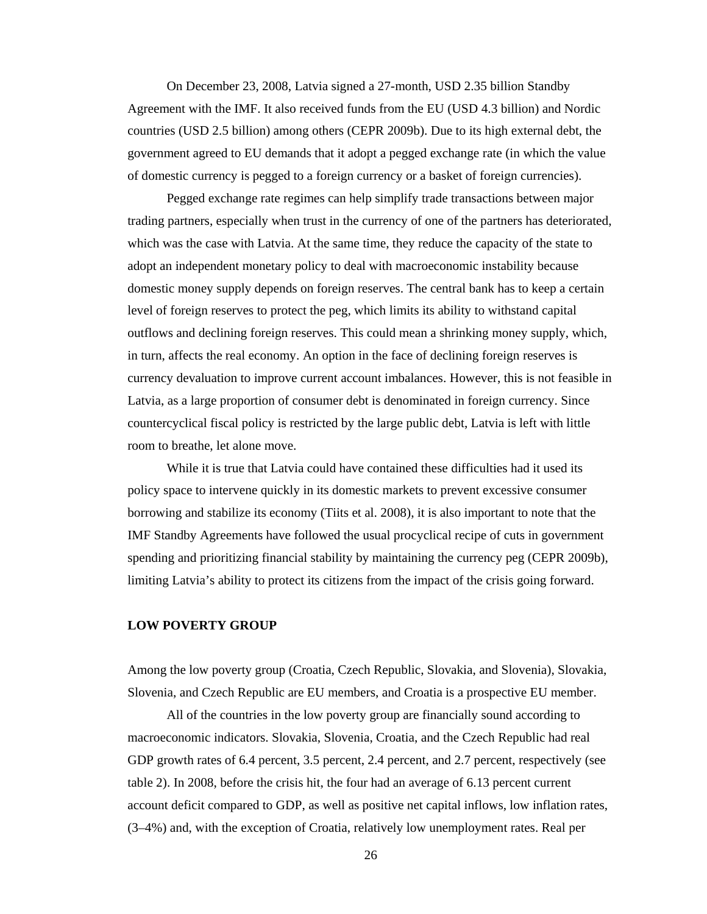On December 23, 2008, Latvia signed a 27-month, USD 2.35 billion Standby Agreement with the IMF. It also received funds from the EU (USD 4.3 billion) and Nordic countries (USD 2.5 billion) among others (CEPR 2009b). Due to its high external debt, the government agreed to EU demands that it adopt a pegged exchange rate (in which the value of domestic currency is pegged to a foreign currency or a basket of foreign currencies).

Pegged exchange rate regimes can help simplify trade transactions between major trading partners, especially when trust in the currency of one of the partners has deteriorated, which was the case with Latvia. At the same time, they reduce the capacity of the state to adopt an independent monetary policy to deal with macroeconomic instability because domestic money supply depends on foreign reserves. The central bank has to keep a certain level of foreign reserves to protect the peg, which limits its ability to withstand capital outflows and declining foreign reserves. This could mean a shrinking money supply, which, in turn, affects the real economy. An option in the face of declining foreign reserves is currency devaluation to improve current account imbalances. However, this is not feasible in Latvia, as a large proportion of consumer debt is denominated in foreign currency. Since countercyclical fiscal policy is restricted by the large public debt, Latvia is left with little room to breathe, let alone move.

While it is true that Latvia could have contained these difficulties had it used its policy space to intervene quickly in its domestic markets to prevent excessive consumer borrowing and stabilize its economy (Tiits et al. 2008), it is also important to note that the IMF Standby Agreements have followed the usual procyclical recipe of cuts in government spending and prioritizing financial stability by maintaining the currency peg (CEPR 2009b), limiting Latvia's ability to protect its citizens from the impact of the crisis going forward.

## LOW POVERTY GROUP

Among the low poverty group (Croatia, Czech Republic, Slovakia, and Slovenia), Slovakia, Slovenia, and Czech Republic are EU members, and Croatia is a prospective EU member.

All of the countries in the low poverty group are financially sound according to macroeconomic indicators. Slovakia, Slovenia, Croatia, and the Czech Republic had real GDP growth rates of 6.4 percent, 3.5 percent, 2.4 percent, and 2.7 percent, respectively (see table 2). In 2008, before the crisis hit, the four had an average of 6.13 percent current account deficit compared to GDP, as well as positive net capital inflows, low inflation rates, (3–4%) and, with the exception of Croatia, relatively low unemployment rates. Real per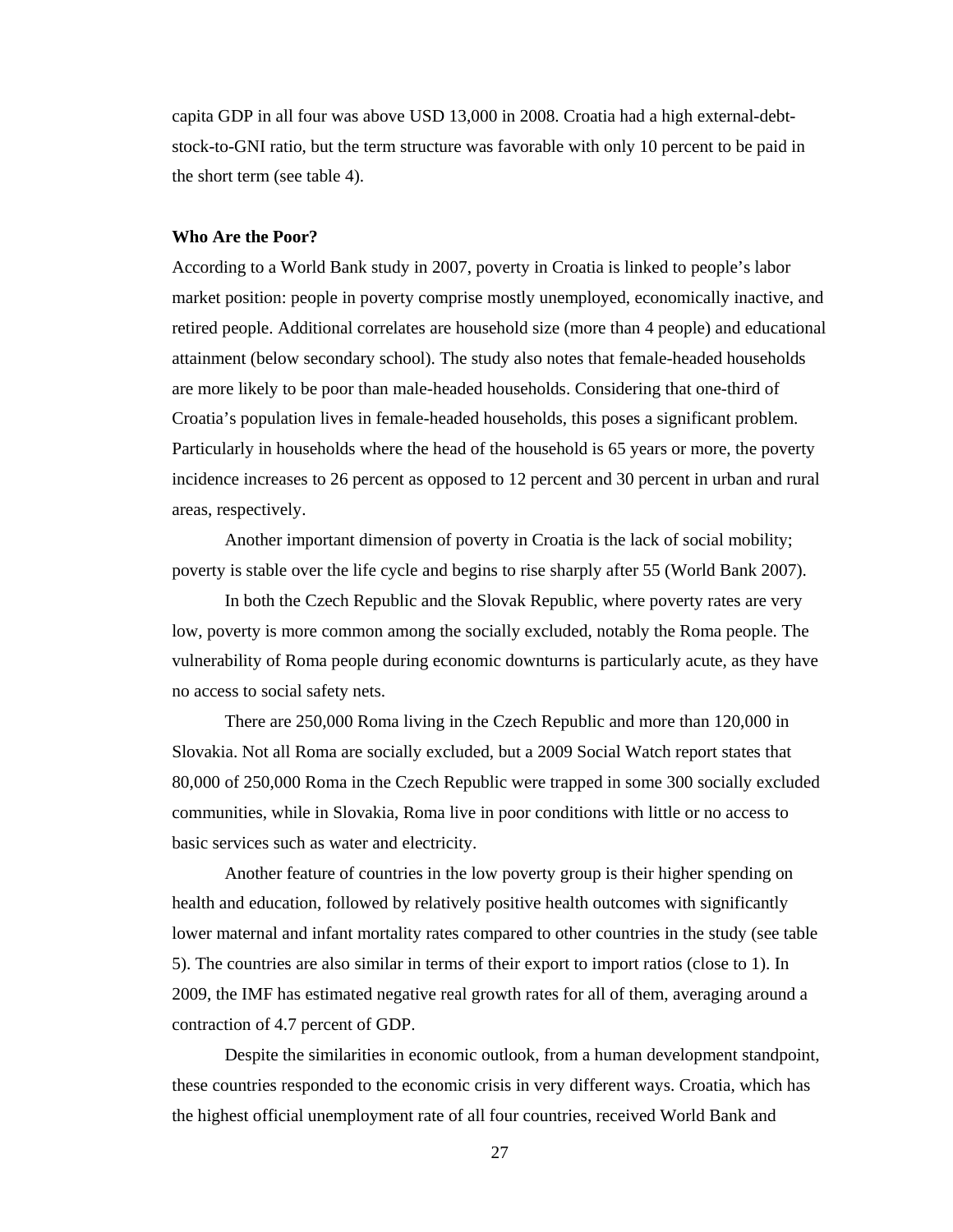capita GDP in all four was above USD 13,000 in 2008. Croatia had a high external-debt-stock-to-GNI ratio, but the term structure was favorable with only 10 percent to be paid in the short term (see table 4).

**Who Are the Poor?**

According to a World Bank study in 2007, poverty in Croatia is linked to people's labor market position: people in poverty comprise mostly unemployed, economically inactive, and retired people. Additional correlates are household size (more than 4 people) and educational attainment (below secondary school). The study also notes that female-headed households are more likely to be poor than male-headed households. Considering that one-third of Croatia's population lives in female-headed households, this poses a significant problem. Particularly in households where the head of the household is 65 years or more, the poverty incidence increases to 26 percent as opposed to 12 percent and 30 percent in urban and rural areas, respectively.

Another important dimension of poverty in Croatia is the lack of social mobility; poverty is stable over the life cycle and begins to rise sharply after 55 (World Bank 2007).

In both the Czech Republic and the Slovak Republic, where poverty rates are very low, poverty is more common among the socially excluded, notably the Roma people. The vulnerability of Roma people during economic downturns is particularly acute, as they have no access to social safety nets.

There are 250,000 Roma living in the Czech Republic and more than 120,000 in Slovakia. Not all Roma are socially excluded, but a 2009 Social Watch report states that 80,000 of 250,000 Roma in the Czech Republic were trapped in some 300 socially excluded communities, while in Slovakia, Roma live in poor conditions with little or no access to basic services such as water and electricity.

Another feature of countries in the low poverty group is their higher spending on health and education, followed by relatively positive health outcomes with significantly lower maternal and infant mortality rates compared to other countries in the study (see table 5). The countries are also similar in terms of their export to import ratios (close to 1). In 2009, the IMF has estimated negative real growth rates for all of them, averaging around a contraction of 4.7 percent of GDP.

Despite the similarities in economic outlook, from a human development standpoint, these countries responded to the economic crisis in very different ways. Croatia, which has the highest official unemployment rate of all four countries, received World Bank and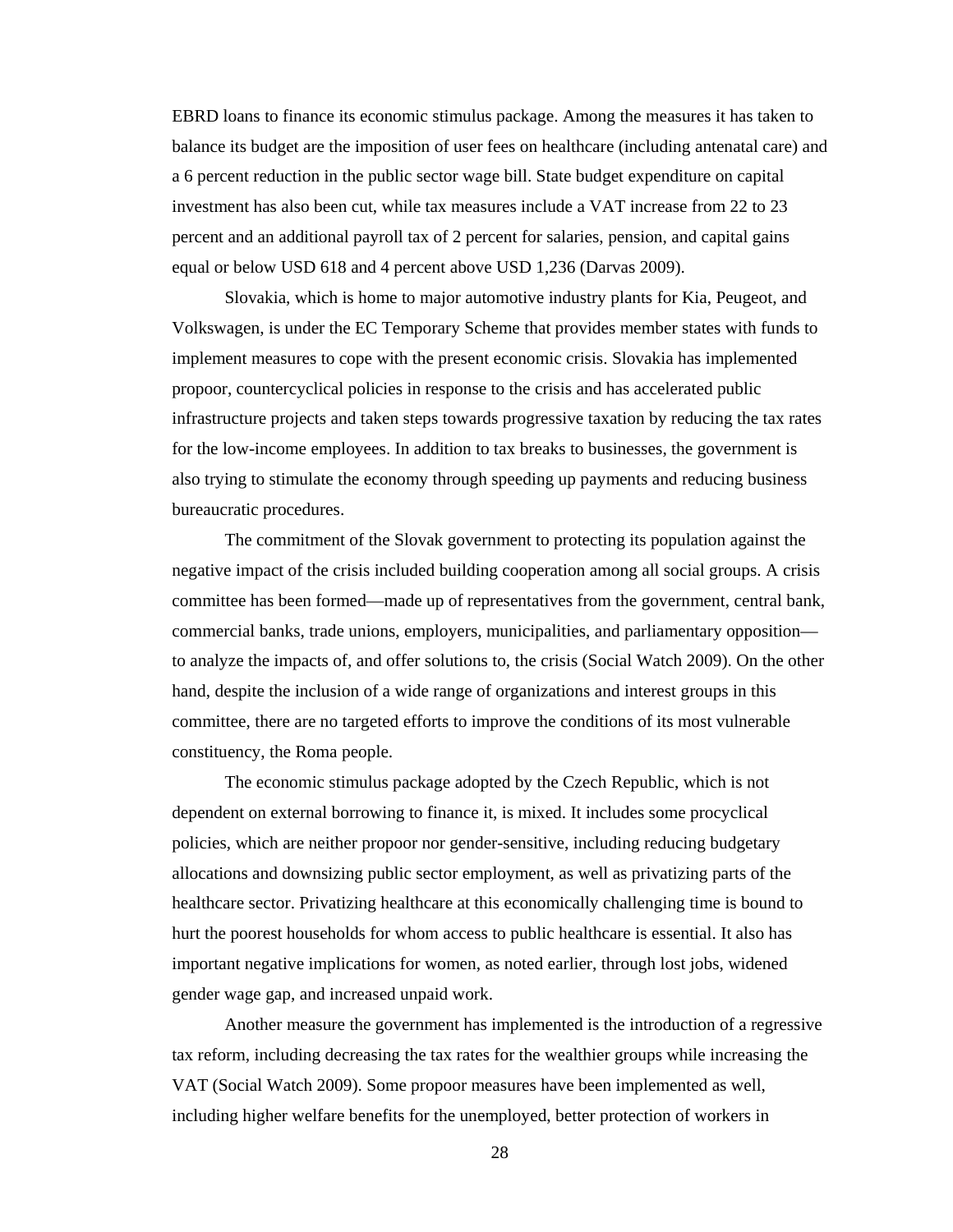EBRD loans to finance its economic stimulus package. Among the measures it has taken to balance its budget are the imposition of user fees on healthcare (including antenatal care) and a 6 percent reduction in the public sector wage bill. State budget expenditure on capital investment has also been cut, while tax measures include a VAT increase from 22 to 23 percent and an additional payroll tax of 2 percent for salaries, pension, and capital gains equal or below USD 618 and 4 percent above USD 1,236 (Darvas 2009).

Slovakia, which is home to major automotive industry plants for Kia, Peugeot, and Volkswagen, is under the EC Temporary Scheme that provides member states with funds to implement measures to cope with the present economic crisis. Slovakia has implemented propoor, countercyclical policies in response to the crisis and has accelerated public infrastructure projects and taken steps towards progressive taxation by reducing the tax rates for the low-income employees. In addition to tax breaks to businesses, the government is also trying to stimulate the economy through speeding up payments and reducing business bureaucratic procedures.

The commitment of the Slovak government to protecting its population against the negative impact of the crisis included building cooperation among all social groups. A crisis committee has been formed—made up of representatives from the government, central bank, commercial banks, trade unions, employers, municipalities, and parliamentary opposition—to analyze the impacts of, and offer solutions to, the crisis (Social Watch 2009). On the other hand, despite the inclusion of a wide range of organizations and interest groups in this committee, there are no targeted efforts to improve the conditions of its most vulnerable constituency, the Roma people.

The economic stimulus package adopted by the Czech Republic, which is not dependent on external borrowing to finance it, is mixed. It includes some procyclical policies, which are neither propoor nor gender-sensitive, including reducing budgetary allocations and downsizing public sector employment, as well as privatizing parts of the healthcare sector. Privatizing healthcare at this economically challenging time is bound to hurt the poorest households for whom access to public healthcare is essential. It also has important negative implications for women, as noted earlier, through lost jobs, widened gender wage gap, and increased unpaid work.

Another measure the government has implemented is the introduction of a regressive tax reform, including decreasing the tax rates for the wealthier groups while increasing the VAT (Social Watch 2009). Some propoor measures have been implemented as well, including higher welfare benefits for the unemployed, better protection of workers in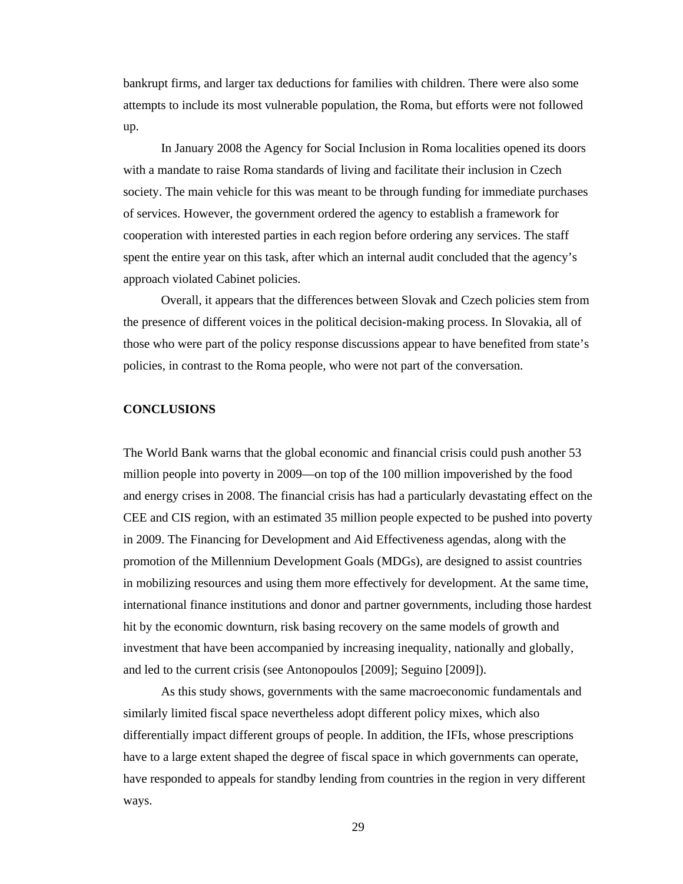bankrupt firms, and larger tax deductions for families with children. There were also some attempts to include its most vulnerable population, the Roma, but efforts were not followed up.

In January 2008 the Agency for Social Inclusion in Roma localities opened its doors with a mandate to raise Roma standards of living and facilitate their inclusion in Czech society. The main vehicle for this was meant to be through funding for immediate purchases of services. However, the government ordered the agency to establish a framework for cooperation with interested parties in each region before ordering any services. The staff spent the entire year on this task, after which an internal audit concluded that the agency's approach violated Cabinet policies.

Overall, it appears that the differences between Slovak and Czech policies stem from the presence of different voices in the political decision-making process. In Slovakia, all of those who were part of the policy response discussions appear to have benefited from state's policies, in contrast to the Roma people, who were not part of the conversation.

## CONCLUSIONS

The World Bank warns that the global economic and financial crisis could push another 53 million people into poverty in 2009—on top of the 100 million impoverished by the food and energy crises in 2008. The financial crisis has had a particularly devastating effect on the CEE and CIS region, with an estimated 35 million people expected to be pushed into poverty in 2009. The Financing for Development and Aid Effectiveness agendas, along with the promotion of the Millennium Development Goals (MDGs), are designed to assist countries in mobilizing resources and using them more effectively for development. At the same time, international finance institutions and donor and partner governments, including those hardest hit by the economic downturn, risk basing recovery on the same models of growth and investment that have been accompanied by increasing inequality, nationally and globally, and led to the current crisis (see Antonopoulos [2009]; Seguino [2009]).

As this study shows, governments with the same macroeconomic fundamentals and similarly limited fiscal space nevertheless adopt different policy mixes, which also differentially impact different groups of people. In addition, the IFIs, whose prescriptions have to a large extent shaped the degree of fiscal space in which governments can operate, have responded to appeals for standby lending from countries in the region in very different ways.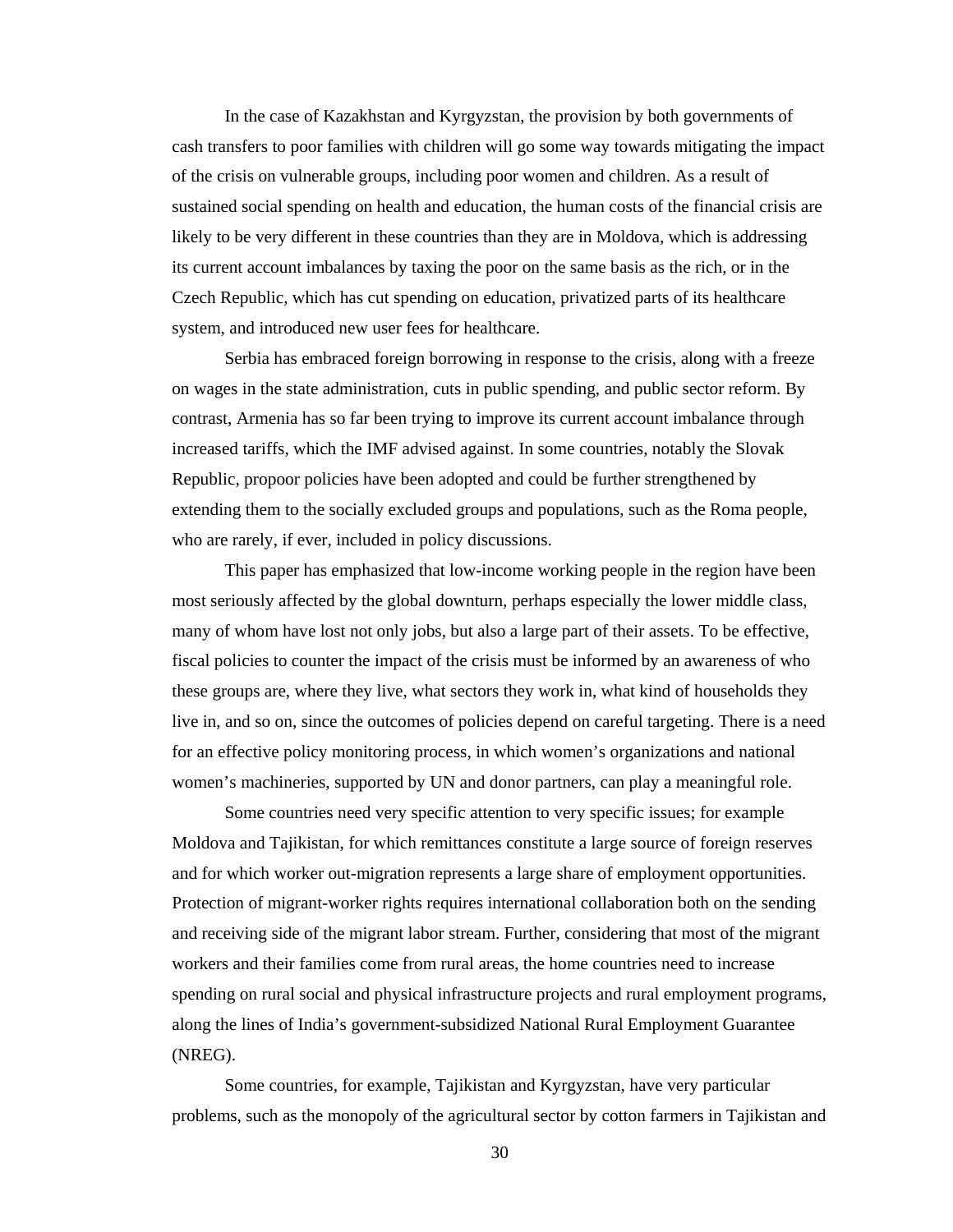In the case of Kazakhstan and Kyrgyzstan, the provision by both governments of cash transfers to poor families with children will go some way towards mitigating the impact of the crisis on vulnerable groups, including poor women and children. As a result of sustained social spending on health and education, the human costs of the financial crisis are likely to be very different in these countries than they are in Moldova, which is addressing its current account imbalances by taxing the poor on the same basis as the rich, or in the Czech Republic, which has cut spending on education, privatized parts of its healthcare system, and introduced new user fees for healthcare.

Serbia has embraced foreign borrowing in response to the crisis, along with a freeze on wages in the state administration, cuts in public spending, and public sector reform. By contrast, Armenia has so far been trying to improve its current account imbalance through increased tariffs, which the IMF advised against. In some countries, notably the Slovak Republic, propoor policies have been adopted and could be further strengthened by extending them to the socially excluded groups and populations, such as the Roma people, who are rarely, if ever, included in policy discussions.

This paper has emphasized that low-income working people in the region have been most seriously affected by the global downturn, perhaps especially the lower middle class, many of whom have lost not only jobs, but also a large part of their assets. To be effective, fiscal policies to counter the impact of the crisis must be informed by an awareness of who these groups are, where they live, what sectors they work in, what kind of households they live in, and so on, since the outcomes of policies depend on careful targeting. There is a need for an effective policy monitoring process, in which women's organizations and national women's machineries, supported by UN and donor partners, can play a meaningful role.

Some countries need very specific attention to very specific issues; for example Moldova and Tajikistan, for which remittances constitute a large source of foreign reserves and for which worker out-migration represents a large share of employment opportunities. Protection of migrant-worker rights requires international collaboration both on the sending and receiving side of the migrant labor stream. Further, considering that most of the migrant workers and their families come from rural areas, the home countries need to increase spending on rural social and physical infrastructure projects and rural employment programs, along the lines of India's government-subsidized National Rural Employment Guarantee (NREG).

Some countries, for example, Tajikistan and Kyrgyzstan, have very particular problems, such as the monopoly of the agricultural sector by cotton farmers in Tajikistan and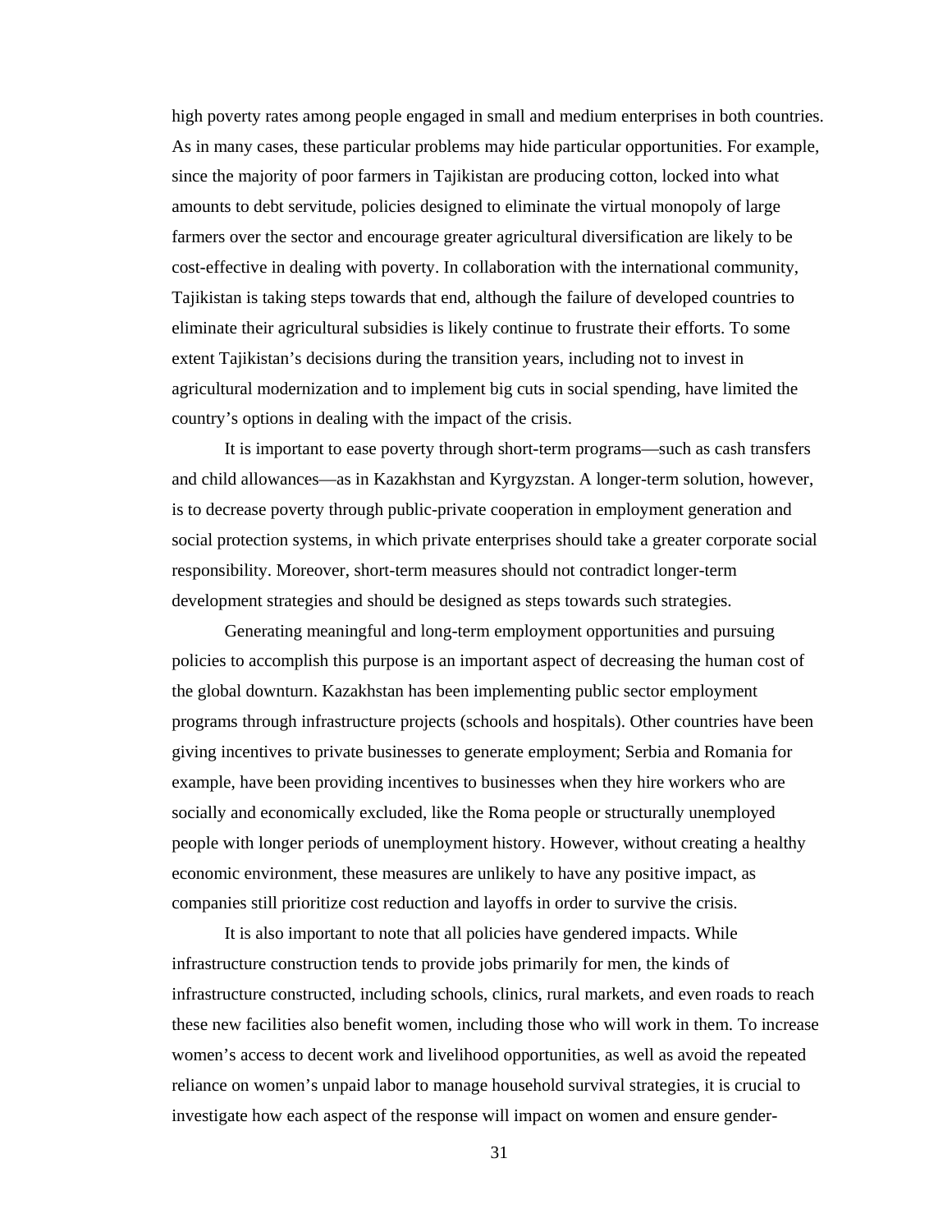high poverty rates among people engaged in small and medium enterprises in both countries. As in many cases, these particular problems may hide particular opportunities. For example, since the majority of poor farmers in Tajikistan are producing cotton, locked into what amounts to debt servitude, policies designed to eliminate the virtual monopoly of large farmers over the sector and encourage greater agricultural diversification are likely to be cost-effective in dealing with poverty. In collaboration with the international community, Tajikistan is taking steps towards that end, although the failure of developed countries to eliminate their agricultural subsidies is likely continue to frustrate their efforts. To some extent Tajikistan's decisions during the transition years, including not to invest in agricultural modernization and to implement big cuts in social spending, have limited the country's options in dealing with the impact of the crisis.

It is important to ease poverty through short-term programs—such as cash transfers and child allowances—as in Kazakhstan and Kyrgyzstan. A longer-term solution, however, is to decrease poverty through public-private cooperation in employment generation and social protection systems, in which private enterprises should take a greater corporate social responsibility. Moreover, short-term measures should not contradict longer-term development strategies and should be designed as steps towards such strategies.

Generating meaningful and long-term employment opportunities and pursuing policies to accomplish this purpose is an important aspect of decreasing the human cost of the global downturn. Kazakhstan has been implementing public sector employment programs through infrastructure projects (schools and hospitals). Other countries have been giving incentives to private businesses to generate employment; Serbia and Romania for example, have been providing incentives to businesses when they hire workers who are socially and economically excluded, like the Roma people or structurally unemployed people with longer periods of unemployment history. However, without creating a healthy economic environment, these measures are unlikely to have any positive impact, as companies still prioritize cost reduction and layoffs in order to survive the crisis.

It is also important to note that all policies have gendered impacts. While infrastructure construction tends to provide jobs primarily for men, the kinds of infrastructure constructed, including schools, clinics, rural markets, and even roads to reach these new facilities also benefit women, including those who will work in them. To increase women's access to decent work and livelihood opportunities, as well as avoid the repeated reliance on women's unpaid labor to manage household survival strategies, it is crucial to investigate how each aspect of the response will impact on women and ensure gender-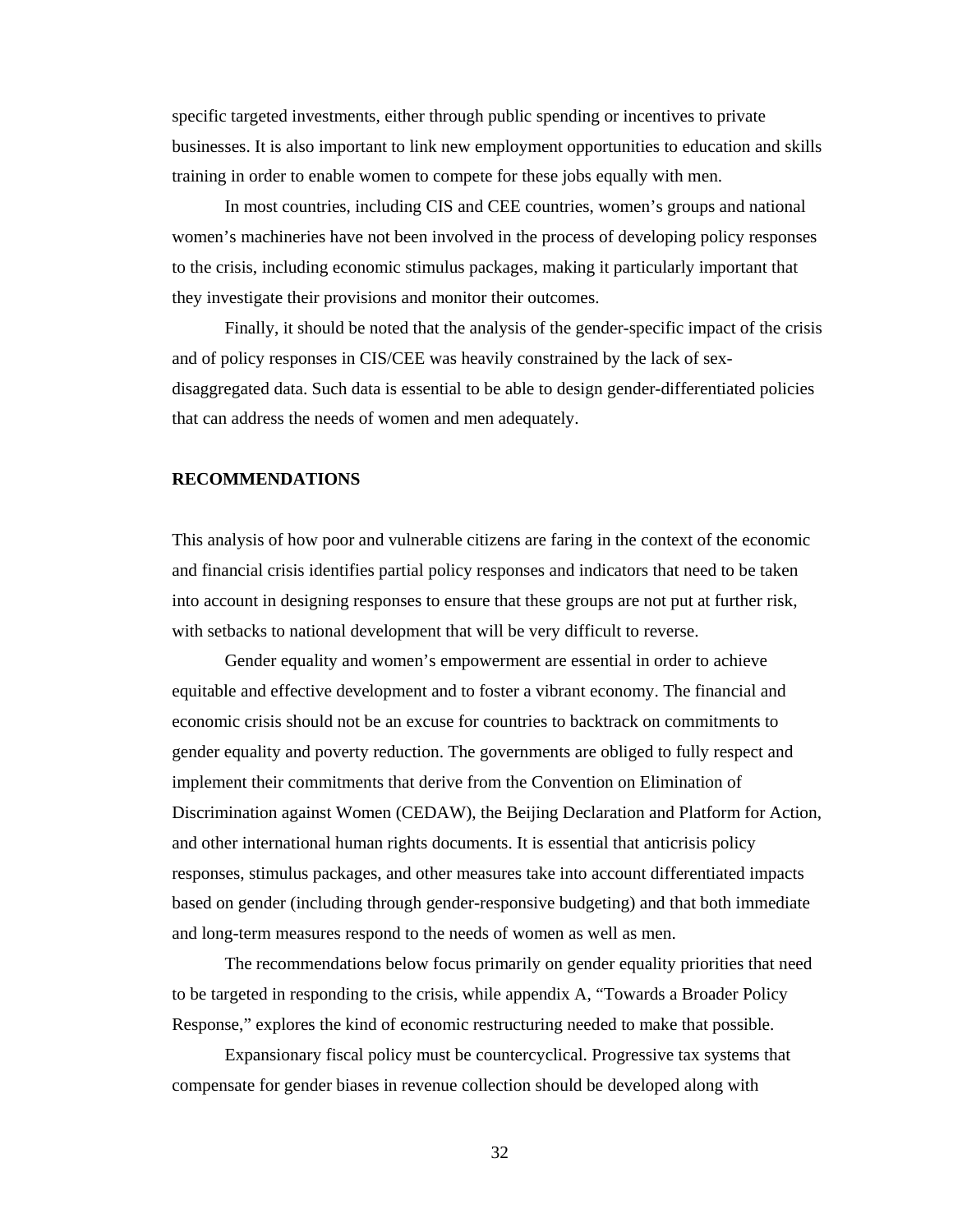specific targeted investments, either through public spending or incentives to private businesses. It is also important to link new employment opportunities to education and skills training in order to enable women to compete for these jobs equally with men.

In most countries, including CIS and CEE countries, women's groups and national women's machineries have not been involved in the process of developing policy responses to the crisis, including economic stimulus packages, making it particularly important that they investigate their provisions and monitor their outcomes.

Finally, it should be noted that the analysis of the gender-specific impact of the crisis and of policy responses in CIS/CEE was heavily constrained by the lack of sex-disaggregated data. Such data is essential to be able to design gender-differentiated policies that can address the needs of women and men adequately.

## RECOMMENDATIONS

This analysis of how poor and vulnerable citizens are faring in the context of the economic and financial crisis identifies partial policy responses and indicators that need to be taken into account in designing responses to ensure that these groups are not put at further risk, with setbacks to national development that will be very difficult to reverse.

Gender equality and women's empowerment are essential in order to achieve equitable and effective development and to foster a vibrant economy. The financial and economic crisis should not be an excuse for countries to backtrack on commitments to gender equality and poverty reduction. The governments are obliged to fully respect and implement their commitments that derive from the Convention on Elimination of Discrimination against Women (CEDAW), the Beijing Declaration and Platform for Action, and other international human rights documents. It is essential that anticrisis policy responses, stimulus packages, and other measures take into account differentiated impacts based on gender (including through gender-responsive budgeting) and that both immediate and long-term measures respond to the needs of women as well as men.

The recommendations below focus primarily on gender equality priorities that need to be targeted in responding to the crisis, while appendix A, "Towards a Broader Policy Response," explores the kind of economic restructuring needed to make that possible.

Expansionary fiscal policy must be countercyclical. Progressive tax systems that compensate for gender biases in revenue collection should be developed along with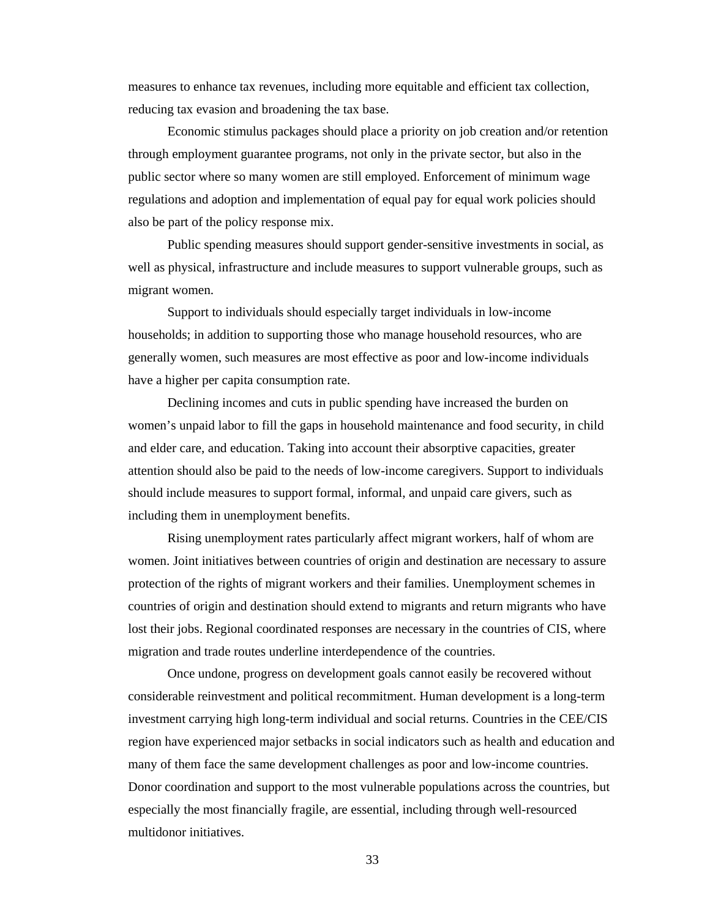measures to enhance tax revenues, including more equitable and efficient tax collection, reducing tax evasion and broadening the tax base.

Economic stimulus packages should place a priority on job creation and/or retention through employment guarantee programs, not only in the private sector, but also in the public sector where so many women are still employed. Enforcement of minimum wage regulations and adoption and implementation of equal pay for equal work policies should also be part of the policy response mix.

Public spending measures should support gender-sensitive investments in social, as well as physical, infrastructure and include measures to support vulnerable groups, such as migrant women.

Support to individuals should especially target individuals in low-income households; in addition to supporting those who manage household resources, who are generally women, such measures are most effective as poor and low-income individuals have a higher per capita consumption rate.

Declining incomes and cuts in public spending have increased the burden on women's unpaid labor to fill the gaps in household maintenance and food security, in child and elder care, and education. Taking into account their absorptive capacities, greater attention should also be paid to the needs of low-income caregivers. Support to individuals should include measures to support formal, informal, and unpaid care givers, such as including them in unemployment benefits.

Rising unemployment rates particularly affect migrant workers, half of whom are women. Joint initiatives between countries of origin and destination are necessary to assure protection of the rights of migrant workers and their families. Unemployment schemes in countries of origin and destination should extend to migrants and return migrants who have lost their jobs. Regional coordinated responses are necessary in the countries of CIS, where migration and trade routes underline interdependence of the countries.

Once undone, progress on development goals cannot easily be recovered without considerable reinvestment and political recommitment. Human development is a long-term investment carrying high long-term individual and social returns. Countries in the CEE/CIS region have experienced major setbacks in social indicators such as health and education and many of them face the same development challenges as poor and low-income countries. Donor coordination and support to the most vulnerable populations across the countries, but especially the most financially fragile, are essential, including through well-resourced multidonor initiatives.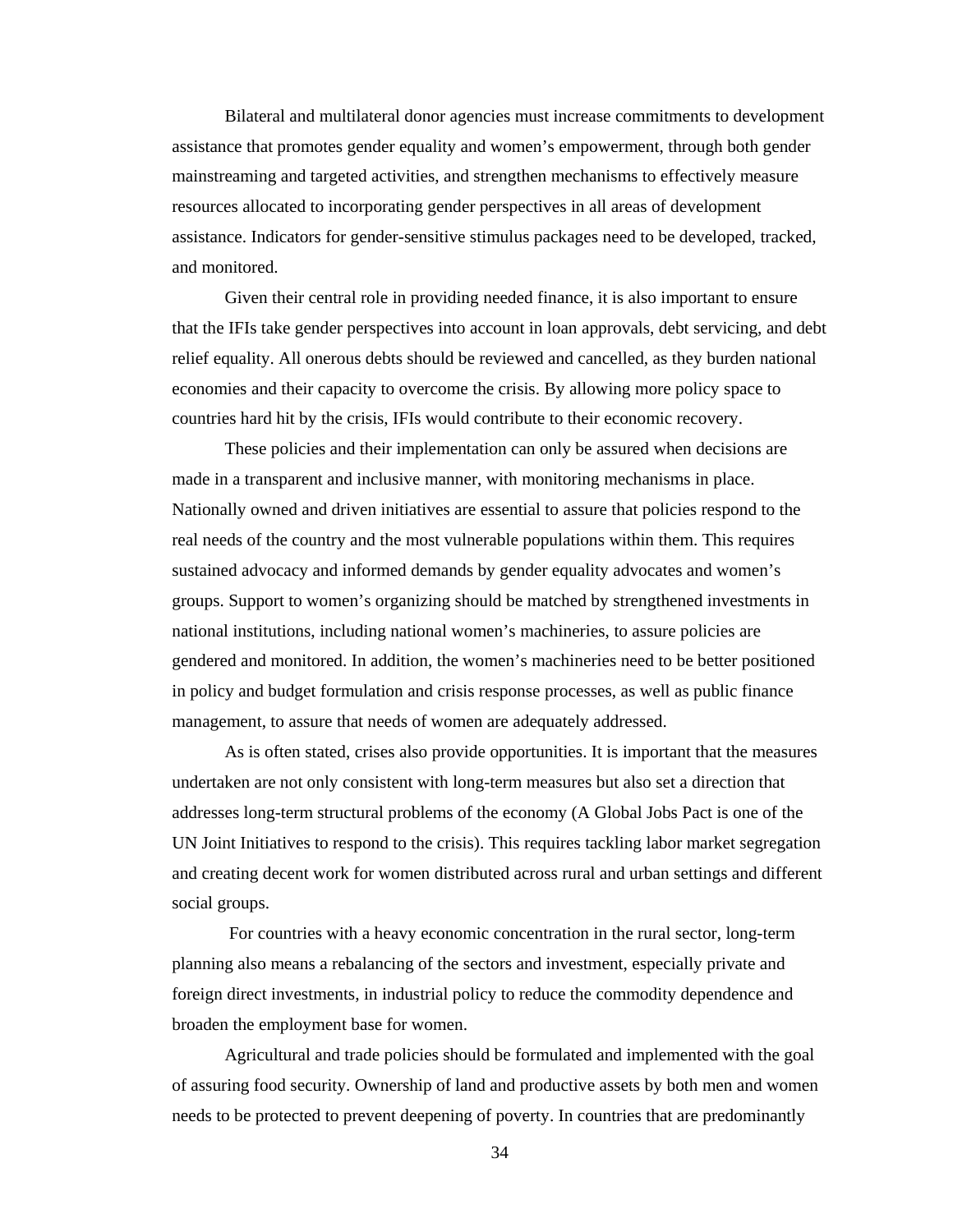Bilateral and multilateral donor agencies must increase commitments to development assistance that promotes gender equality and women's empowerment, through both gender mainstreaming and targeted activities, and strengthen mechanisms to effectively measure resources allocated to incorporating gender perspectives in all areas of development assistance. Indicators for gender-sensitive stimulus packages need to be developed, tracked, and monitored.

Given their central role in providing needed finance, it is also important to ensure that the IFIs take gender perspectives into account in loan approvals, debt servicing, and debt relief equality. All onerous debts should be reviewed and cancelled, as they burden national economies and their capacity to overcome the crisis. By allowing more policy space to countries hard hit by the crisis, IFIs would contribute to their economic recovery.

These policies and their implementation can only be assured when decisions are made in a transparent and inclusive manner, with monitoring mechanisms in place. Nationally owned and driven initiatives are essential to assure that policies respond to the real needs of the country and the most vulnerable populations within them. This requires sustained advocacy and informed demands by gender equality advocates and women's groups. Support to women's organizing should be matched by strengthened investments in national institutions, including national women's machineries, to assure policies are gendered and monitored. In addition, the women's machineries need to be better positioned in policy and budget formulation and crisis response processes, as well as public finance management, to assure that needs of women are adequately addressed.

As is often stated, crises also provide opportunities. It is important that the measures undertaken are not only consistent with long-term measures but also set a direction that addresses long-term structural problems of the economy (A Global Jobs Pact is one of the UN Joint Initiatives to respond to the crisis). This requires tackling labor market segregation and creating decent work for women distributed across rural and urban settings and different social groups.

For countries with a heavy economic concentration in the rural sector, long-term planning also means a rebalancing of the sectors and investment, especially private and foreign direct investments, in industrial policy to reduce the commodity dependence and broaden the employment base for women.

Agricultural and trade policies should be formulated and implemented with the goal of assuring food security. Ownership of land and productive assets by both men and women needs to be protected to prevent deepening of poverty. In countries that are predominantly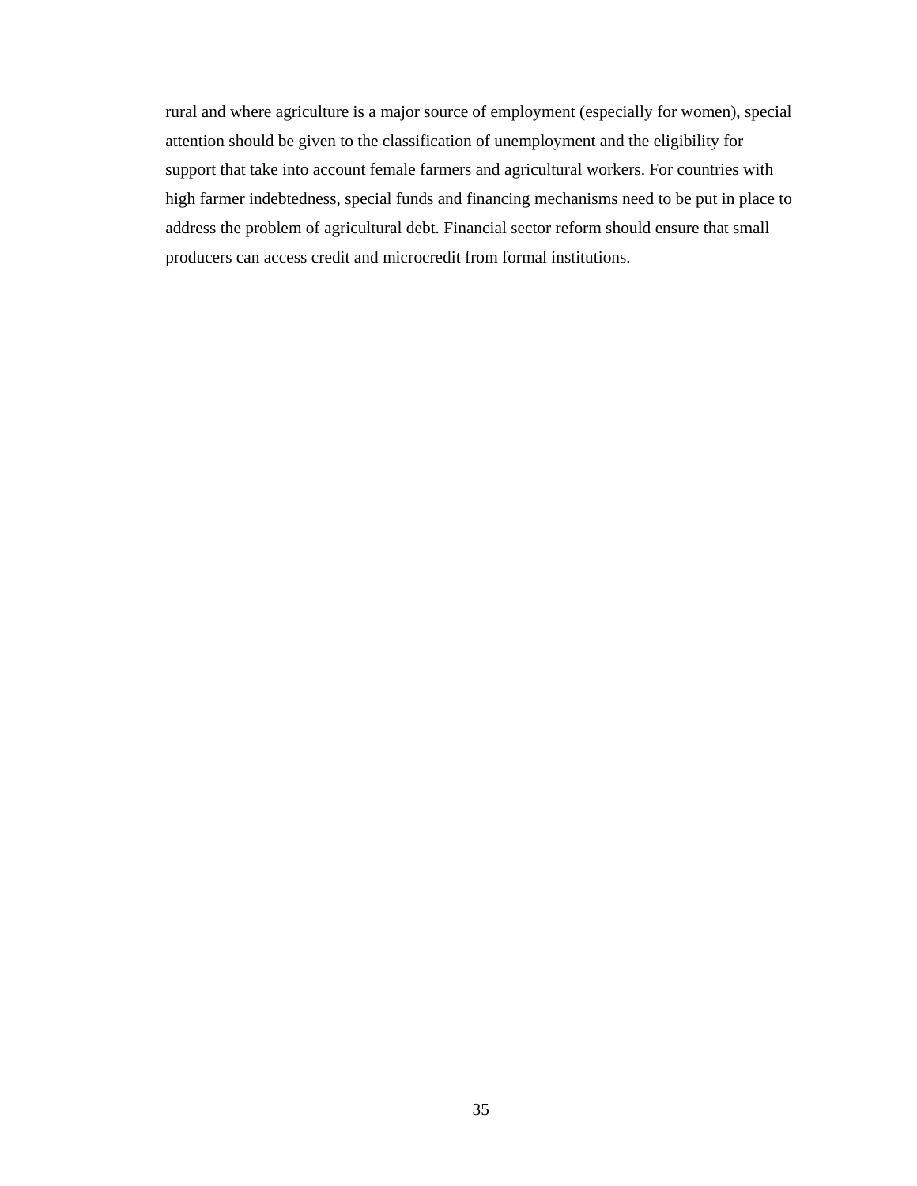rural and where agriculture is a major source of employment (especially for women), special attention should be given to the classification of unemployment and the eligibility for support that take into account female farmers and agricultural workers. For countries with high farmer indebtedness, special funds and financing mechanisms need to be put in place to address the problem of agricultural debt. Financial sector reform should ensure that small producers can access credit and microcredit from formal institutions.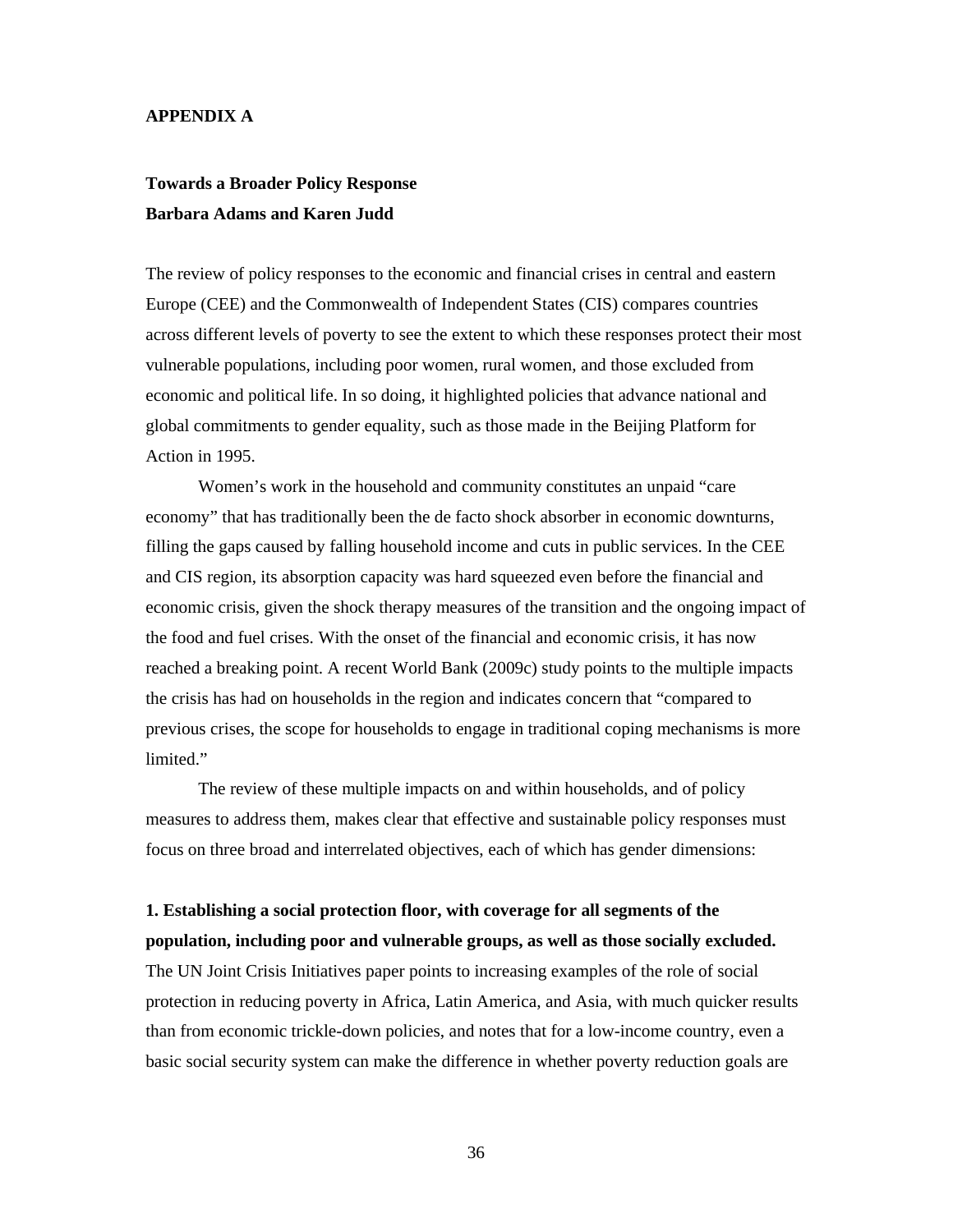## APPENDIX A

### Towards a Broader Policy Response

**Barbara Adams and Karen Judd**

The review of policy responses to the economic and financial crises in central and eastern Europe (CEE) and the Commonwealth of Independent States (CIS) compares countries across different levels of poverty to see the extent to which these responses protect their most vulnerable populations, including poor women, rural women, and those excluded from economic and political life. In so doing, it highlighted policies that advance national and global commitments to gender equality, such as those made in the Beijing Platform for Action in 1995.

Women's work in the household and community constitutes an unpaid "care economy" that has traditionally been the de facto shock absorber in economic downturns, filling the gaps caused by falling household income and cuts in public services. In the CEE and CIS region, its absorption capacity was hard squeezed even before the financial and economic crisis, given the shock therapy measures of the transition and the ongoing impact of the food and fuel crises. With the onset of the financial and economic crisis, it has now reached a breaking point. A recent World Bank (2009c) study points to the multiple impacts the crisis has had on households in the region and indicates concern that "compared to previous crises, the scope for households to engage in traditional coping mechanisms is more limited."

The review of these multiple impacts on and within households, and of policy measures to address them, makes clear that effective and sustainable policy responses must focus on three broad and interrelated objectives, each of which has gender dimensions:

**1. Establishing a social protection floor, with coverage for all segments of the population, including poor and vulnerable groups, as well as those socially excluded.** The UN Joint Crisis Initiatives paper points to increasing examples of the role of social protection in reducing poverty in Africa, Latin America, and Asia, with much quicker results than from economic trickle-down policies, and notes that for a low-income country, even a basic social security system can make the difference in whether poverty reduction goals are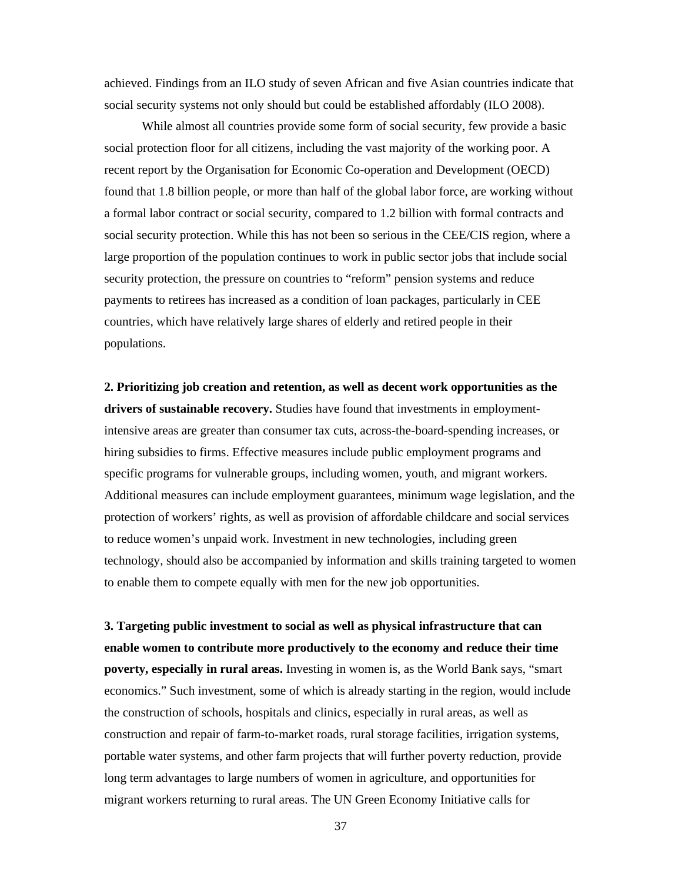achieved. Findings from an ILO study of seven African and five Asian countries indicate that social security systems not only should but could be established affordably (ILO 2008).

While almost all countries provide some form of social security, few provide a basic social protection floor for all citizens, including the vast majority of the working poor. A recent report by the Organisation for Economic Co-operation and Development (OECD) found that 1.8 billion people, or more than half of the global labor force, are working without a formal labor contract or social security, compared to 1.2 billion with formal contracts and social security protection. While this has not been so serious in the CEE/CIS region, where a large proportion of the population continues to work in public sector jobs that include social security protection, the pressure on countries to "reform" pension systems and reduce payments to retirees has increased as a condition of loan packages, particularly in CEE countries, which have relatively large shares of elderly and retired people in their populations.

**2. Prioritizing job creation and retention, as well as decent work opportunities as the drivers of sustainable recovery.** Studies have found that investments in employment-intensive areas are greater than consumer tax cuts, across-the-board-spending increases, or hiring subsidies to firms. Effective measures include public employment programs and specific programs for vulnerable groups, including women, youth, and migrant workers. Additional measures can include employment guarantees, minimum wage legislation, and the protection of workers' rights, as well as provision of affordable childcare and social services to reduce women's unpaid work. Investment in new technologies, including green technology, should also be accompanied by information and skills training targeted to women to enable them to compete equally with men for the new job opportunities.

**3. Targeting public investment to social as well as physical infrastructure that can enable women to contribute more productively to the economy and reduce their time poverty, especially in rural areas.** Investing in women is, as the World Bank says, "smart economics." Such investment, some of which is already starting in the region, would include the construction of schools, hospitals and clinics, especially in rural areas, as well as construction and repair of farm-to-market roads, rural storage facilities, irrigation systems, portable water systems, and other farm projects that will further poverty reduction, provide long term advantages to large numbers of women in agriculture, and opportunities for migrant workers returning to rural areas. The UN Green Economy Initiative calls for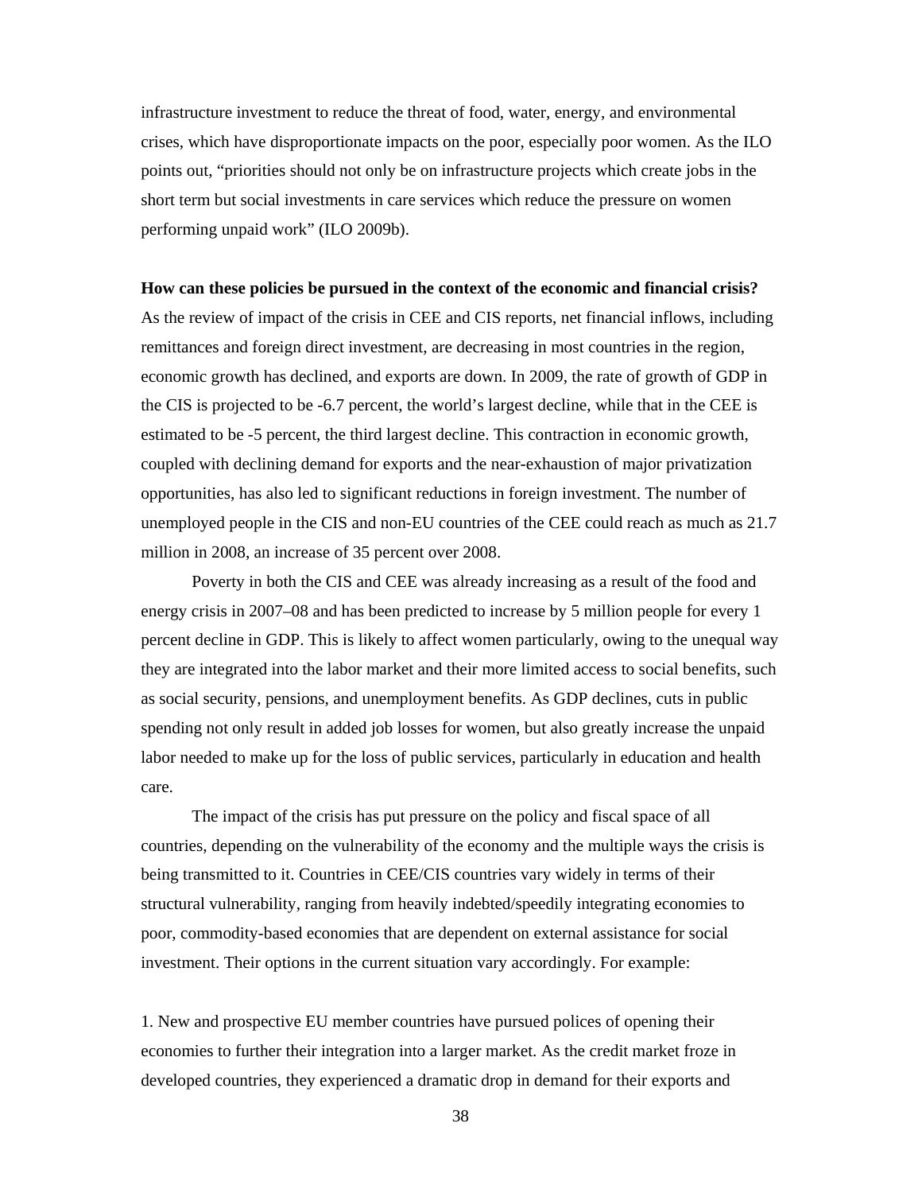infrastructure investment to reduce the threat of food, water, energy, and environmental crises, which have disproportionate impacts on the poor, especially poor women. As the ILO points out, "priorities should not only be on infrastructure projects which create jobs in the short term but social investments in care services which reduce the pressure on women performing unpaid work" (ILO 2009b).

**How can these policies be pursued in the context of the economic and financial crisis?** As the review of impact of the crisis in CEE and CIS reports, net financial inflows, including remittances and foreign direct investment, are decreasing in most countries in the region, economic growth has declined, and exports are down. In 2009, the rate of growth of GDP in the CIS is projected to be -6.7 percent, the world's largest decline, while that in the CEE is estimated to be -5 percent, the third largest decline. This contraction in economic growth, coupled with declining demand for exports and the near-exhaustion of major privatization opportunities, has also led to significant reductions in foreign investment. The number of unemployed people in the CIS and non-EU countries of the CEE could reach as much as 21.7 million in 2008, an increase of 35 percent over 2008.

Poverty in both the CIS and CEE was already increasing as a result of the food and energy crisis in 2007–08 and has been predicted to increase by 5 million people for every 1 percent decline in GDP. This is likely to affect women particularly, owing to the unequal way they are integrated into the labor market and their more limited access to social benefits, such as social security, pensions, and unemployment benefits. As GDP declines, cuts in public spending not only result in added job losses for women, but also greatly increase the unpaid labor needed to make up for the loss of public services, particularly in education and health care.

The impact of the crisis has put pressure on the policy and fiscal space of all countries, depending on the vulnerability of the economy and the multiple ways the crisis is being transmitted to it. Countries in CEE/CIS countries vary widely in terms of their structural vulnerability, ranging from heavily indebted/speedily integrating economies to poor, commodity-based economies that are dependent on external assistance for social investment. Their options in the current situation vary accordingly. For example:

1. New and prospective EU member countries have pursued polices of opening their economies to further their integration into a larger market. As the credit market froze in developed countries, they experienced a dramatic drop in demand for their exports and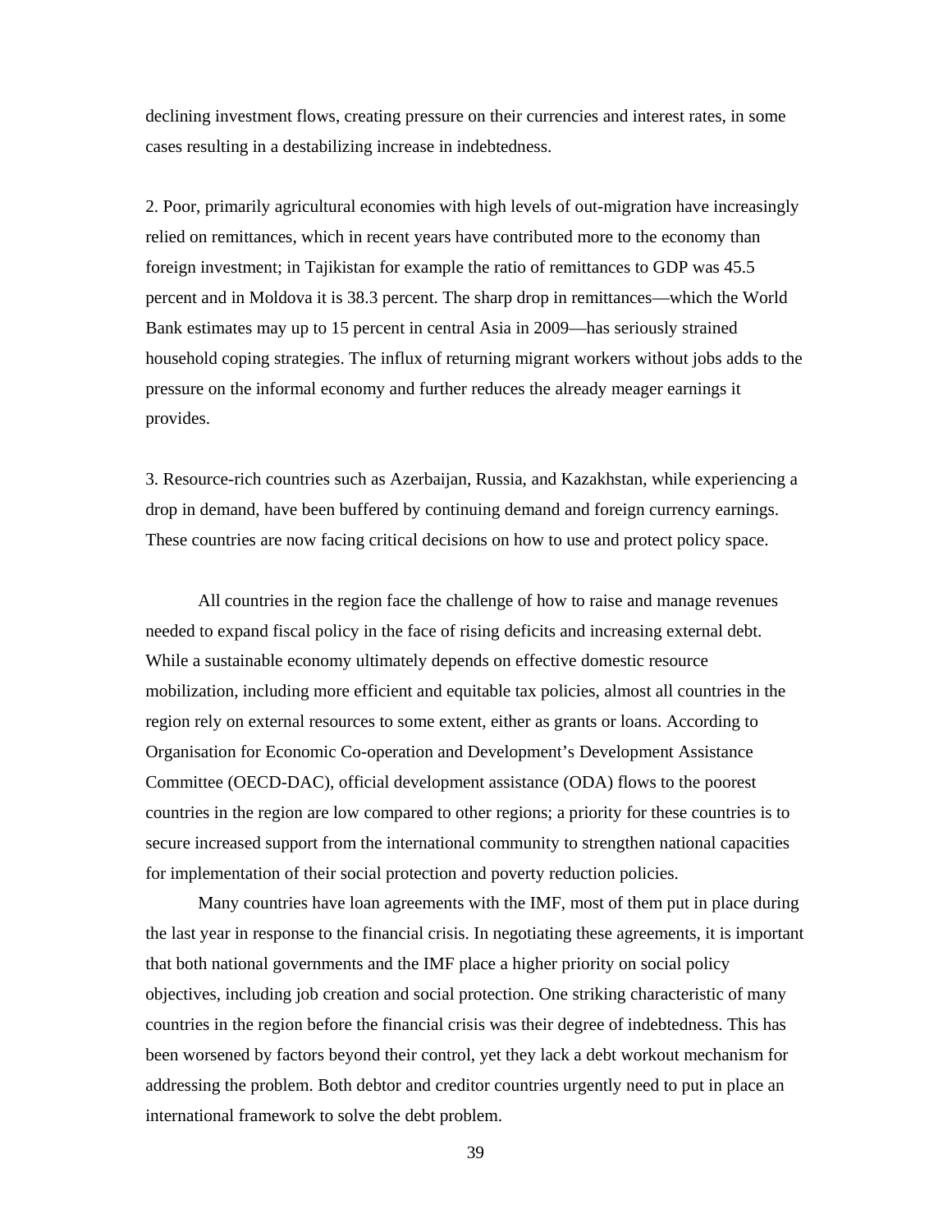declining investment flows, creating pressure on their currencies and interest rates, in some cases resulting in a destabilizing increase in indebtedness.

2. Poor, primarily agricultural economies with high levels of out-migration have increasingly relied on remittances, which in recent years have contributed more to the economy than foreign investment; in Tajikistan for example the ratio of remittances to GDP was 45.5 percent and in Moldova it is 38.3 percent. The sharp drop in remittances—which the World Bank estimates may up to 15 percent in central Asia in 2009—has seriously strained household coping strategies. The influx of returning migrant workers without jobs adds to the pressure on the informal economy and further reduces the already meager earnings it provides.

3. Resource-rich countries such as Azerbaijan, Russia, and Kazakhstan, while experiencing a drop in demand, have been buffered by continuing demand and foreign currency earnings. These countries are now facing critical decisions on how to use and protect policy space.

All countries in the region face the challenge of how to raise and manage revenues needed to expand fiscal policy in the face of rising deficits and increasing external debt. While a sustainable economy ultimately depends on effective domestic resource mobilization, including more efficient and equitable tax policies, almost all countries in the region rely on external resources to some extent, either as grants or loans. According to Organisation for Economic Co-operation and Development's Development Assistance Committee (OECD-DAC), official development assistance (ODA) flows to the poorest countries in the region are low compared to other regions; a priority for these countries is to secure increased support from the international community to strengthen national capacities for implementation of their social protection and poverty reduction policies.

Many countries have loan agreements with the IMF, most of them put in place during the last year in response to the financial crisis. In negotiating these agreements, it is important that both national governments and the IMF place a higher priority on social policy objectives, including job creation and social protection. One striking characteristic of many countries in the region before the financial crisis was their degree of indebtedness. This has been worsened by factors beyond their control, yet they lack a debt workout mechanism for addressing the problem. Both debtor and creditor countries urgently need to put in place an international framework to solve the debt problem.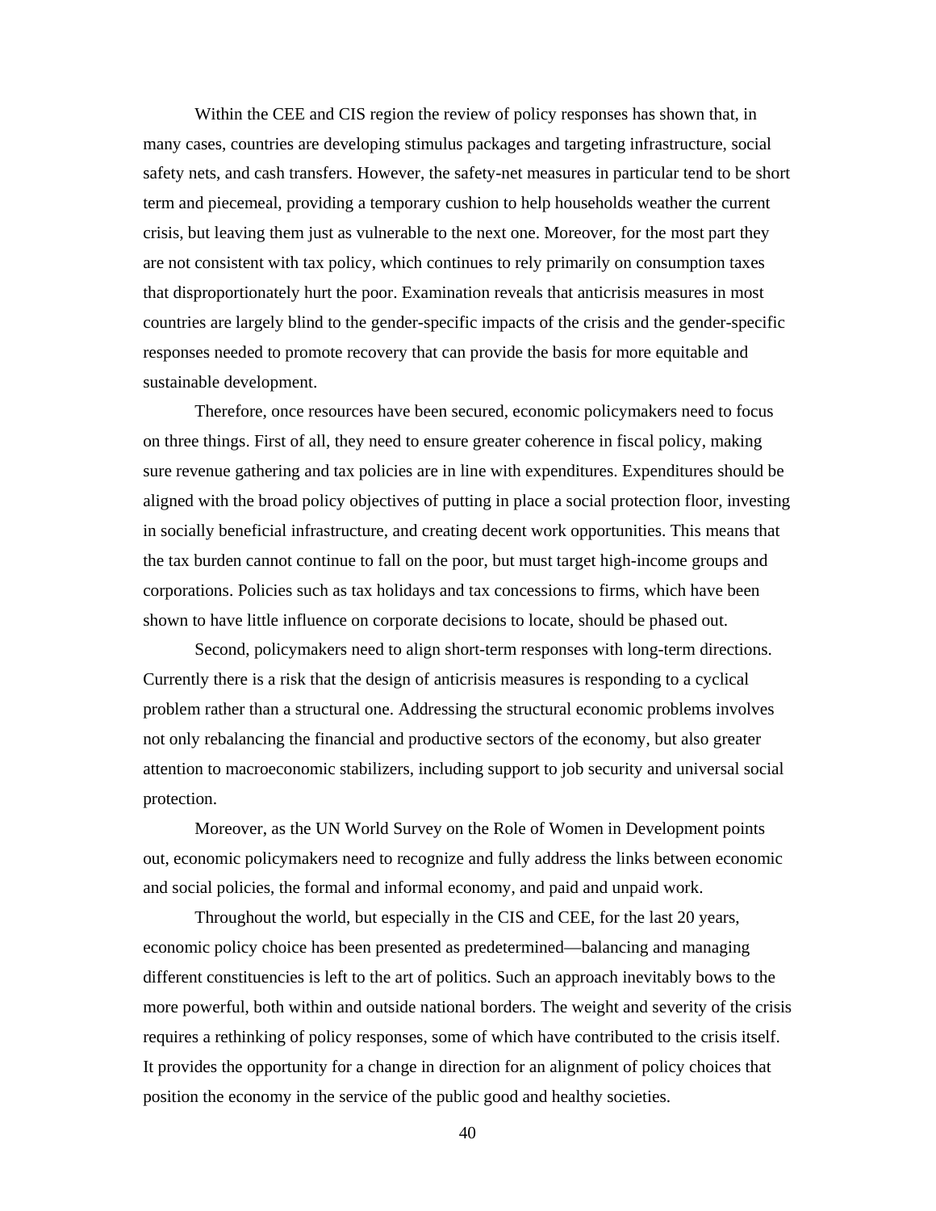Within the CEE and CIS region the review of policy responses has shown that, in many cases, countries are developing stimulus packages and targeting infrastructure, social safety nets, and cash transfers. However, the safety-net measures in particular tend to be short term and piecemeal, providing a temporary cushion to help households weather the current crisis, but leaving them just as vulnerable to the next one. Moreover, for the most part they are not consistent with tax policy, which continues to rely primarily on consumption taxes that disproportionately hurt the poor. Examination reveals that anticrisis measures in most countries are largely blind to the gender-specific impacts of the crisis and the gender-specific responses needed to promote recovery that can provide the basis for more equitable and sustainable development.

Therefore, once resources have been secured, economic policymakers need to focus on three things. First of all, they need to ensure greater coherence in fiscal policy, making sure revenue gathering and tax policies are in line with expenditures. Expenditures should be aligned with the broad policy objectives of putting in place a social protection floor, investing in socially beneficial infrastructure, and creating decent work opportunities. This means that the tax burden cannot continue to fall on the poor, but must target high-income groups and corporations. Policies such as tax holidays and tax concessions to firms, which have been shown to have little influence on corporate decisions to locate, should be phased out.

Second, policymakers need to align short-term responses with long-term directions. Currently there is a risk that the design of anticrisis measures is responding to a cyclical problem rather than a structural one. Addressing the structural economic problems involves not only rebalancing the financial and productive sectors of the economy, but also greater attention to macroeconomic stabilizers, including support to job security and universal social protection.

Moreover, as the UN World Survey on the Role of Women in Development points out, economic policymakers need to recognize and fully address the links between economic and social policies, the formal and informal economy, and paid and unpaid work.

Throughout the world, but especially in the CIS and CEE, for the last 20 years, economic policy choice has been presented as predetermined—balancing and managing different constituencies is left to the art of politics. Such an approach inevitably bows to the more powerful, both within and outside national borders. The weight and severity of the crisis requires a rethinking of policy responses, some of which have contributed to the crisis itself. It provides the opportunity for a change in direction for an alignment of policy choices that position the economy in the service of the public good and healthy societies.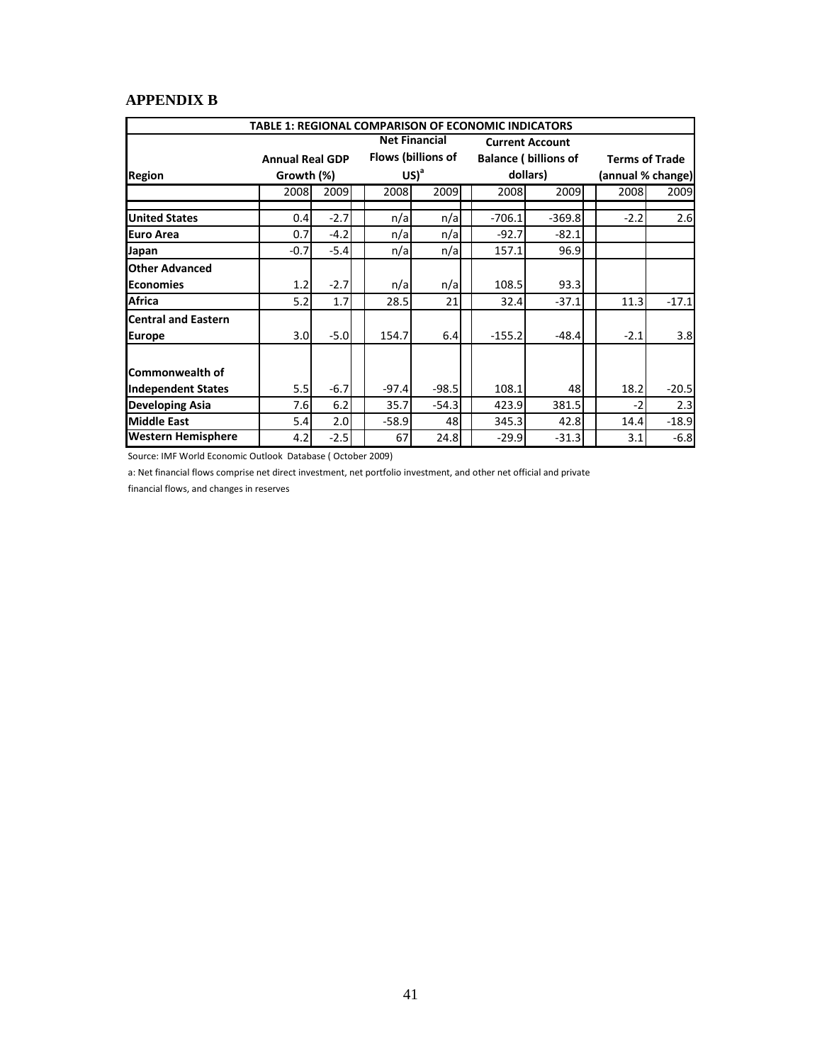## APPENDIX B

| TABLE 1: REGIONAL COMPARISON OF ECONOMIC INDICATORS | | | | | | | | |
|---|---|---|---|---|---|---|---|---|
| Region | Annual Real GDP Growth (%) | | Net Financial Flows (billions of US)[a] | | Current Account Balance ( billions of dollars) | | Terms of Trade (annual % change) | |
| | 2008 | 2009 | 2008 | 2009 | 2008 | 2009 | 2008 | 2009 |
| United States | 0.4 | -2.7 | n/a | n/a | -706.1 | -369.8 | -2.2 | 2.6 |
| Euro Area | 0.7 | -4.2 | n/a | n/a | -92.7 | -82.1 | | |
| Japan | -0.7 | -5.4 | n/a | n/a | 157.1 | 96.9 | | |
| Other Advanced Economies | 1.2 | -2.7 | n/a | n/a | 108.5 | 93.3 | | |
| Africa | 5.2 | 1.7 | 28.5 | 21 | 32.4 | -37.1 | 11.3 | -17.1 |
| Central and Eastern Europe | 3.0 | -5.0 | 154.7 | 6.4 | -155.2 | -48.4 | -2.1 | 3.8 |
| Commonwealth of Independent States | 5.5 | -6.7 | -97.4 | -98.5 | 108.1 | 48 | 18.2 | -20.5 |
| Developing Asia | 7.6 | 6.2 | 35.7 | -54.3 | 423.9 | 381.5 | -2 | 2.3 |
| Middle East | 5.4 | 2.0 | -58.9 | 48 | 345.3 | 42.8 | 14.4 | -18.9 |
| Western Hemisphere | 4.2 | -2.5 | 67 | 24.8 | -29.9 | -31.3 | 3.1 | -6.8 |

Source: IMF World Economic Outlook Database ( October 2009)

a: Net financial flows comprise net direct investment, net portfolio investment, and other net official and private financial flows, and changes in reserves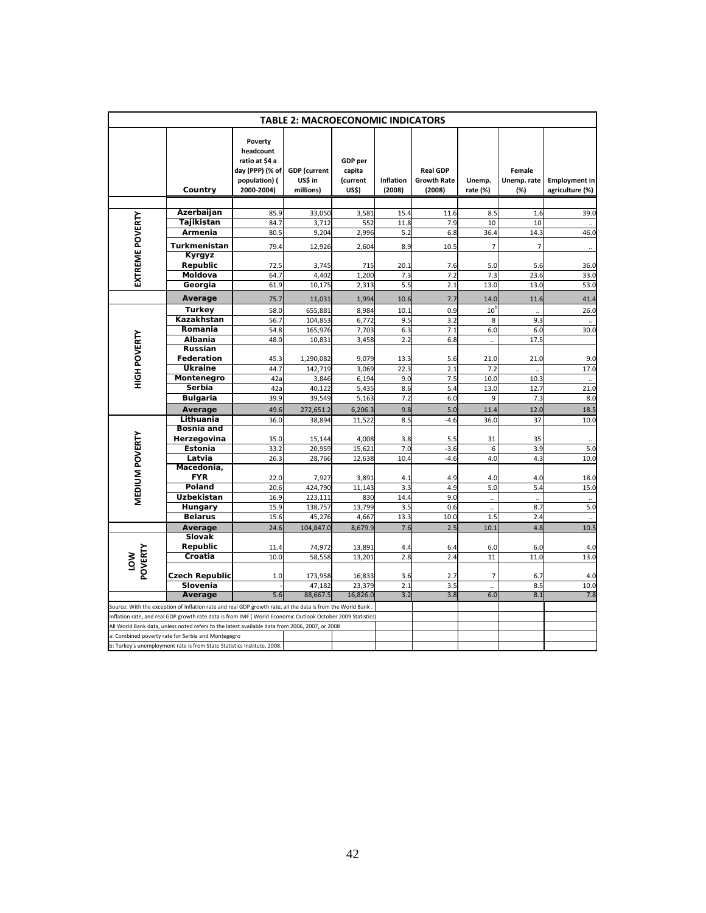**TABLE 2: MACROECONOMIC INDICATORS**

| | Country | Poverty headcount ratio at $4 a day (PPP) (% of population) ( 2000-2004) | GDP (current US$ in millions) | GDP per capita (current US$) | Inflation (2008) | Real GDP Growth Rate (2008) | Unemp. rate (%) | Female Unemp. rate (%) | Employment in agriculture (%) |
|---|---|---|---|---|---|---|---|---|---|
| EXTREME POVERTY | Azerbaijan | 85.9 | 33,050 | 3,581 | 15.4 | 11.6 | 8.5 | 1.6 | 39.0 |
| | Tajikistan | 84.7 | 3,712 | 552 | 11.8 | 7.9 | 10 | 10 | .. |
| | Armenia | 80.5 | 9,204 | 2,996 | 5.2 | 6.8 | 36.4 | 14.3 | 46.0 |
| | Turkmenistan | 79.4 | 12,926 | 2,604 | 8.9 | 10.5 | 7 | 7 | .. |
| | Kyrgyz Republic | 72.5 | 3,745 | 715 | 20.1 | 7.6 | 5.0 | 5.6 | 36.0 |
| | Moldova | 64.7 | 4,402 | 1,200 | 7.3 | 7.2 | 7.3 | 23.6 | 33.0 |
| | Georgia | 61.9 | 10,175 | 2,313 | 5.5 | 2.1 | 13.0 | 13.0 | 53.0 |
| | **Average** | 75.7 | 11,031 | 1,994 | 10.6 | 7.7 | 14.0 | 11.6 | 41.4 |
| HIGH POVERTY | Turkey | 58.0 | 655,881 | 8,984 | 10.1 | 0.9 | 10[b] | .. | 26.0 |
| | Kazakhstan | 56.7 | 104,853 | 6,772 | 9.5 | 3.2 | 8 | 9.3 | .. |
| | Romania | 54.8 | 165,976 | 7,703 | 6.3 | 7.1 | 6.0 | 6.0 | 30.0 |
| | Albania | 48.0 | 10,831 | 3,458 | 2.2 | 6.8 | .. | 17.5 | |
| | Russian Federation | 45.3 | 1,290,082 | 9,079 | 13.3 | 5.6 | 21.0 | 21.0 | 9.0 |
| | Ukraine | 44.7 | 142,719 | 3,069 | 22.3 | 2.1 | 7.2 | .. | 17.0 |
| | Montenegro | 42a | 3,846 | 6,194 | 9.0 | 7.5 | 10.0 | 10.3 | .. |
| | Serbia | 42a | 40,122 | 5,435 | 8.6 | 5.4 | 13.0 | 12.7 | 21.0 |
| | Bulgaria | 39.9 | 39,549 | 5,163 | 7.2 | 6.0 | 9 | 7.3 | 8.0 |
| | **Average** | 49.6 | 272,651.2 | 6,206.3 | 9.8 | 5.0 | 11.4 | 12.0 | 18.5 |
| MEDIUM POVERTY | Lithuania | 36.0 | 38,894 | 11,522 | 8.5 | -4.6 | 36.0 | 37 | 10.0 |
| | Bosnia and Herzegovina | 35.0 | 15,144 | 4,008 | 3.8 | 5.5 | 31 | 35 | .. |
| | Estonia | 33.2 | 20,959 | 15,621 | 7.0 | -3.6 | 6 | 3.9 | 5.0 |
| | Latvia | 26.3 | 28,766 | 12,638 | 10.4 | -4.6 | 4.0 | 4.3 | 10.0 |
| | Macedonia, FYR | 22.0 | 7,927 | 3,891 | 4.1 | 4.9 | 4.0 | 4.0 | 18.0 |
| | Poland | 20.6 | 424,790 | 11,143 | 3.3 | 4.9 | 5.0 | 5.4 | 15.0 |
| | Uzbekistan | 16.9 | 223,111 | 830 | 14.4 | 9.0 | .. | .. | .. |
| | Hungary | 15.9 | 138,757 | 13,799 | 3.5 | 0.6 | .. | 8.7 | 5.0 |
| | Belarus | 15.6 | 45,276 | 4,667 | 13.3 | 10.0 | 1.5 | 2.4 | .. |
| | **Average** | 24.6 | 104,847.0 | 8,679.9 | 7.6 | 2.5 | 10.1 | 4.8 | 10.5 |
| LOW POVERTY | Slovak Republic | 11.4 | 74,972 | 13,891 | 4.4 | 6.4 | 6.0 | 6.0 | 4.0 |
| | Croatia | 10.0 | 58,558 | 13,201 | 2.8 | 2.4 | 11 | 11.0 | 13.0 |
| | Czech Republic | 1.0 | 173,958 | 16,833 | 3.6 | 2.7 | 7 | 6.7 | 4.0 |
| | Slovenia | - | 47,182 | 23,379 | 2.1 | 3.5 | .. | 8.5 | 10.0 |
| | **Average** | 5.6 | 88,667.5 | 16,826.0 | 3.2 | 3.8 | 6.0 | 8.1 | 7.8 |

Source: With the exception of Inflation rate and real GDP growth rate, all the data is from the World Bank .
Inflation rate, and real GDP growth rate data is from IMF ( World Economic Outlook October 2009 Statistics)
All World Bank data, unless noted refers to the latest available data from 2006, 2007, or 2008
a: Combined poverty rate for Serbia and Montegegro
b: Turkey's unemployment rate is from State Statistics Institute, 2008.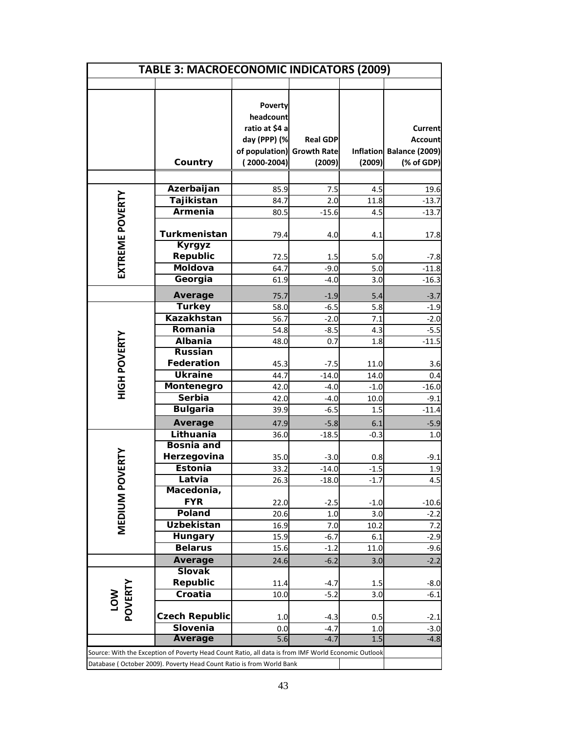# TABLE 3: MACROECONOMIC INDICATORS (2009)

| | Country | Poverty headcount ratio at $4 a day (PPP) (% of population) (2000-2004) | Real GDP Growth Rate (2009) | Inflation (2009) | Current Account Balance (2009) (% of GDP) |
|---|---|---|---|---|---|
| EXTREME POVERTY | Azerbaijan | 85.9 | 7.5 | 4.5 | 19.6 |
| | Tajikistan | 84.7 | 2.0 | 11.8 | -13.7 |
| | Armenia | 80.5 | -15.6 | 4.5 | -13.7 |
| | Turkmenistan | 79.4 | 4.0 | 4.1 | 17.8 |
| | Kyrgyz Republic | 72.5 | 1.5 | 5.0 | -7.8 |
| | Moldova | 64.7 | -9.0 | 5.0 | -11.8 |
| | Georgia | 61.9 | -4.0 | 3.0 | -16.3 |
| | **Average** | 75.7 | -1.9 | 5.4 | -3.7 |
| HIGH POVERTY | Turkey | 58.0 | -6.5 | 5.8 | -1.9 |
| | Kazakhstan | 56.7 | -2.0 | 7.1 | -2.0 |
| | Romania | 54.8 | -8.5 | 4.3 | -5.5 |
| | Albania | 48.0 | 0.7 | 1.8 | -11.5 |
| | Russian Federation | 45.3 | -7.5 | 11.0 | 3.6 |
| | Ukraine | 44.7 | -14.0 | 14.0 | 0.4 |
| | Montenegro | 42.0 | -4.0 | -1.0 | -16.0 |
| | Serbia | 42.0 | -4.0 | 10.0 | -9.1 |
| | Bulgaria | 39.9 | -6.5 | 1.5 | -11.4 |
| | **Average** | 47.9 | -5.8 | 6.1 | -5.9 |
| MEDIUM POVERTY | Lithuania | 36.0 | -18.5 | -0.3 | 1.0 |
| | Bosnia and Herzegovina | 35.0 | -3.0 | 0.8 | -9.1 |
| | Estonia | 33.2 | -14.0 | -1.5 | 1.9 |
| | Latvia | 26.3 | -18.0 | -1.7 | 4.5 |
| | Macedonia, FYR | 22.0 | -2.5 | -1.0 | -10.6 |
| | Poland | 20.6 | 1.0 | 3.0 | -2.2 |
| | Uzbekistan | 16.9 | 7.0 | 10.2 | 7.2 |
| | Hungary | 15.9 | -6.7 | 6.1 | -2.9 |
| | Belarus | 15.6 | -1.2 | 11.0 | -9.6 |
| | **Average** | 24.6 | -6.2 | 3.0 | -2.2 |
| LOW POVERTY | Slovak Republic | 11.4 | -4.7 | 1.5 | -8.0 |
| | Croatia | 10.0 | -5.2 | 3.0 | -6.1 |
| | Czech Republic | 1.0 | -4.3 | 0.5 | -2.1 |
| | Slovenia | 0.0 | -4.7 | 1.0 | -3.0 |
| | **Average** | 5.6 | -4.7 | 1.5 | -4.8 |

Source: With the Exception of Poverty Head Count Ratio, all data is from IMF World Economic Outlook Database ( October 2009). Poverty Head Count Ratio is from World Bank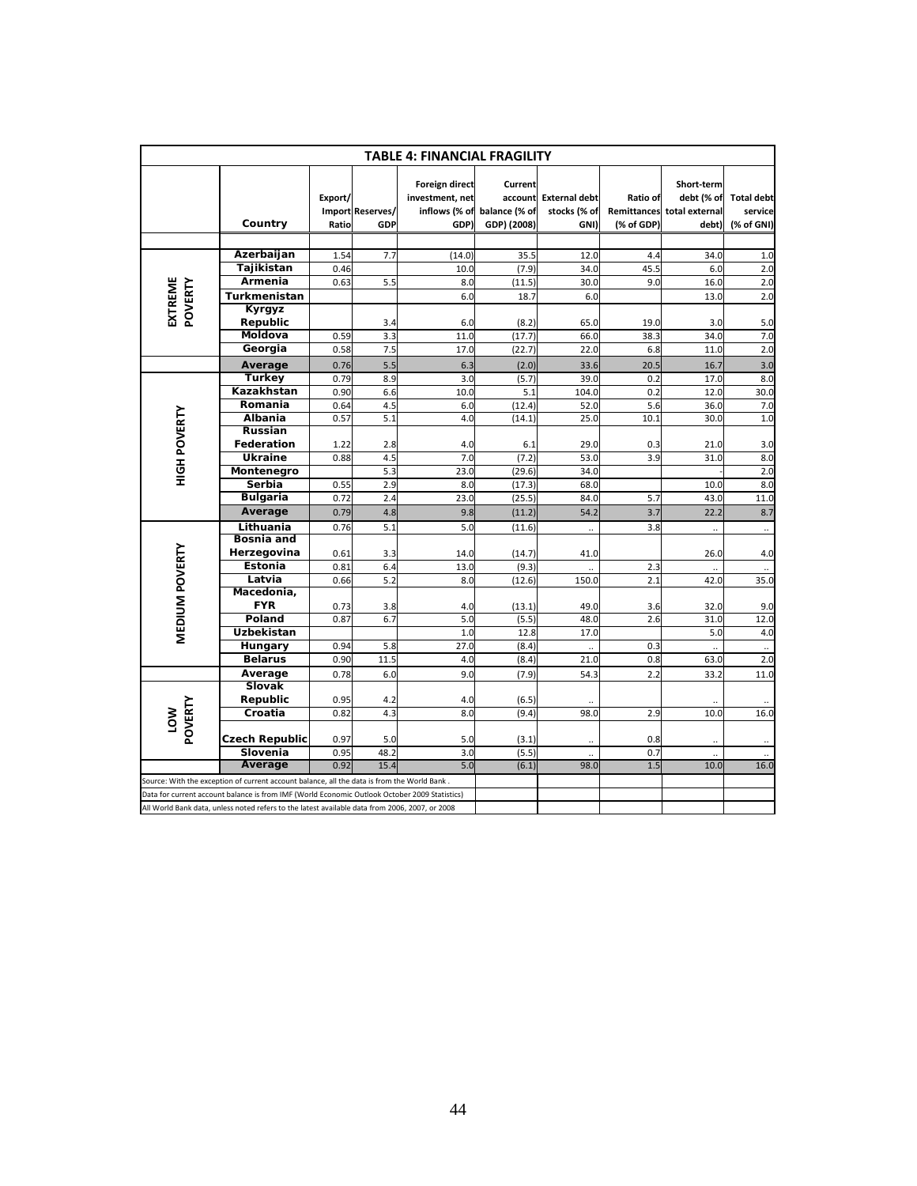**TABLE 4: FINANCIAL FRAGILITY**

| | Country | Export/ Import Ratio | Reserves/ GDP | Foreign direct investment, net inflows (% of GDP) | Current account balance (% of GDP) (2008) | External debt stocks (% of GNI) | Ratio of Remittances (% of GDP) | Short-term debt (% of total external debt) | Total debt service (% of GNI) |
|---|---|---|---|---|---|---|---|---|---|
| EXTREME POVERTY | Azerbaijan | 1.54 | 7.7 | (14.0) | 35.5 | 12.0 | 4.4 | 34.0 | 1.0 |
| | Tajikistan | 0.46 | | 10.0 | (7.9) | 34.0 | 45.5 | 6.0 | 2.0 |
| | Armenia | 0.63 | 5.5 | 8.0 | (11.5) | 30.0 | 9.0 | 16.0 | 2.0 |
| | Turkmenistan | | | 6.0 | 18.7 | 6.0 | | 13.0 | 2.0 |
| | Kyrgyz Republic | | 3.4 | 6.0 | (8.2) | 65.0 | 19.0 | 3.0 | 5.0 |
| | Moldova | 0.59 | 3.3 | 11.0 | (17.7) | 66.0 | 38.3 | 34.0 | 7.0 |
| | Georgia | 0.58 | 7.5 | 17.0 | (22.7) | 22.0 | 6.8 | 11.0 | 2.0 |
| | Average | 0.76 | 5.5 | 6.3 | (2.0) | 33.6 | 20.5 | 16.7 | 3.0 |
| HIGH POVERTY | Turkey | 0.79 | 8.9 | 3.0 | (5.7) | 39.0 | 0.2 | 17.0 | 8.0 |
| | Kazakhstan | 0.90 | 6.6 | 10.0 | 5.1 | 104.0 | 0.2 | 12.0 | 30.0 |
| | Romania | 0.64 | 4.5 | 6.0 | (12.4) | 52.0 | 5.6 | 36.0 | 7.0 |
| | Albania | 0.57 | 5.1 | 4.0 | (14.1) | 25.0 | 10.1 | 30.0 | 1.0 |
| | Russian Federation | 1.22 | 2.8 | 4.0 | 6.1 | 29.0 | 0.3 | 21.0 | 3.0 |
| | Ukraine | 0.88 | 4.5 | 7.0 | (7.2) | 53.0 | 3.9 | 31.0 | 8.0 |
| | Montenegro | | 5.3 | 23.0 | (29.6) | 34.0 | | - | 2.0 |
| | Serbia | 0.55 | 2.9 | 8.0 | (17.3) | 68.0 | | 10.0 | 8.0 |
| | Bulgaria | 0.72 | 2.4 | 23.0 | (25.5) | 84.0 | 5.7 | 43.0 | 11.0 |
| | Average | 0.79 | 4.8 | 9.8 | (11.2) | 54.2 | 3.7 | 22.2 | 8.7 |
| MEDIUM POVERTY | Lithuania | 0.76 | 5.1 | 5.0 | (11.6) | .. | 3.8 | .. | .. |
| | Bosnia and Herzegovina | 0.61 | 3.3 | 14.0 | (14.7) | 41.0 | | 26.0 | 4.0 |
| | Estonia | 0.81 | 6.4 | 13.0 | (9.3) | .. | 2.3 | .. | .. |
| | Latvia | 0.66 | 5.2 | 8.0 | (12.6) | 150.0 | 2.1 | 42.0 | 35.0 |
| | Macedonia, FYR | 0.73 | 3.8 | 4.0 | (13.1) | 49.0 | 3.6 | 32.0 | 9.0 |
| | Poland | 0.87 | 6.7 | 5.0 | (5.5) | 48.0 | 2.6 | 31.0 | 12.0 |
| | Uzbekistan | | | 1.0 | 12.8 | 17.0 | | 5.0 | 4.0 |
| | Hungary | 0.94 | 5.8 | 27.0 | (8.4) | .. | 0.3 | .. | .. |
| | Belarus | 0.90 | 11.5 | 4.0 | (8.4) | 21.0 | 0.8 | 63.0 | 2.0 |
| | Average | 0.78 | 6.0 | 9.0 | (7.9) | 54.3 | 2.2 | 33.2 | 11.0 |
| LOW POVERTY | Slovak Republic | 0.95 | 4.2 | 4.0 | (6.5) | .. | | .. | .. |
| | Croatia | 0.82 | 4.3 | 8.0 | (9.4) | 98.0 | 2.9 | 10.0 | 16.0 |
| | Czech Republic | 0.97 | 5.0 | 5.0 | (3.1) | .. | 0.8 | .. | .. |
| | Slovenia | 0.95 | 48.2 | 3.0 | (5.5) | .. | 0.7 | .. | .. |
| | Average | 0.92 | 15.4 | 5.0 | (6.1) | 98.0 | 1.5 | 10.0 | 16.0 |

Source: With the exception of current account balance, all the data is from the World Bank .

Data for current account balance is from IMF (World Economic Outlook October 2009 Statistics)

All World Bank data, unless noted refers to the latest available data from 2006, 2007, or 2008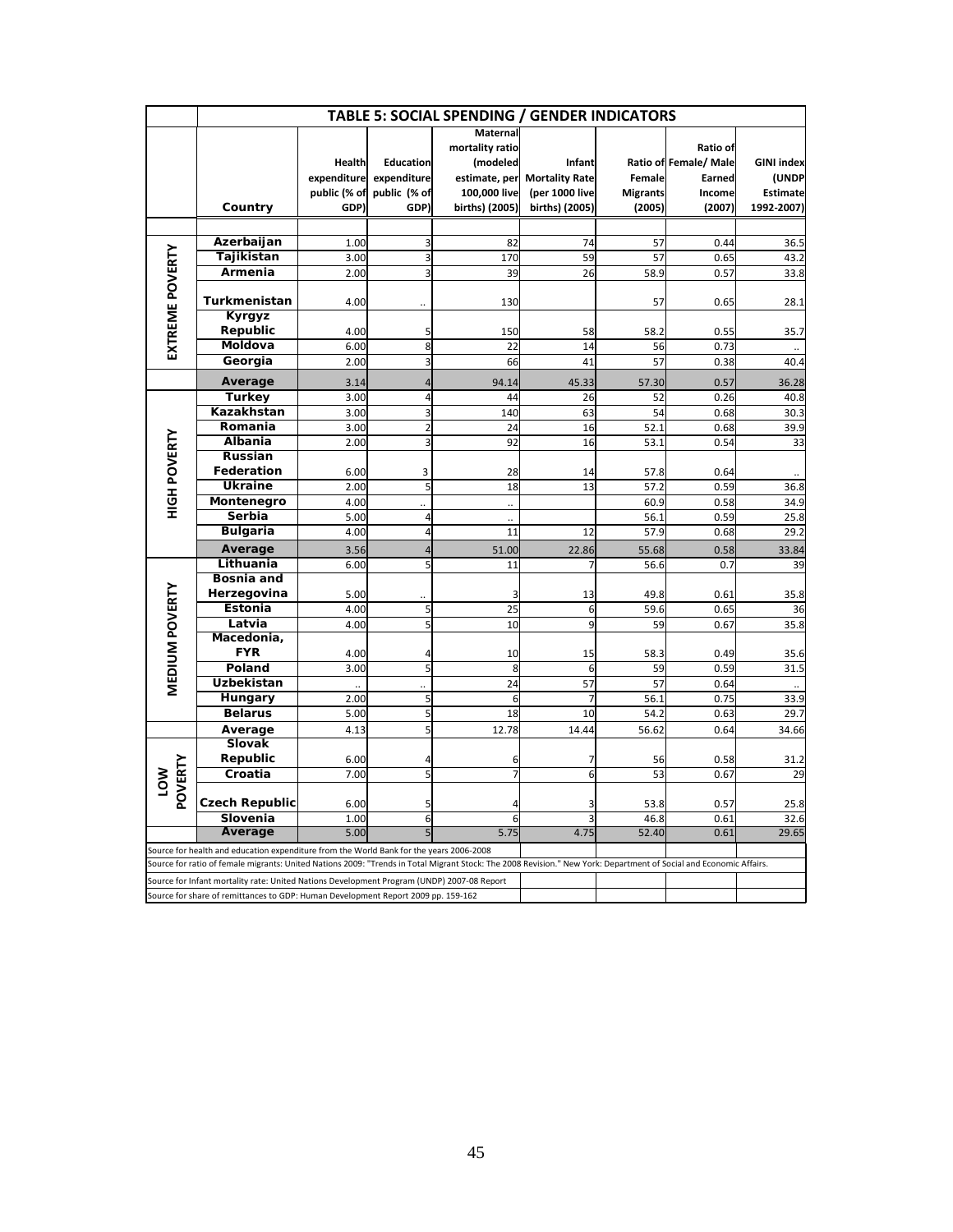## TABLE 5: SOCIAL SPENDING / GENDER INDICATORS

| | Country | Health expenditure public (% of GDP) | Education expenditure public (% of GDP) | Maternal mortality ratio (modeled estimate, per 100,000 live births) (2005) | Infant Mortality Rate (per 1000 live births) (2005) | Ratio of Female Migrants (2005) | Ratio of Female/ Male Earned Income (2007) | GINI index (UNDP Estimate 1992-2007) |
|---|---|---|---|---|---|---|---|---|
| EXTREME POVERTY | Azerbaijan | 1.00 | 3 | 82 | 74 | 57 | 0.44 | 36.5 |
| | Tajikistan | 3.00 | 3 | 170 | 59 | 57 | 0.65 | 43.2 |
| | Armenia | 2.00 | 3 | 39 | 26 | 58.9 | 0.57 | 33.8 |
| | Turkmenistan | 4.00 | .. | 130 | | 57 | 0.65 | 28.1 |
| | Kyrgyz Republic | 4.00 | 5 | 150 | 58 | 58.2 | 0.55 | 35.7 |
| | Moldova | 6.00 | 8 | 22 | 14 | 56 | 0.73 | .. |
| | Georgia | 2.00 | 3 | 66 | 41 | 57 | 0.38 | 40.4 |
| | Average | 3.14 | 4 | 94.14 | 45.33 | 57.30 | 0.57 | 36.28 |
| HIGH POVERTY | Turkey | 3.00 | 4 | 44 | 26 | 52 | 0.26 | 40.8 |
| | Kazakhstan | 3.00 | 3 | 140 | 63 | 54 | 0.68 | 30.3 |
| | Romania | 3.00 | 2 | 24 | 16 | 52.1 | 0.68 | 39.9 |
| | Albania | 2.00 | 3 | 92 | 16 | 53.1 | 0.54 | 33 |
| | Russian Federation | 6.00 | 3 | 28 | 14 | 57.8 | 0.64 | .. |
| | Ukraine | 2.00 | 5 | 18 | 13 | 57.2 | 0.59 | 36.8 |
| | Montenegro | 4.00 | .. | .. | | 60.9 | 0.58 | 34.9 |
| | Serbia | 5.00 | 4 | .. | | 56.1 | 0.59 | 25.8 |
| | Bulgaria | 4.00 | 4 | 11 | 12 | 57.9 | 0.68 | 29.2 |
| | Average | 3.56 | 4 | 51.00 | 22.86 | 55.68 | 0.58 | 33.84 |
| MEDIUM POVERTY | Lithuania | 6.00 | 5 | 11 | 7 | 56.6 | 0.7 | 39 |
| | Bosnia and Herzegovina | 5.00 | .. | 3 | 13 | 49.8 | 0.61 | 35.8 |
| | Estonia | 4.00 | 5 | 25 | 6 | 59.6 | 0.65 | 36 |
| | Latvia | 4.00 | 5 | 10 | 9 | 59 | 0.67 | 35.8 |
| | Macedonia, FYR | 4.00 | 4 | 10 | 15 | 58.3 | 0.49 | 35.6 |
| | Poland | 3.00 | 5 | 8 | 6 | 59 | 0.59 | 31.5 |
| | Uzbekistan | .. | .. | 24 | 57 | 57 | 0.64 | .. |
| | Hungary | 2.00 | 5 | 6 | 7 | 56.1 | 0.75 | 33.9 |
| | Belarus | 5.00 | 5 | 18 | 10 | 54.2 | 0.63 | 29.7 |
| | Average | 4.13 | 5 | 12.78 | 14.44 | 56.62 | 0.64 | 34.66 |
| LOW POVERTY | Slovak Republic | 6.00 | 4 | 6 | 7 | 56 | 0.58 | 31.2 |
| | Croatia | 7.00 | 5 | 7 | 6 | 53 | 0.67 | 29 |
| | Czech Republic | 6.00 | 5 | 4 | 3 | 53.8 | 0.57 | 25.8 |
| | Slovenia | 1.00 | 6 | 6 | 3 | 46.8 | 0.61 | 32.6 |
| | Average | 5.00 | 5 | 5.75 | 4.75 | 52.40 | 0.61 | 29.65 |

Source for health and education expenditure from the World Bank for the years 2006-2008

Source for ratio of female migrants: United Nations 2009: "Trends in Total Migrant Stock: The 2008 Revision." New York: Department of Social and Economic Affairs.

Source for Infant mortality rate: United Nations Development Program (UNDP) 2007-08 Report

Source for share of remittances to GDP: Human Development Report 2009 pp. 159-162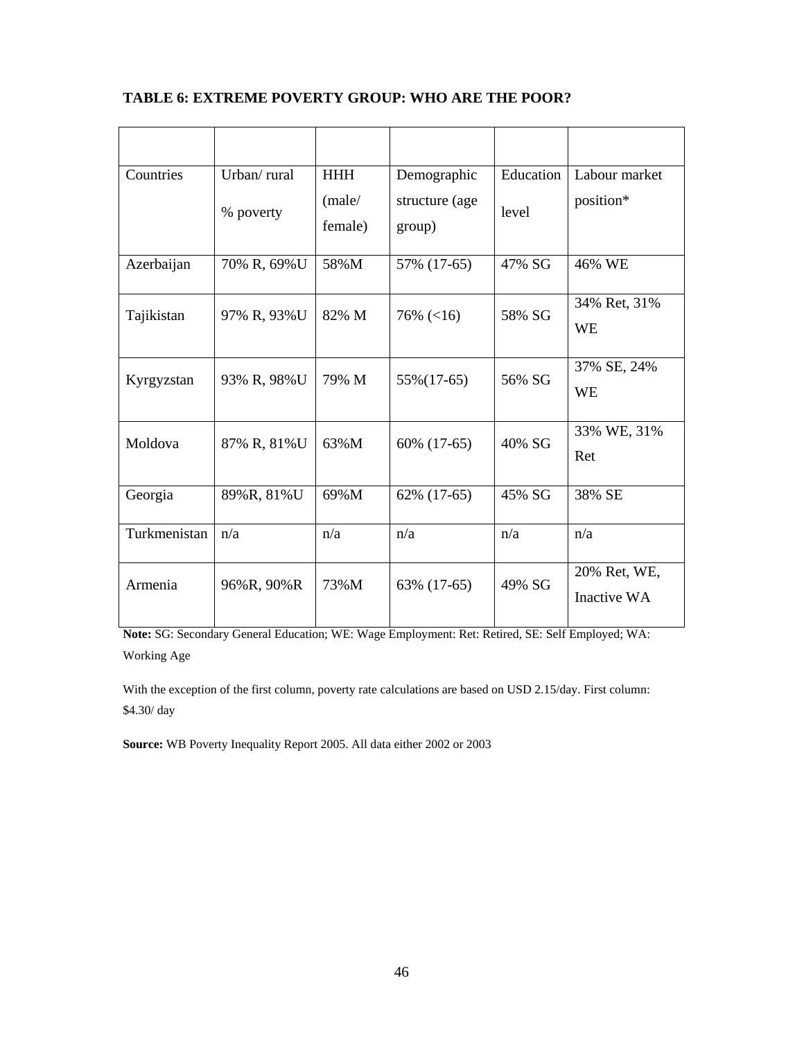**TABLE 6: EXTREME POVERTY GROUP: WHO ARE THE POOR?**

| Countries | Urban/ rural % poverty | HHH (male/ female) | Demographic structure (age group) | Education level | Labour market position* |
|---|---|---|---|---|---|
| Azerbaijan | 70% R, 69%U | 58%M | 57% (17-65) | 47% SG | 46% WE |
| Tajikistan | 97% R, 93%U | 82% M | 76% (<16) | 58% SG | 34% Ret, 31% WE |
| Kyrgyzstan | 93% R, 98%U | 79% M | 55%(17-65) | 56% SG | 37% SE, 24% WE |
| Moldova | 87% R, 81%U | 63%M | 60% (17-65) | 40% SG | 33% WE, 31% Ret |
| Georgia | 89%R, 81%U | 69%M | 62% (17-65) | 45% SG | 38% SE |
| Turkmenistan | n/a | n/a | n/a | n/a | n/a |
| Armenia | 96%R, 90%R | 73%M | 63% (17-65) | 49% SG | 20% Ret, WE, Inactive WA |

**Note:** SG: Secondary General Education; WE: Wage Employment: Ret: Retired, SE: Self Employed; WA: Working Age

With the exception of the first column, poverty rate calculations are based on USD 2.15/day. First column: $4.30/ day

**Source:** WB Poverty Inequality Report 2005. All data either 2002 or 2003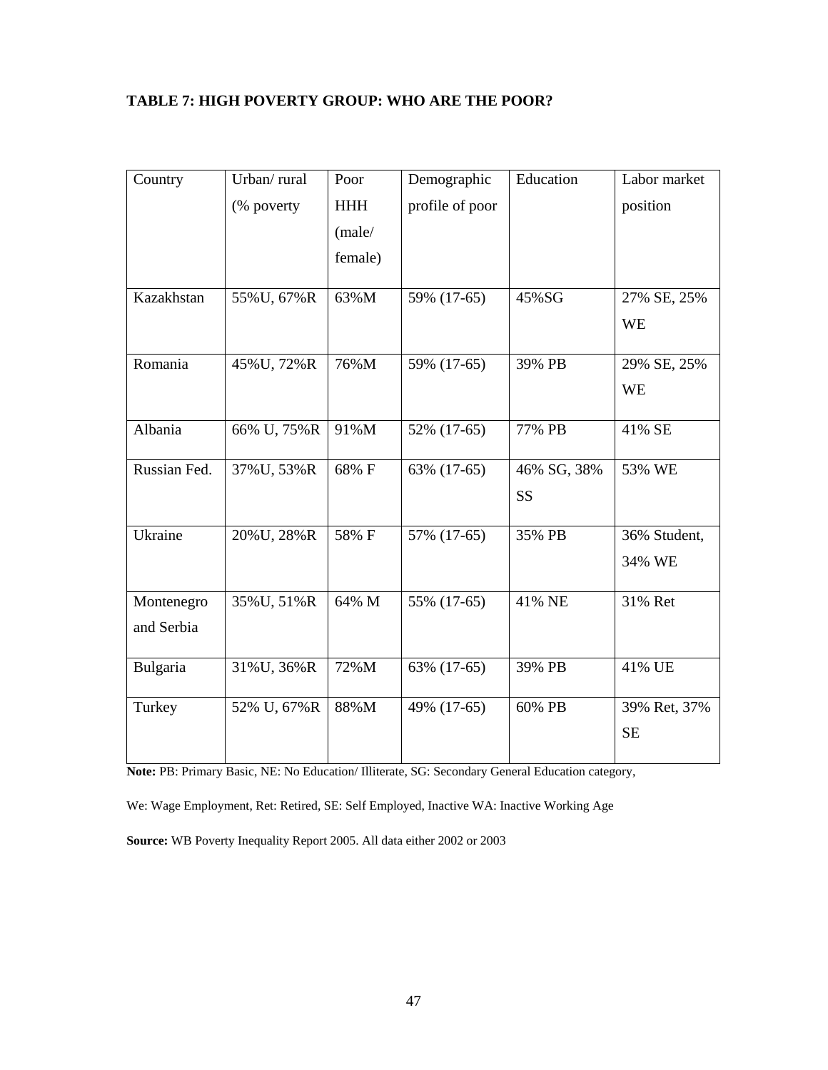**TABLE 7: HIGH POVERTY GROUP: WHO ARE THE POOR?**

| Country | Urban/ rural (% poverty | Poor HHH (male/ female) | Demographic profile of poor | Education | Labor market position |
|---|---|---|---|---|---|
| Kazakhstan | 55%U, 67%R | 63%M | 59% (17-65) | 45%SG | 27% SE, 25% WE |
| Romania | 45%U, 72%R | 76%M | 59% (17-65) | 39% PB | 29% SE, 25% WE |
| Albania | 66% U, 75%R | 91%M | 52% (17-65) | 77% PB | 41% SE |
| Russian Fed. | 37%U, 53%R | 68% F | 63% (17-65) | 46% SG, 38% SS | 53% WE |
| Ukraine | 20%U, 28%R | 58% F | 57% (17-65) | 35% PB | 36% Student, 34% WE |
| Montenegro and Serbia | 35%U, 51%R | 64% M | 55% (17-65) | 41% NE | 31% Ret |
| Bulgaria | 31%U, 36%R | 72%M | 63% (17-65) | 39% PB | 41% UE |
| Turkey | 52% U, 67%R | 88%M | 49% (17-65) | 60% PB | 39% Ret, 37% SE |

**Note:** PB: Primary Basic, NE: No Education/ Illiterate, SG: Secondary General Education category,

We: Wage Employment, Ret: Retired, SE: Self Employed, Inactive WA: Inactive Working Age

**Source:** WB Poverty Inequality Report 2005. All data either 2002 or 2003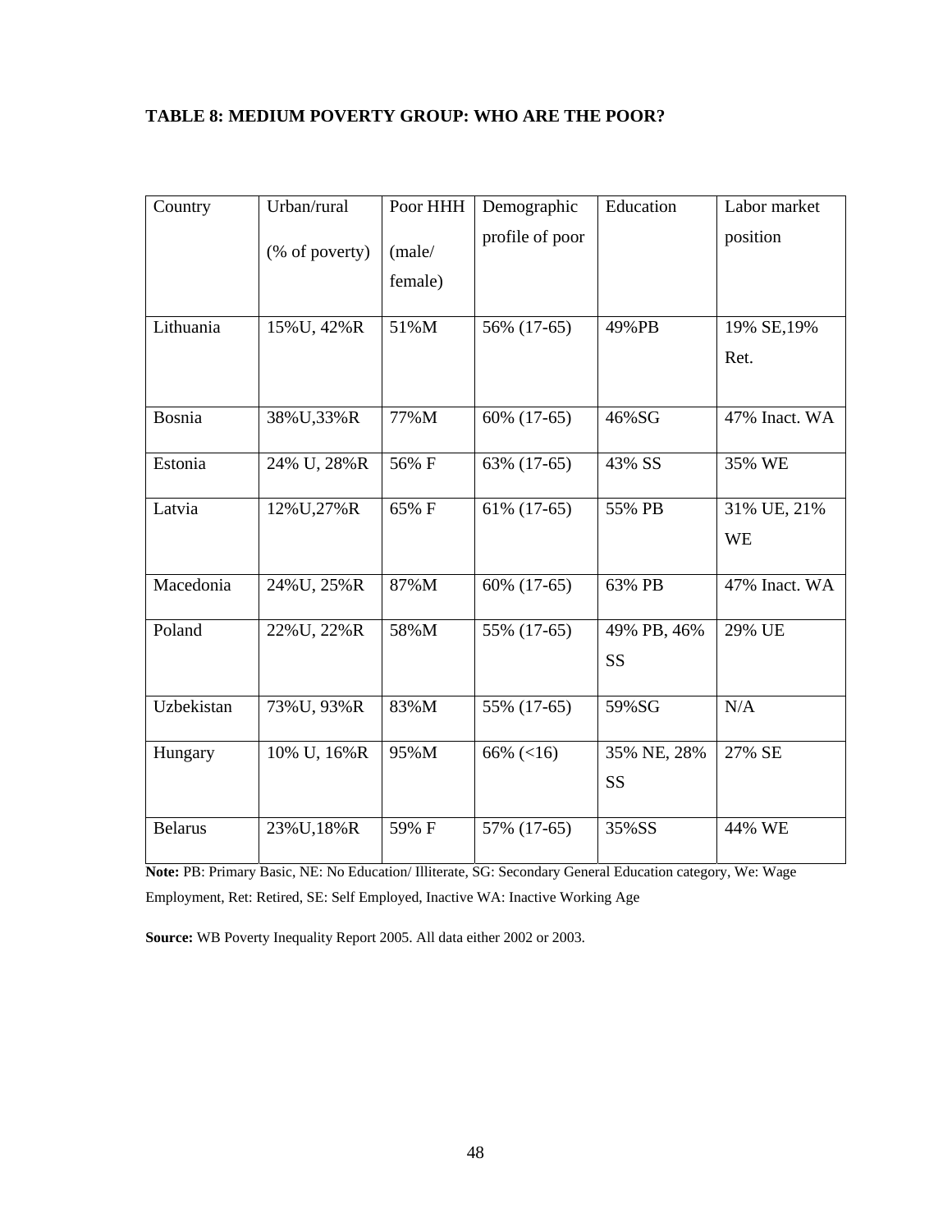**TABLE 8: MEDIUM POVERTY GROUP: WHO ARE THE POOR?**

| Country | Urban/rural (% of poverty) | Poor HHH (male/ female) | Demographic profile of poor | Education | Labor market position |
|---|---|---|---|---|---|
| Lithuania | 15%U, 42%R | 51%M | 56% (17-65) | 49%PB | 19% SE,19% Ret. |
| Bosnia | 38%U,33%R | 77%M | 60% (17-65) | 46%SG | 47% Inact. WA |
| Estonia | 24% U, 28%R | 56% F | 63% (17-65) | 43% SS | 35% WE |
| Latvia | 12%U,27%R | 65% F | 61% (17-65) | 55% PB | 31% UE, 21% WE |
| Macedonia | 24%U, 25%R | 87%M | 60% (17-65) | 63% PB | 47% Inact. WA |
| Poland | 22%U, 22%R | 58%M | 55% (17-65) | 49% PB, 46% SS | 29% UE |
| Uzbekistan | 73%U, 93%R | 83%M | 55% (17-65) | 59%SG | N/A |
| Hungary | 10% U, 16%R | 95%M | 66% (<16) | 35% NE, 28% SS | 27% SE |
| Belarus | 23%U,18%R | 59% F | 57% (17-65) | 35%SS | 44% WE |

**Note:** PB: Primary Basic, NE: No Education/ Illiterate, SG: Secondary General Education category, We: Wage Employment, Ret: Retired, SE: Self Employed, Inactive WA: Inactive Working Age

**Source:** WB Poverty Inequality Report 2005. All data either 2002 or 2003.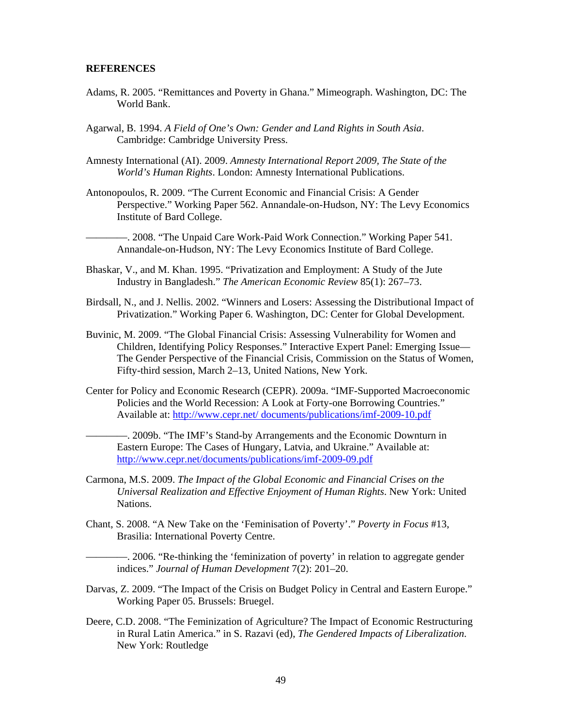## REFERENCES

Adams, R. 2005. "Remittances and Poverty in Ghana." Mimeograph. Washington, DC: The World Bank.

Agarwal, B. 1994. *A Field of One's Own: Gender and Land Rights in South Asia*. Cambridge: Cambridge University Press.

Amnesty International (AI). 2009. *Amnesty International Report 2009, The State of the World's Human Rights*. London: Amnesty International Publications.

Antonopoulos, R. 2009. "The Current Economic and Financial Crisis: A Gender Perspective." Working Paper 562. Annandale-on-Hudson, NY: The Levy Economics Institute of Bard College.

————. 2008. "The Unpaid Care Work-Paid Work Connection." Working Paper 541. Annandale-on-Hudson, NY: The Levy Economics Institute of Bard College.

Bhaskar, V., and M. Khan. 1995. "Privatization and Employment: A Study of the Jute Industry in Bangladesh." *The American Economic Review* 85(1): 267–73.

Birdsall, N., and J. Nellis. 2002. "Winners and Losers: Assessing the Distributional Impact of Privatization." Working Paper 6. Washington, DC: Center for Global Development.

Buvinic, M. 2009. "The Global Financial Crisis: Assessing Vulnerability for Women and Children, Identifying Policy Responses." Interactive Expert Panel: Emerging Issue—The Gender Perspective of the Financial Crisis, Commission on the Status of Women, Fifty-third session, March 2–13, United Nations, New York.

Center for Policy and Economic Research (CEPR). 2009a. "IMF-Supported Macroeconomic Policies and the World Recession: A Look at Forty-one Borrowing Countries." Available at: http://www.cepr.net/ documents/publications/imf-2009-10.pdf

————. 2009b. "The IMF's Stand-by Arrangements and the Economic Downturn in Eastern Europe: The Cases of Hungary, Latvia, and Ukraine." Available at: http://www.cepr.net/documents/publications/imf-2009-09.pdf

Carmona, M.S. 2009. *The Impact of the Global Economic and Financial Crises on the Universal Realization and Effective Enjoyment of Human Rights*. New York: United Nations.

Chant, S. 2008. "A New Take on the 'Feminisation of Poverty'." *Poverty in Focus* #13, Brasilia: International Poverty Centre.

————. 2006. "Re-thinking the 'feminization of poverty' in relation to aggregate gender indices." *Journal of Human Development* 7(2): 201–20.

Darvas, Z. 2009. "The Impact of the Crisis on Budget Policy in Central and Eastern Europe." Working Paper 05. Brussels: Bruegel.

Deere, C.D. 2008. "The Feminization of Agriculture? The Impact of Economic Restructuring in Rural Latin America." in S. Razavi (ed), *The Gendered Impacts of Liberalization*. New York: Routledge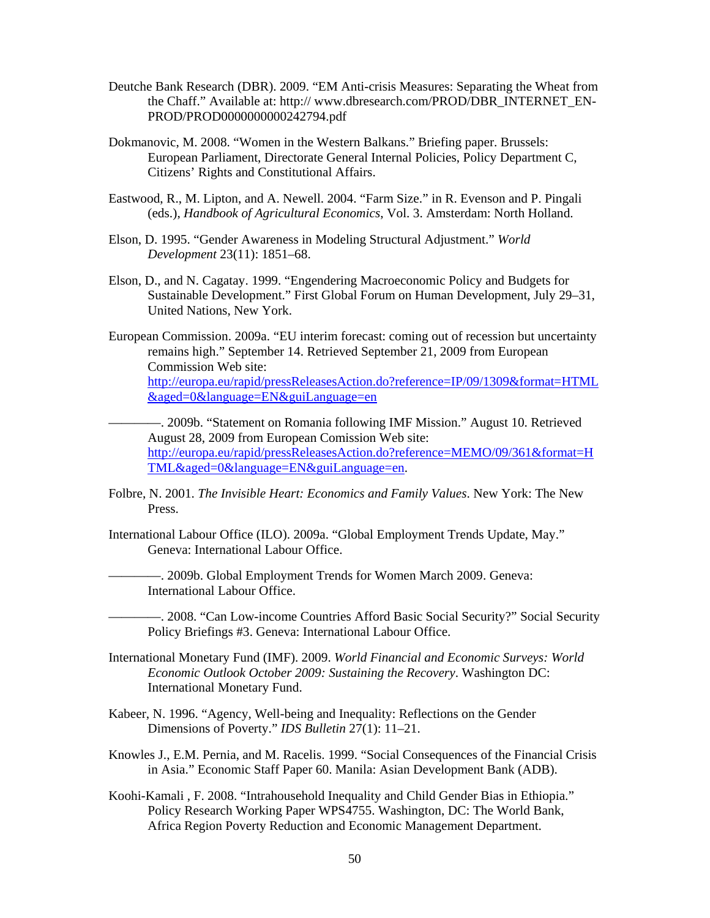Deutche Bank Research (DBR). 2009. "EM Anti-crisis Measures: Separating the Wheat from the Chaff." Available at: http:// www.dbresearch.com/PROD/DBR_INTERNET_EN-PROD/PROD0000000000242794.pdf

Dokmanovic, M. 2008. "Women in the Western Balkans." Briefing paper. Brussels: European Parliament, Directorate General Internal Policies, Policy Department C, Citizens' Rights and Constitutional Affairs.

Eastwood, R., M. Lipton, and A. Newell. 2004. "Farm Size." in R. Evenson and P. Pingali (eds.), *Handbook of Agricultural Economics,* Vol. 3. Amsterdam: North Holland.

Elson, D. 1995. "Gender Awareness in Modeling Structural Adjustment." *World Development* 23(11): 1851–68.

Elson, D., and N. Cagatay. 1999. "Engendering Macroeconomic Policy and Budgets for Sustainable Development." First Global Forum on Human Development, July 29–31, United Nations, New York.

European Commission. 2009a. "EU interim forecast: coming out of recession but uncertainty remains high." September 14. Retrieved September 21, 2009 from European Commission Web site: http://europa.eu/rapid/pressReleasesAction.do?reference=IP/09/1309&format=HTML&aged=0&language=EN&guiLanguage=en

————. 2009b. "Statement on Romania following IMF Mission." August 10. Retrieved August 28, 2009 from European Comission Web site: http://europa.eu/rapid/pressReleasesAction.do?reference=MEMO/09/361&format=HTML&aged=0&language=EN&guiLanguage=en.

Folbre, N. 2001. *The Invisible Heart: Economics and Family Values*. New York: The New Press.

International Labour Office (ILO). 2009a. "Global Employment Trends Update, May." Geneva: International Labour Office.

————. 2009b. Global Employment Trends for Women March 2009. Geneva: International Labour Office.

————. 2008. "Can Low-income Countries Afford Basic Social Security?" Social Security Policy Briefings #3. Geneva: International Labour Office.

International Monetary Fund (IMF). 2009. *World Financial and Economic Surveys: World Economic Outlook October 2009: Sustaining the Recovery*. Washington DC: International Monetary Fund.

Kabeer, N. 1996. "Agency, Well-being and Inequality: Reflections on the Gender Dimensions of Poverty." *IDS Bulletin* 27(1): 11–21.

Knowles J., E.M. Pernia, and M. Racelis. 1999. "Social Consequences of the Financial Crisis in Asia." Economic Staff Paper 60. Manila: Asian Development Bank (ADB).

Koohi-Kamali , F. 2008. "Intrahousehold Inequality and Child Gender Bias in Ethiopia." Policy Research Working Paper WPS4755. Washington, DC: The World Bank, Africa Region Poverty Reduction and Economic Management Department.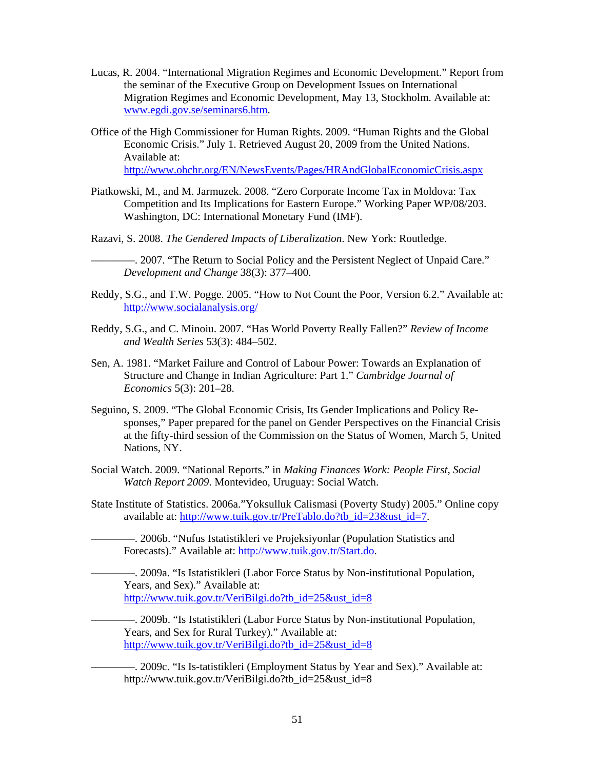Lucas, R. 2004. “International Migration Regimes and Economic Development.” Report from the seminar of the Executive Group on Development Issues on International Migration Regimes and Economic Development, May 13, Stockholm. Available at: www.egdi.gov.se/seminars6.htm.

Office of the High Commissioner for Human Rights. 2009. “Human Rights and the Global Economic Crisis.” July 1. Retrieved August 20, 2009 from the United Nations. Available at: http://www.ohchr.org/EN/NewsEvents/Pages/HRAndGlobalEconomicCrisis.aspx

Piatkowski, M., and M. Jarmuzek. 2008. “Zero Corporate Income Tax in Moldova: Tax Competition and Its Implications for Eastern Europe.” Working Paper WP/08/203. Washington, DC: International Monetary Fund (IMF).

Razavi, S. 2008. *The Gendered Impacts of Liberalization*. New York: Routledge.

————. 2007. “The Return to Social Policy and the Persistent Neglect of Unpaid Care.” *Development and Change* 38(3): 377–400.

Reddy, S.G., and T.W. Pogge. 2005. “How to Not Count the Poor, Version 6.2.” Available at: http://www.socialanalysis.org/

Reddy, S.G., and C. Minoiu. 2007. “Has World Poverty Really Fallen?” *Review of Income and Wealth Series* 53(3): 484–502.

Sen, A. 1981. “Market Failure and Control of Labour Power: Towards an Explanation of Structure and Change in Indian Agriculture: Part 1.” *Cambridge Journal of Economics* 5(3): 201–28.

Seguino, S. 2009. “The Global Economic Crisis, Its Gender Implications and Policy Responses,” Paper prepared for the panel on Gender Perspectives on the Financial Crisis at the fifty-third session of the Commission on the Status of Women, March 5, United Nations, NY.

Social Watch. 2009. “National Reports.” in *Making Finances Work: People First, Social Watch Report 2009*. Montevideo, Uruguay: Social Watch.

State Institute of Statistics. 2006a.”Yoksulluk Calismasi (Poverty Study) 2005.” Online copy available at: http://www.tuik.gov.tr/PreTablo.do?tb_id=23&ust_id=7.

————. 2006b. “Nufus Istatistikleri ve Projeksiyonlar (Population Statistics and Forecasts).” Available at: http://www.tuik.gov.tr/Start.do.

————. 2009a. “Is Istatistikleri (Labor Force Status by Non-institutional Population, Years, and Sex).” Available at: http://www.tuik.gov.tr/VeriBilgi.do?tb_id=25&ust_id=8

————. 2009b. “Is Istatistikleri (Labor Force Status by Non-institutional Population, Years, and Sex for Rural Turkey).” Available at: http://www.tuik.gov.tr/VeriBilgi.do?tb_id=25&ust_id=8

————. 2009c. “Is Is-tatistikleri (Employment Status by Year and Sex).” Available at: http://www.tuik.gov.tr/VeriBilgi.do?tb_id=25&ust_id=8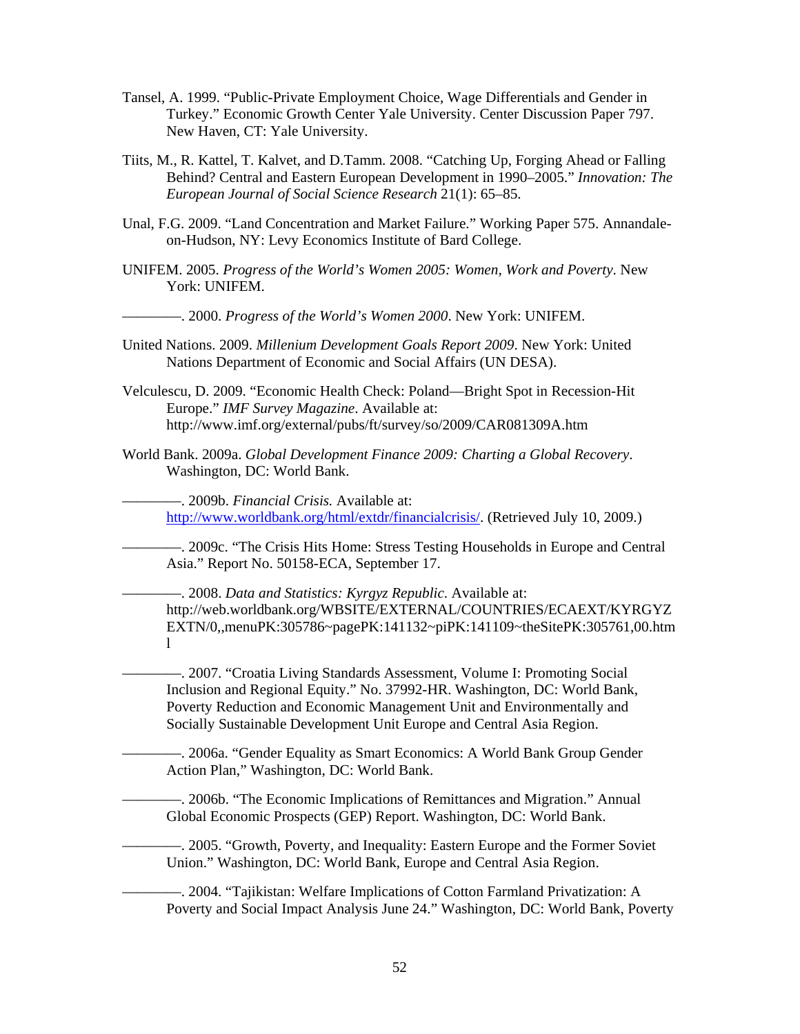Tansel, A. 1999. "Public-Private Employment Choice, Wage Differentials and Gender in Turkey." Economic Growth Center Yale University. Center Discussion Paper 797. New Haven, CT: Yale University.

Tiits, M., R. Kattel, T. Kalvet, and D.Tamm. 2008. "Catching Up, Forging Ahead or Falling Behind? Central and Eastern European Development in 1990–2005." *Innovation: The European Journal of Social Science Research* 21(1): 65–85.

Unal, F.G. 2009. "Land Concentration and Market Failure." Working Paper 575. Annandale-on-Hudson, NY: Levy Economics Institute of Bard College.

UNIFEM. 2005. *Progress of the World's Women 2005: Women, Work and Poverty*. New York: UNIFEM.

————. 2000. *Progress of the World's Women 2000*. New York: UNIFEM.

United Nations. 2009. *Millenium Development Goals Report 2009*. New York: United Nations Department of Economic and Social Affairs (UN DESA).

Velculescu, D. 2009. "Economic Health Check: Poland—Bright Spot in Recession-Hit Europe." *IMF Survey Magazine*. Available at: http://www.imf.org/external/pubs/ft/survey/so/2009/CAR081309A.htm

World Bank. 2009a. *Global Development Finance 2009: Charting a Global Recovery*. Washington, DC: World Bank.

————. 2009b. *Financial Crisis.* Available at: http://www.worldbank.org/html/extdr/financialcrisis/. (Retrieved July 10, 2009.)

————. 2009c. "The Crisis Hits Home: Stress Testing Households in Europe and Central Asia." Report No. 50158-ECA, September 17.

————. 2008. *Data and Statistics: Kyrgyz Republic.* Available at: http://web.worldbank.org/WBSITE/EXTERNAL/COUNTRIES/ECAEXT/KYRGYZEXTN/0,,menuPK:305786~pagePK:141132~piPK:141109~theSitePK:305761,00.html

————. 2007. "Croatia Living Standards Assessment, Volume I: Promoting Social Inclusion and Regional Equity." No. 37992-HR. Washington, DC: World Bank, Poverty Reduction and Economic Management Unit and Environmentally and Socially Sustainable Development Unit Europe and Central Asia Region.

————. 2006a. "Gender Equality as Smart Economics: A World Bank Group Gender Action Plan," Washington, DC: World Bank.

————. 2006b. "The Economic Implications of Remittances and Migration." Annual Global Economic Prospects (GEP) Report. Washington, DC: World Bank.

————. 2005. "Growth, Poverty, and Inequality: Eastern Europe and the Former Soviet Union." Washington, DC: World Bank, Europe and Central Asia Region.

————. 2004. "Tajikistan: Welfare Implications of Cotton Farmland Privatization: A Poverty and Social Impact Analysis June 24." Washington, DC: World Bank, Poverty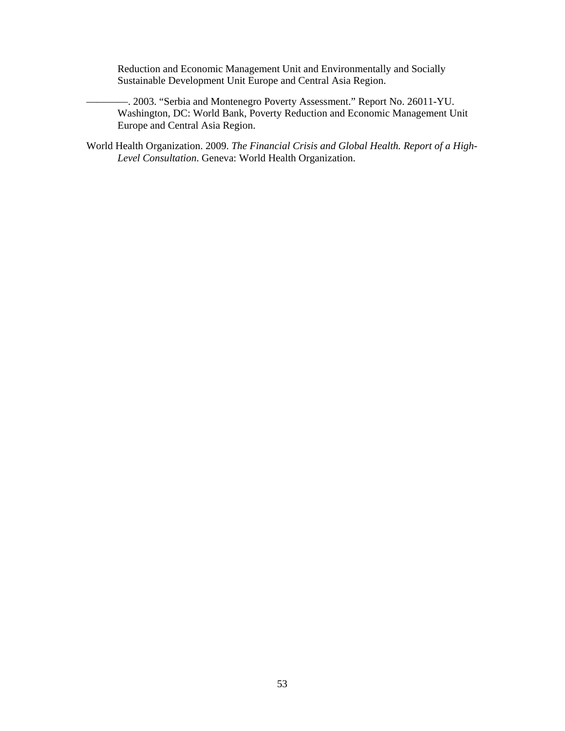Reduction and Economic Management Unit and Environmentally and Socially Sustainable Development Unit Europe and Central Asia Region.

————. 2003. “Serbia and Montenegro Poverty Assessment.” Report No. 26011-YU. Washington, DC: World Bank, Poverty Reduction and Economic Management Unit Europe and Central Asia Region.

World Health Organization. 2009. *The Financial Crisis and Global Health. Report of a High-Level Consultation*. Geneva: World Health Organization.